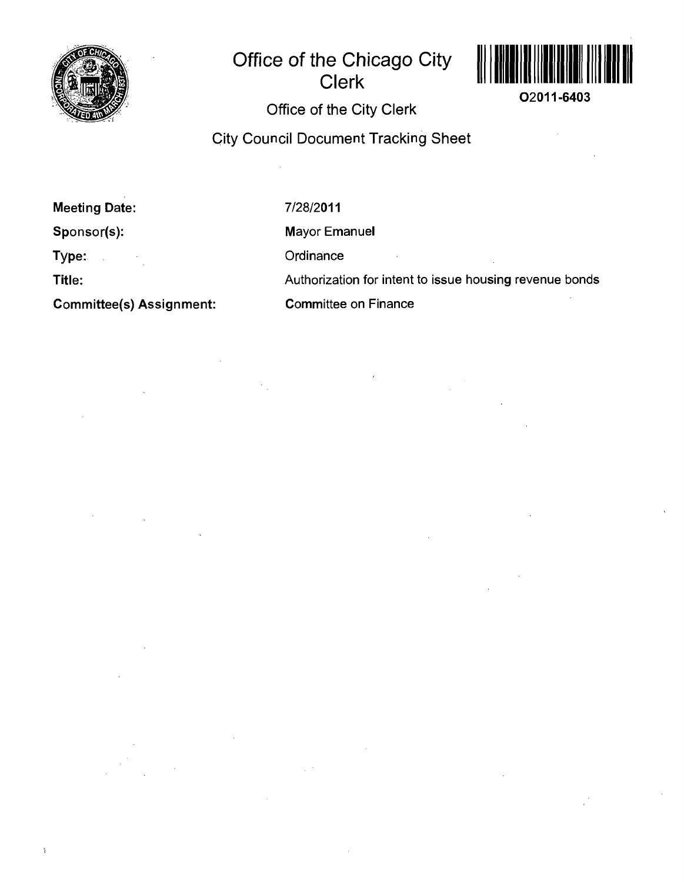# Office of the Chicago City Clerk

O2011-6403

## Office of the City Clerk

## City Council Document Tracking Sheet

| | |
|---|---|
| **Meeting Date:** | 7/28/2011 |
| **Sponsor(s):** | Mayor Emanuel |
| **Type:** | Ordinance |
| **Title:** | Authorization for intent to issue housing revenue bonds |
| **Committee(s) Assignment:** | Committee on Finance |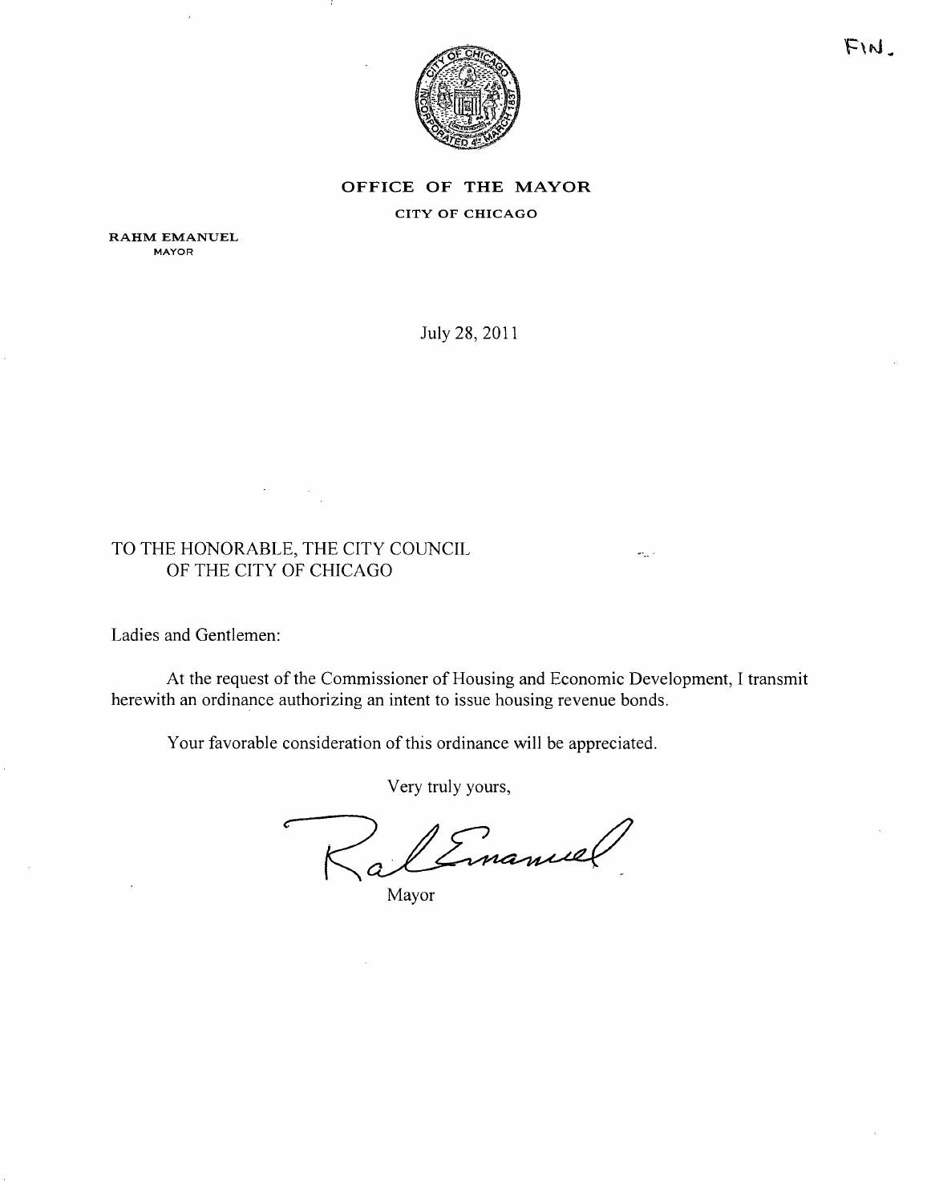FIN.

**OFFICE OF THE MAYOR**

**CITY OF CHICAGO**

**RAHM EMANUEL**
MAYOR

July 28, 2011

TO THE HONORABLE, THE CITY COUNCIL
OF THE CITY OF CHICAGO

Ladies and Gentlemen:

At the request of the Commissioner of Housing and Economic Development, I transmit herewith an ordinance authorizing an intent to issue housing revenue bonds.

Your favorable consideration of this ordinance will be appreciated.

Very truly yours,

Mayor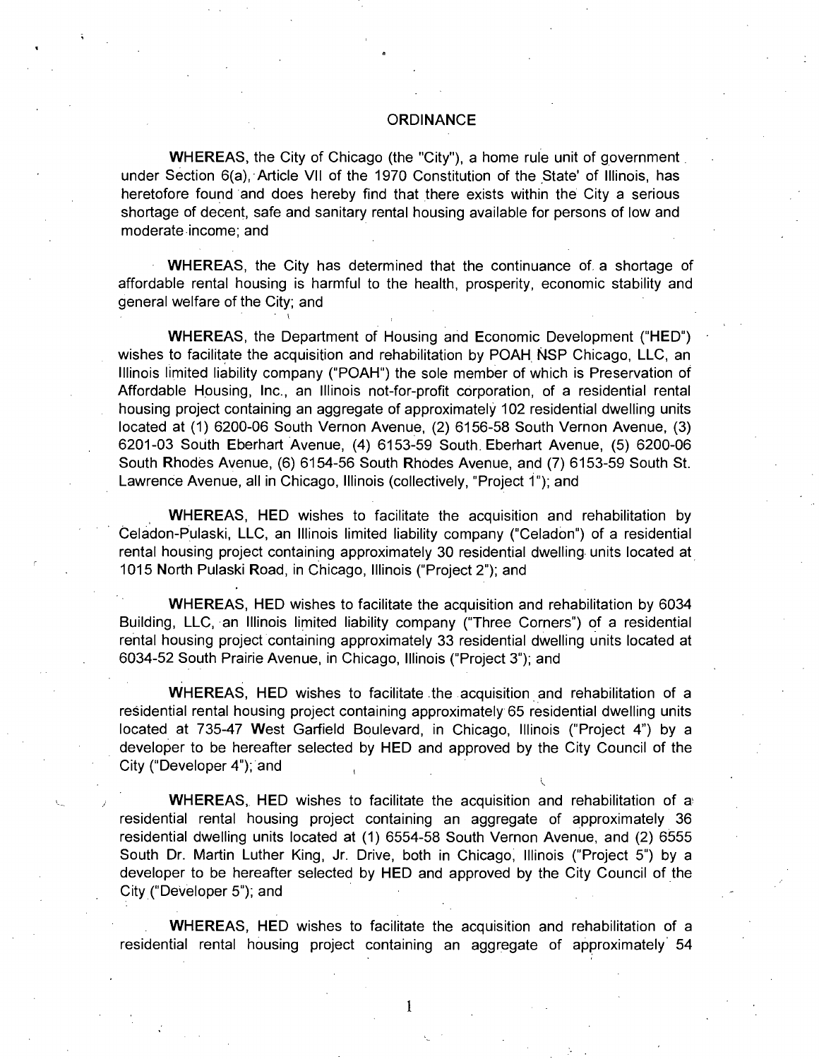# ORDINANCE

**WHEREAS**, the City of Chicago (the "City"), a home rule unit of government under Section 6(a), Article VII of the 1970 Constitution of the State of Illinois, has heretofore found and does hereby find that there exists within the City a serious shortage of decent, safe and sanitary rental housing available for persons of low and moderate income; and

**WHEREAS**, the City has determined that the continuance of a shortage of affordable rental housing is harmful to the health, prosperity, economic stability and general welfare of the City; and

**WHEREAS**, the Department of Housing and Economic Development ("HED") wishes to facilitate the acquisition and rehabilitation by POAH NSP Chicago, LLC, an Illinois limited liability company ("POAH") the sole member of which is Preservation of Affordable Housing, Inc., an Illinois not-for-profit corporation, of a residential rental housing project containing an aggregate of approximately 102 residential dwelling units located at (1) 6200-06 South Vernon Avenue, (2) 6156-58 South Vernon Avenue, (3) 6201-03 South Eberhart Avenue, (4) 6153-59 South Eberhart Avenue, (5) 6200-06 South Rhodes Avenue, (6) 6154-56 South Rhodes Avenue, and (7) 6153-59 South St. Lawrence Avenue, all in Chicago, Illinois (collectively, "Project 1"); and

**WHEREAS**, HED wishes to facilitate the acquisition and rehabilitation by Celadon-Pulaski, LLC, an Illinois limited liability company ("Celadon") of a residential rental housing project containing approximately 30 residential dwelling units located at 1015 North Pulaski Road, in Chicago, Illinois ("Project 2"); and

**WHEREAS**, HED wishes to facilitate the acquisition and rehabilitation by 6034 Building, LLC, an Illinois limited liability company ("Three Corners") of a residential rental housing project containing approximately 33 residential dwelling units located at 6034-52 South Prairie Avenue, in Chicago, Illinois ("Project 3"); and

**WHEREAS**, HED wishes to facilitate the acquisition and rehabilitation of a residential rental housing project containing approximately 65 residential dwelling units located at 735-47 West Garfield Boulevard, in Chicago, Illinois ("Project 4") by a developer to be hereafter selected by HED and approved by the City Council of the City ("Developer 4"); and

**WHEREAS**, HED wishes to facilitate the acquisition and rehabilitation of a residential rental housing project containing an aggregate of approximately 36 residential dwelling units located at (1) 6554-58 South Vernon Avenue, and (2) 6555 South Dr. Martin Luther King, Jr. Drive, both in Chicago, Illinois ("Project 5") by a developer to be hereafter selected by HED and approved by the City Council of the City ("Developer 5"); and

**WHEREAS**, HED wishes to facilitate the acquisition and rehabilitation of a residential rental housing project containing an aggregate of approximately 54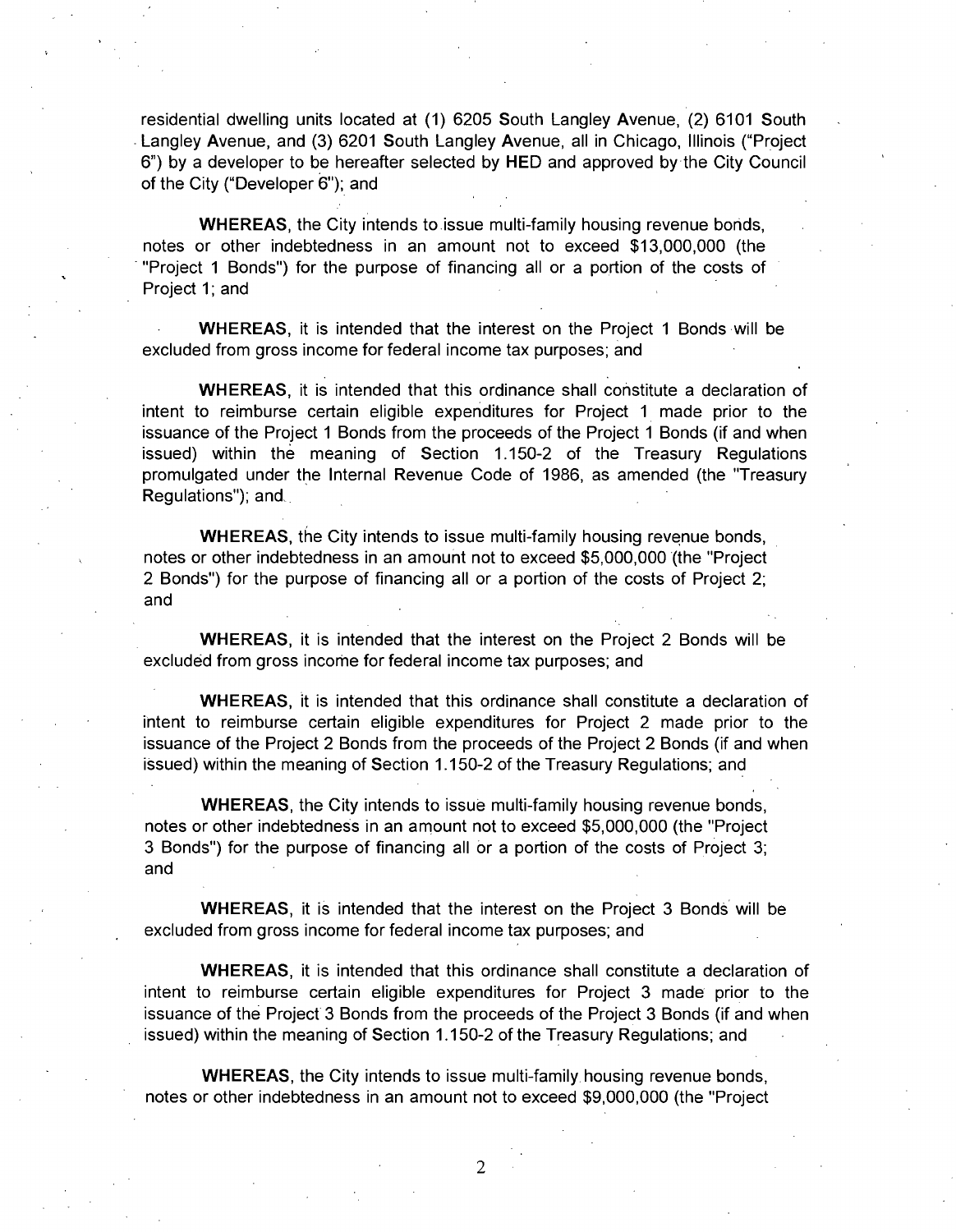residential dwelling units located at (1) 6205 South Langley Avenue, (2) 6101 South Langley Avenue, and (3) 6201 South Langley Avenue, all in Chicago, Illinois ("Project 6") by a developer to be hereafter selected by HED and approved by the City Council of the City ("Developer 6"); and

**WHEREAS**, the City intends to issue multi-family housing revenue bonds, notes or other indebtedness in an amount not to exceed $13,000,000 (the "Project 1 Bonds") for the purpose of financing all or a portion of the costs of Project 1; and

**WHEREAS**, it is intended that the interest on the Project 1 Bonds will be excluded from gross income for federal income tax purposes; and

**WHEREAS**, it is intended that this ordinance shall constitute a declaration of intent to reimburse certain eligible expenditures for Project 1 made prior to the issuance of the Project 1 Bonds from the proceeds of the Project 1 Bonds (if and when issued) within the meaning of Section 1.150-2 of the Treasury Regulations promulgated under the Internal Revenue Code of 1986, as amended (the "Treasury Regulations"); and

**WHEREAS**, the City intends to issue multi-family housing revenue bonds, notes or other indebtedness in an amount not to exceed $5,000,000 (the "Project 2 Bonds") for the purpose of financing all or a portion of the costs of Project 2; and

**WHEREAS**, it is intended that the interest on the Project 2 Bonds will be excluded from gross income for federal income tax purposes; and

**WHEREAS**, it is intended that this ordinance shall constitute a declaration of intent to reimburse certain eligible expenditures for Project 2 made prior to the issuance of the Project 2 Bonds from the proceeds of the Project 2 Bonds (if and when issued) within the meaning of Section 1.150-2 of the Treasury Regulations; and

**WHEREAS**, the City intends to issue multi-family housing revenue bonds, notes or other indebtedness in an amount not to exceed $5,000,000 (the "Project 3 Bonds") for the purpose of financing all or a portion of the costs of Project 3; and

**WHEREAS**, it is intended that the interest on the Project 3 Bonds will be excluded from gross income for federal income tax purposes; and

**WHEREAS**, it is intended that this ordinance shall constitute a declaration of intent to reimburse certain eligible expenditures for Project 3 made prior to the issuance of the Project 3 Bonds from the proceeds of the Project 3 Bonds (if and when issued) within the meaning of Section 1.150-2 of the Treasury Regulations; and

**WHEREAS**, the City intends to issue multi-family housing revenue bonds, notes or other indebtedness in an amount not to exceed $9,000,000 (the "Project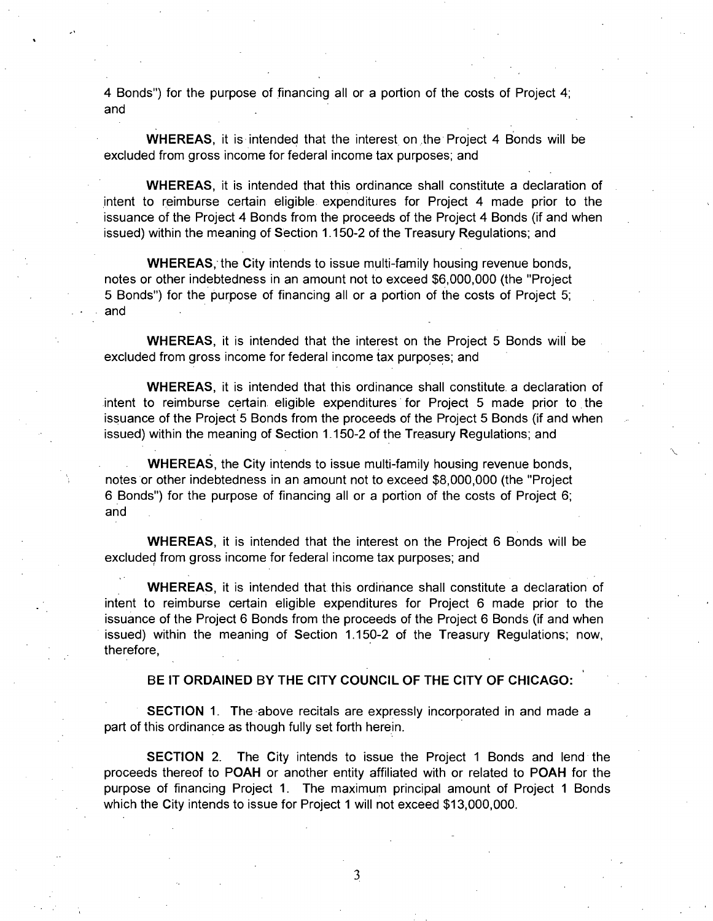4 Bonds") for the purpose of financing all or a portion of the costs of Project 4; and

**WHEREAS**, it is intended that the interest on the Project 4 Bonds will be excluded from gross income for federal income tax purposes; and

**WHEREAS**, it is intended that this ordinance shall constitute a declaration of intent to reimburse certain eligible expenditures for Project 4 made prior to the issuance of the Project 4 Bonds from the proceeds of the Project 4 Bonds (if and when issued) within the meaning of Section 1.150-2 of the Treasury Regulations; and

**WHEREAS**, the City intends to issue multi-family housing revenue bonds, notes or other indebtedness in an amount not to exceed $6,000,000 (the "Project 5 Bonds") for the purpose of financing all or a portion of the costs of Project 5; and

**WHEREAS**, it is intended that the interest on the Project 5 Bonds will be excluded from gross income for federal income tax purposes; and

**WHEREAS**, it is intended that this ordinance shall constitute a declaration of intent to reimburse certain eligible expenditures for Project 5 made prior to the issuance of the Project 5 Bonds from the proceeds of the Project 5 Bonds (if and when issued) within the meaning of Section 1.150-2 of the Treasury Regulations; and

**WHEREAS**, the City intends to issue multi-family housing revenue bonds, notes or other indebtedness in an amount not to exceed $8,000,000 (the "Project 6 Bonds") for the purpose of financing all or a portion of the costs of Project 6; and

**WHEREAS**, it is intended that the interest on the Project 6 Bonds will be excluded from gross income for federal income tax purposes; and

**WHEREAS**, it is intended that this ordinance shall constitute a declaration of intent to reimburse certain eligible expenditures for Project 6 made prior to the issuance of the Project 6 Bonds from the proceeds of the Project 6 Bonds (if and when issued) within the meaning of Section 1.150-2 of the Treasury Regulations; now, therefore,

**BE IT ORDAINED BY THE CITY COUNCIL OF THE CITY OF CHICAGO:**

**SECTION 1.** The above recitals are expressly incorporated in and made a part of this ordinance as though fully set forth herein.

**SECTION 2.** The City intends to issue the Project 1 Bonds and lend the proceeds thereof to **POAH** or another entity affiliated with or related to **POAH** for the purpose of financing Project 1. The maximum principal amount of Project 1 Bonds which the City intends to issue for Project 1 will not exceed $13,000,000.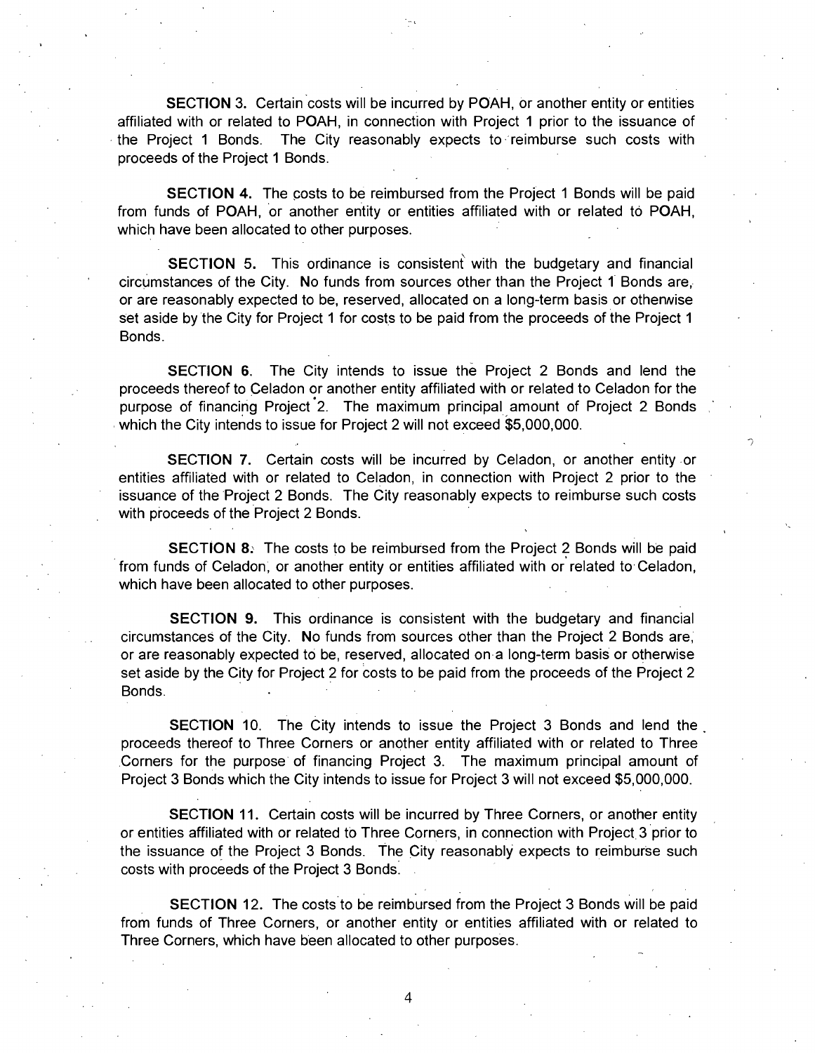**SECTION 3.** Certain costs will be incurred by POAH, or another entity or entities affiliated with or related to POAH, in connection with Project 1 prior to the issuance of the Project 1 Bonds. The City reasonably expects to reimburse such costs with proceeds of the Project 1 Bonds.

**SECTION 4.** The costs to be reimbursed from the Project 1 Bonds will be paid from funds of POAH, or another entity or entities affiliated with or related to POAH, which have been allocated to other purposes.

**SECTION 5.** This ordinance is consistent with the budgetary and financial circumstances of the City. No funds from sources other than the Project 1 Bonds are, or are reasonably expected to be, reserved, allocated on a long-term basis or otherwise set aside by the City for Project 1 for costs to be paid from the proceeds of the Project 1 Bonds.

**SECTION 6.** The City intends to issue the Project 2 Bonds and lend the proceeds thereof to Celadon or another entity affiliated with or related to Celadon for the purpose of financing Project 2. The maximum principal amount of Project 2 Bonds which the City intends to issue for Project 2 will not exceed $5,000,000.

**SECTION 7.** Certain costs will be incurred by Celadon, or another entity or entities affiliated with or related to Celadon, in connection with Project 2 prior to the issuance of the Project 2 Bonds. The City reasonably expects to reimburse such costs with proceeds of the Project 2 Bonds.

**SECTION 8.** The costs to be reimbursed from the Project 2 Bonds will be paid from funds of Celadon, or another entity or entities affiliated with or related to Celadon, which have been allocated to other purposes.

**SECTION 9.** This ordinance is consistent with the budgetary and financial circumstances of the City. No funds from sources other than the Project 2 Bonds are, or are reasonably expected to be, reserved, allocated on a long-term basis or otherwise set aside by the City for Project 2 for costs to be paid from the proceeds of the Project 2 Bonds.

**SECTION 10.** The City intends to issue the Project 3 Bonds and lend the proceeds thereof to Three Corners or another entity affiliated with or related to Three Corners for the purpose of financing Project 3. The maximum principal amount of Project 3 Bonds which the City intends to issue for Project 3 will not exceed $5,000,000.

**SECTION 11.** Certain costs will be incurred by Three Corners, or another entity or entities affiliated with or related to Three Corners, in connection with Project 3 prior to the issuance of the Project 3 Bonds. The City reasonably expects to reimburse such costs with proceeds of the Project 3 Bonds.

**SECTION 12.** The costs to be reimbursed from the Project 3 Bonds will be paid from funds of Three Corners, or another entity or entities affiliated with or related to Three Corners, which have been allocated to other purposes.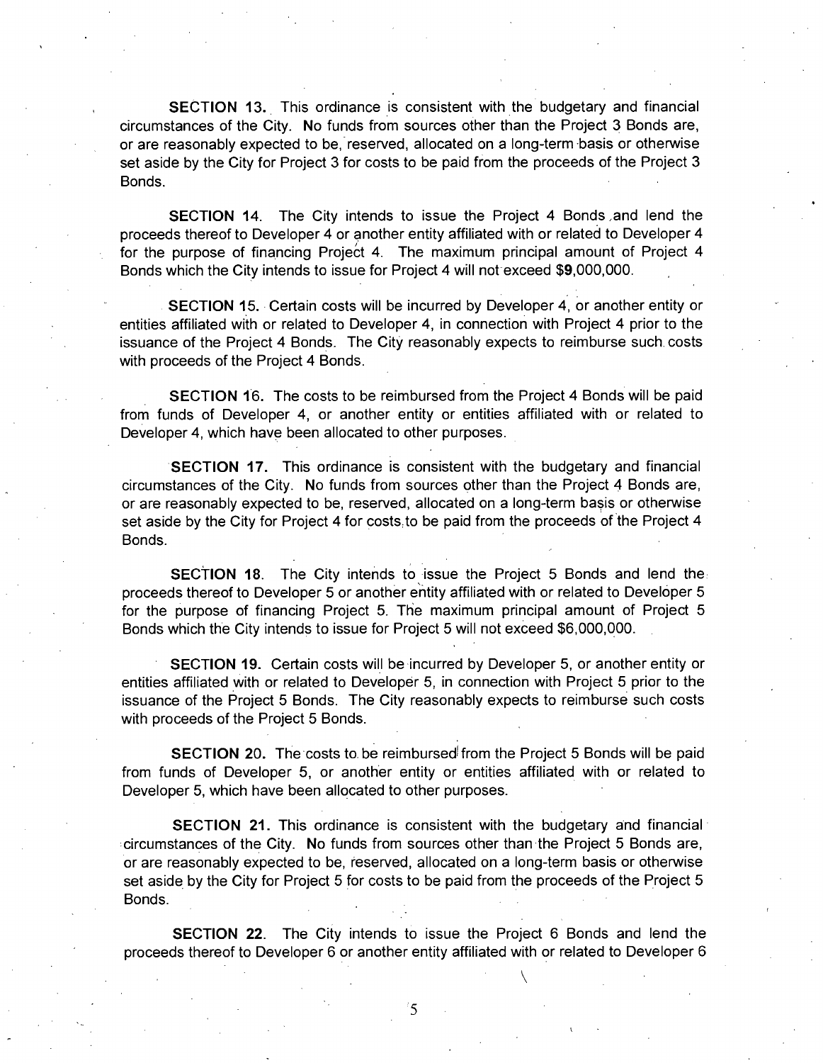**SECTION 13.** This ordinance is consistent with the budgetary and financial circumstances of the City. No funds from sources other than the Project 3 Bonds are, or are reasonably expected to be, reserved, allocated on a long-term basis or otherwise set aside by the City for Project 3 for costs to be paid from the proceeds of the Project 3 Bonds.

**SECTION 14.** The City intends to issue the Project 4 Bonds and lend the proceeds thereof to Developer 4 or another entity affiliated with or related to Developer 4 for the purpose of financing Project 4. The maximum principal amount of Project 4 Bonds which the City intends to issue for Project 4 will not exceed $9,000,000.

**SECTION 15.** Certain costs will be incurred by Developer 4, or another entity or entities affiliated with or related to Developer 4, in connection with Project 4 prior to the issuance of the Project 4 Bonds. The City reasonably expects to reimburse such costs with proceeds of the Project 4 Bonds.

**SECTION 16.** The costs to be reimbursed from the Project 4 Bonds will be paid from funds of Developer 4, or another entity or entities affiliated with or related to Developer 4, which have been allocated to other purposes.

**SECTION 17.** This ordinance is consistent with the budgetary and financial circumstances of the City. No funds from sources other than the Project 4 Bonds are, or are reasonably expected to be, reserved, allocated on a long-term basis or otherwise set aside by the City for Project 4 for costs to be paid from the proceeds of the Project 4 Bonds.

**SECTION 18.** The City intends to issue the Project 5 Bonds and lend the proceeds thereof to Developer 5 or another entity affiliated with or related to Developer 5 for the purpose of financing Project 5. The maximum principal amount of Project 5 Bonds which the City intends to issue for Project 5 will not exceed $6,000,000.

**SECTION 19.** Certain costs will be incurred by Developer 5, or another entity or entities affiliated with or related to Developer 5, in connection with Project 5 prior to the issuance of the Project 5 Bonds. The City reasonably expects to reimburse such costs with proceeds of the Project 5 Bonds.

**SECTION 20.** The costs to be reimbursed from the Project 5 Bonds will be paid from funds of Developer 5, or another entity or entities affiliated with or related to Developer 5, which have been allocated to other purposes.

**SECTION 21.** This ordinance is consistent with the budgetary and financial circumstances of the City. No funds from sources other than the Project 5 Bonds are, or are reasonably expected to be, reserved, allocated on a long-term basis or otherwise set aside by the City for Project 5 for costs to be paid from the proceeds of the Project 5 Bonds.

**SECTION 22.** The City intends to issue the Project 6 Bonds and lend the proceeds thereof to Developer 6 or another entity affiliated with or related to Developer 6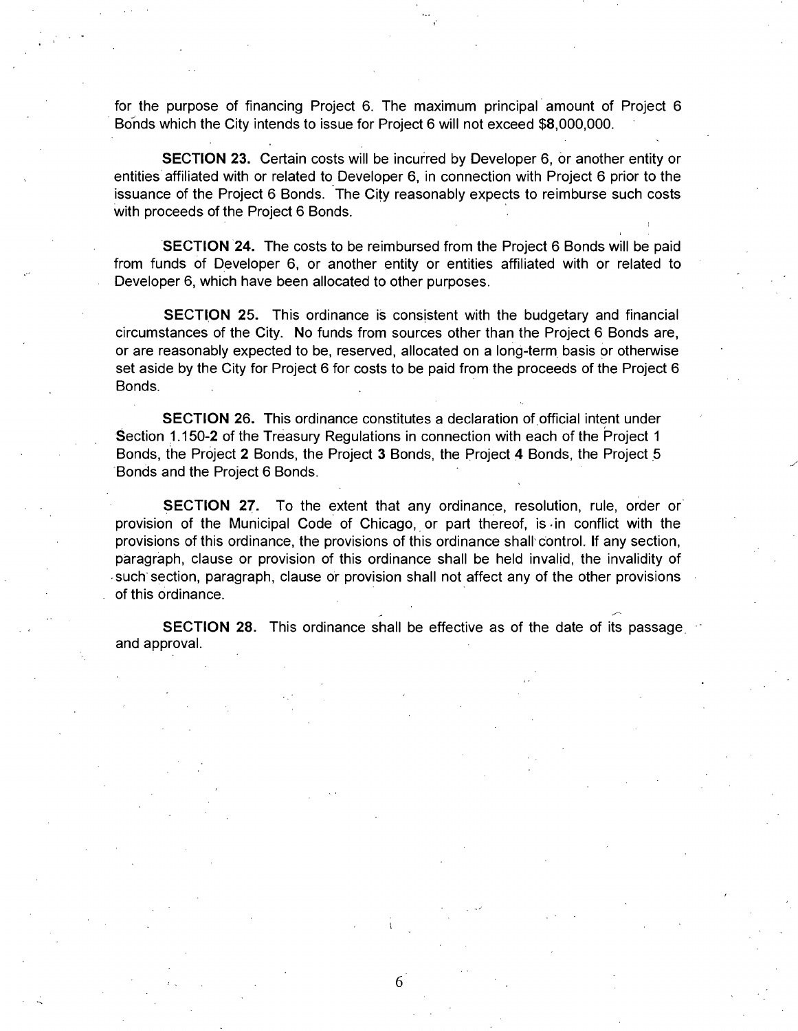for the purpose of financing Project 6. The maximum principal amount of Project 6 Bonds which the City intends to issue for Project 6 will not exceed $8,000,000.

**SECTION 23.** Certain costs will be incurred by Developer 6, or another entity or entities affiliated with or related to Developer 6, in connection with Project 6 prior to the issuance of the Project 6 Bonds. The City reasonably expects to reimburse such costs with proceeds of the Project 6 Bonds.

**SECTION 24.** The costs to be reimbursed from the Project 6 Bonds will be paid from funds of Developer 6, or another entity or entities affiliated with or related to Developer 6, which have been allocated to other purposes.

**SECTION 25.** This ordinance is consistent with the budgetary and financial circumstances of the City. No funds from sources other than the Project 6 Bonds are, or are reasonably expected to be, reserved, allocated on a long-term basis or otherwise set aside by the City for Project 6 for costs to be paid from the proceeds of the Project 6 Bonds.

**SECTION 26.** This ordinance constitutes a declaration of official intent under Section 1.150-2 of the Treasury Regulations in connection with each of the Project 1 Bonds, the Project 2 Bonds, the Project 3 Bonds, the Project 4 Bonds, the Project 5 Bonds and the Project 6 Bonds.

**SECTION 27.** To the extent that any ordinance, resolution, rule, order or provision of the Municipal Code of Chicago, or part thereof, is in conflict with the provisions of this ordinance, the provisions of this ordinance shall control. If any section, paragraph, clause or provision of this ordinance shall be held invalid, the invalidity of such section, paragraph, clause or provision shall not affect any of the other provisions of this ordinance.

**SECTION 28.** This ordinance shall be effective as of the date of its passage and approval.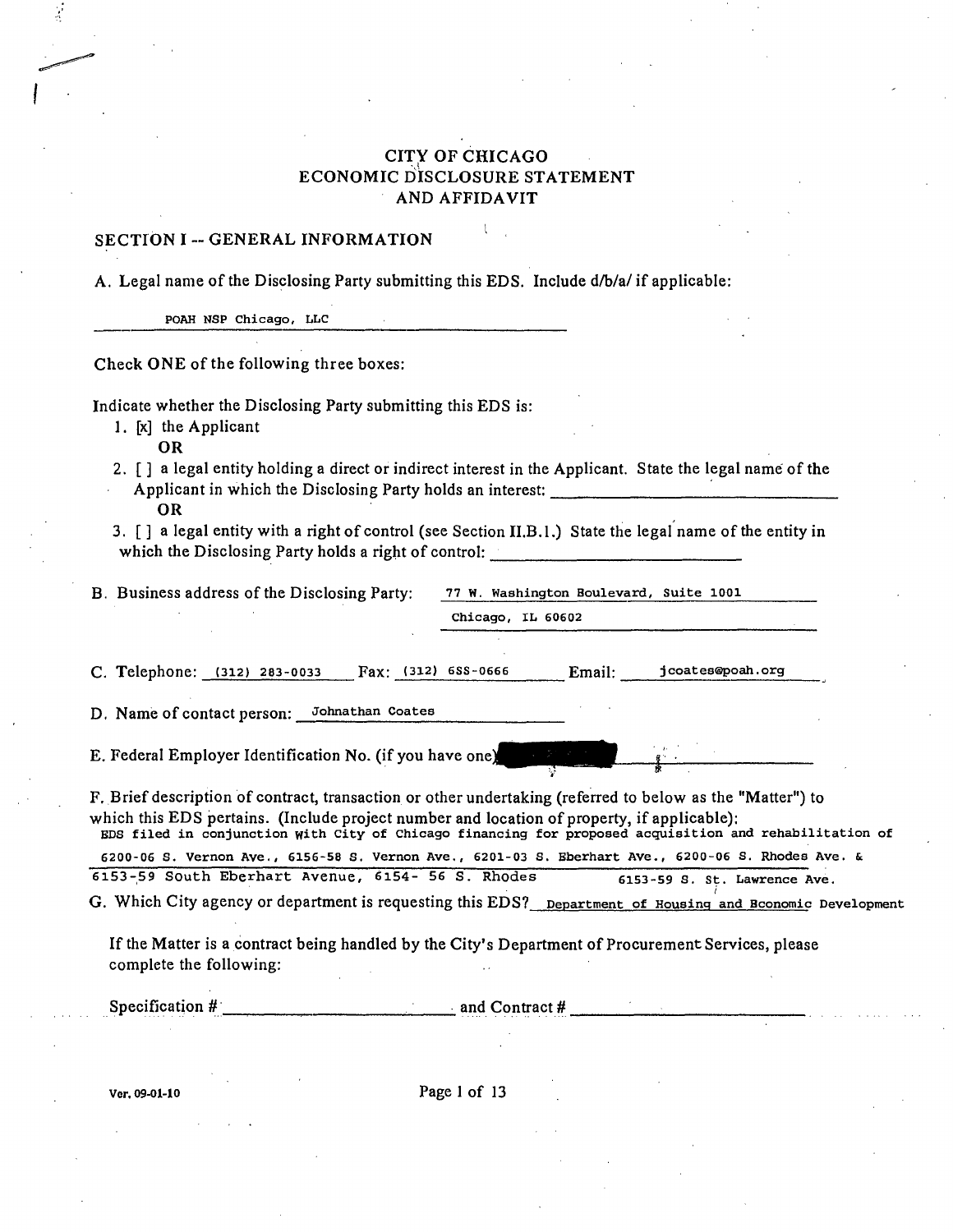# CITY OF CHICAGO
# ECONOMIC DISCLOSURE STATEMENT
# AND AFFIDAVIT

## SECTION I -- GENERAL INFORMATION

A. Legal name of the Disclosing Party submitting this EDS. Include d/b/a/ if applicable:

POAH NSP Chicago, LLC

Check ONE of the following three boxes:

Indicate whether the Disclosing Party submitting this EDS is:

1. [x] the Applicant
   **OR**
2. [ ] a legal entity holding a direct or indirect interest in the Applicant. State the legal name of the Applicant in which the Disclosing Party holds an interest: ______________________
   **OR**
3. [ ] a legal entity with a right of control (see Section II.B.1.) State the legal name of the entity in which the Disclosing Party holds a right of control: ______________________

B. Business address of the Disclosing Party: 77 W. Washington Boulevard, Suite 1001
Chicago, IL 60602

C. Telephone: (312) 283-0033 Fax: (312) 6SS-0666 Email: jcoates@poah.org

D. Name of contact person: Johnathan Coates

E. Federal Employer Identification No. (if you have one): [REDACTED]

F. Brief description of contract, transaction or other undertaking (referred to below as the "Matter") to which this EDS pertains. (Include project number and location of property, if applicable):
EDS filed in conjunction with City of Chicago financing for proposed acquisition and rehabilitation of 6200-06 S. Vernon Ave., 6156-58 S. Vernon Ave., 6201-03 S. Eberhart Ave., 6200-06 S. Rhodes Ave. & 6153-59 South Eberhart Avenue, 6154- 56 S. Rhodes 6153-59 S. St. Lawrence Ave.

G. Which City agency or department is requesting this EDS? Department of Housing and Economic Development

If the Matter is a contract being handled by the City's Department of Procurement Services, please complete the following:

Specification # ______________________ and Contract # ______________________

Ver. 09-01-10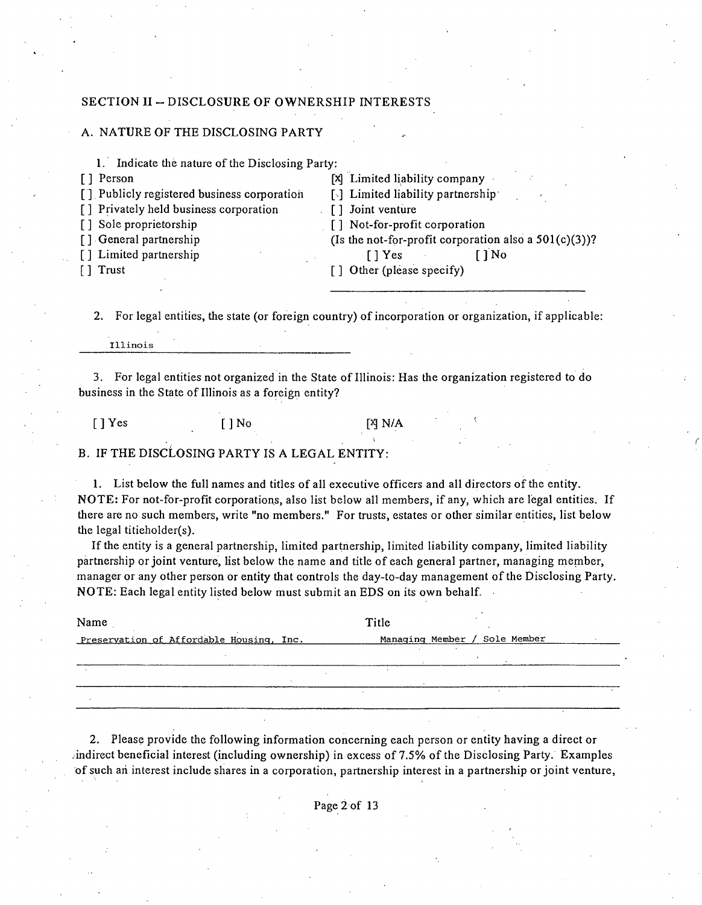## SECTION II -- DISCLOSURE OF OWNERSHIP INTERESTS

### A. NATURE OF THE DISCLOSING PARTY

1. Indicate the nature of the Disclosing Party:

[ ] Person
[ ] Publicly registered business corporation
[ ] Privately held business corporation
[ ] Sole proprietorship
[ ] General partnership
[ ] Limited partnership
[ ] Trust
[X] Limited liability company
[ ] Limited liability partnership
[ ] Joint venture
[ ] Not-for-profit corporation
(Is the not-for-profit corporation also a 501(c)(3))?
[ ] Yes [ ] No
[ ] Other (please specify)

2. For legal entities, the state (or foreign country) of incorporation or organization, if applicable:

Illinois

3. For legal entities not organized in the State of Illinois: Has the organization registered to do business in the State of Illinois as a foreign entity?

[ ] Yes [ ] No [X] N/A

### B. IF THE DISCLOSING PARTY IS A LEGAL ENTITY:

1. List below the full names and titles of all executive officers and all directors of the entity. **NOTE:** For not-for-profit corporations, also list below all members, if any, which are legal entities. If there are no such members, write "no members." For trusts, estates or other similar entities, list below the legal titleholder(s).

If the entity is a general partnership, limited partnership, limited liability company, limited liability partnership or joint venture, list below the name and title of each general partner, managing member, manager or any other person or entity that controls the day-to-day management of the Disclosing Party. **NOTE:** Each legal entity listed below must submit an EDS on its own behalf.

| Name | Title |
|---|---|
| Preservation of Affordable Housing, Inc. | Managing Member / Sole Member |
| | |
| | |
| | |

2. Please provide the following information concerning each person or entity having a direct or indirect beneficial interest (including ownership) in excess of 7.5% of the Disclosing Party. Examples of such an interest include shares in a corporation, partnership interest in a partnership or joint venture,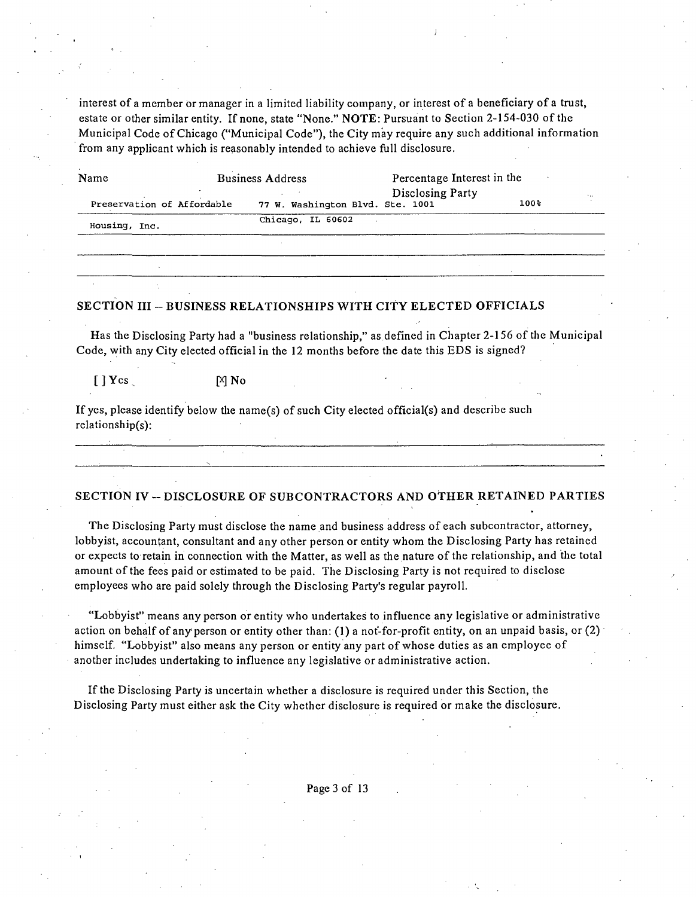interest of a member or manager in a limited liability company, or interest of a beneficiary of a trust, estate or other similar entity. If none, state "None." **NOTE**: Pursuant to Section 2-154-030 of the Municipal Code of Chicago ("Municipal Code"), the City may require any such additional information from any applicant which is reasonably intended to achieve full disclosure.

| Name | Business Address | Percentage Interest in the Disclosing Party |
|---|---|---|
| Preservation of Affordable Housing, Inc. | 77 W. Washington Blvd. Ste. 1001 Chicago, IL 60602 | 100% |
| | | |
| | | |

## SECTION III -- BUSINESS RELATIONSHIPS WITH CITY ELECTED OFFICIALS

Has the Disclosing Party had a "business relationship," as defined in Chapter 2-156 of the Municipal Code, with any City elected official in the 12 months before the date this EDS is signed?

[ ] Yes [X] No

If yes, please identify below the name(s) of such City elected official(s) and describe such relationship(s):

## SECTION IV -- DISCLOSURE OF SUBCONTRACTORS AND OTHER RETAINED PARTIES

The Disclosing Party must disclose the name and business address of each subcontractor, attorney, lobbyist, accountant, consultant and any other person or entity whom the Disclosing Party has retained or expects to retain in connection with the Matter, as well as the nature of the relationship, and the total amount of the fees paid or estimated to be paid. The Disclosing Party is not required to disclose employees who are paid solely through the Disclosing Party's regular payroll.

"Lobbyist" means any person or entity who undertakes to influence any legislative or administrative action on behalf of any person or entity other than: (1) a not-for-profit entity, on an unpaid basis, or (2) himself. "Lobbyist" also means any person or entity any part of whose duties as an employee of another includes undertaking to influence any legislative or administrative action.

If the Disclosing Party is uncertain whether a disclosure is required under this Section, the Disclosing Party must either ask the City whether disclosure is required or make the disclosure.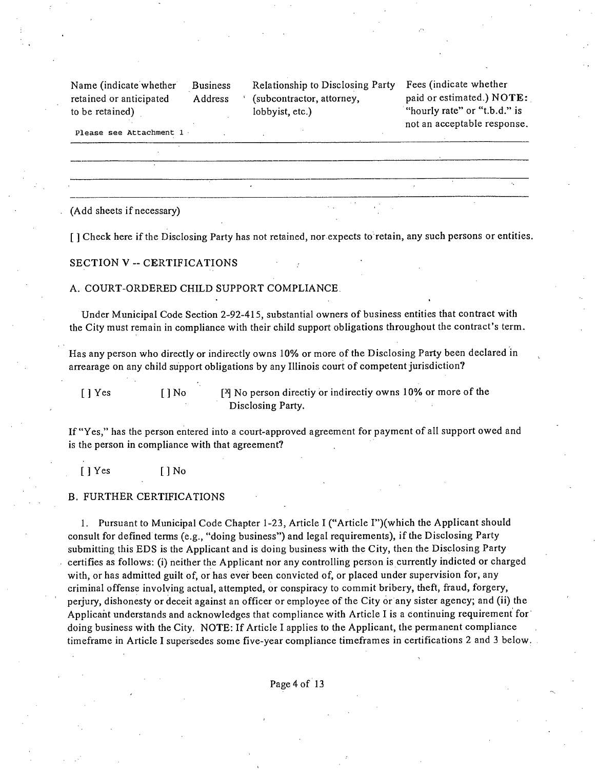| Name (indicate whether retained or anticipated to be retained) | Business Address | Relationship to Disclosing Party (subcontractor, attorney, lobbyist, etc.) | Fees (indicate whether paid or estimated.) **NOTE:** "hourly rate" or "t.b.d." is not an acceptable response. |
|---|---|---|---|
| Please see Attachment 1 | | | |
| | | | |
| | | | |
| | | | |

(Add sheets if necessary)

[ ] Check here if the Disclosing Party has not retained, nor expects to retain, any such persons or entities.

## SECTION V -- CERTIFICATIONS

### A. COURT-ORDERED CHILD SUPPORT COMPLIANCE

Under Municipal Code Section 2-92-415, substantial owners of business entities that contract with the City must remain in compliance with their child support obligations throughout the contract's term.

Has any person who directly or indirectly owns 10% or more of the Disclosing Party been declared in arrearage on any child support obligations by any Illinois court of competent jurisdiction?

[ ] Yes    [ ] No    [X] No person directiy or indirectiy owns 10% or more of the Disclosing Party.

If "Yes," has the person entered into a court-approved agreement for payment of all support owed and is the person in compliance with that agreement?

[ ] Yes    [ ] No

### B. FURTHER CERTIFICATIONS

1. Pursuant to Municipal Code Chapter 1-23, Article I ("Article I")(which the Applicant should consult for defined terms (e.g., "doing business") and legal requirements), if the Disclosing Party submitting this EDS is the Applicant and is doing business with the City, then the Disclosing Party certifies as follows: (i) neither the Applicant nor any controlling person is currently indicted or charged with, or has admitted guilt of, or has ever been convicted of, or placed under supervision for, any criminal offense involving actual, attempted, or conspiracy to commit bribery, theft, fraud, forgery, perjury, dishonesty or deceit against an officer or employee of the City or any sister agency; and (ii) the Applicant understands and acknowledges that compliance with Article I is a continuing requirement for doing business with the City. NOTE: If Article I applies to the Applicant, the permanent compliance timeframe in Article I supersedes some five-year compliance timeframes in certifications 2 and 3 below.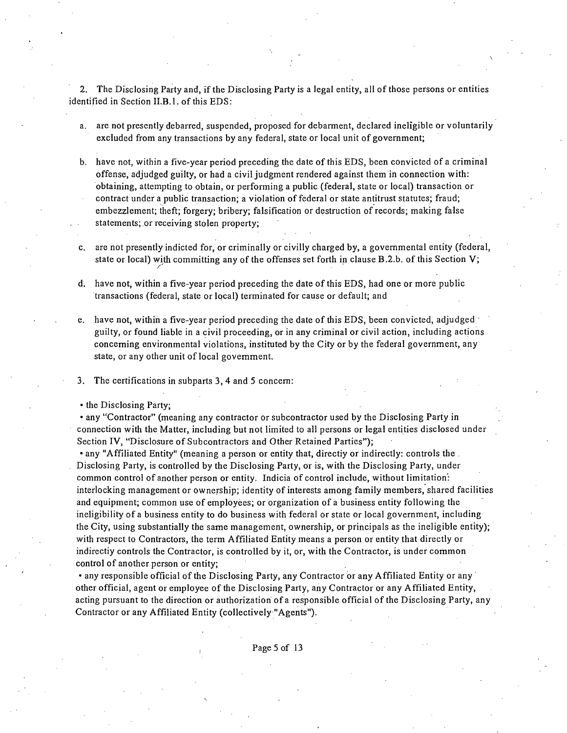2. The Disclosing Party and, if the Disclosing Party is a legal entity, all of those persons or entities identified in Section II.B.1. of this EDS:

a. are not presently debarred, suspended, proposed for debarment, declared ineligible or voluntarily excluded from any transactions by any federal, state or local unit of government;

b. have not, within a five-year period preceding the date of this EDS, been convicted of a criminal offense, adjudged guilty, or had a civil judgment rendered against them in connection with: obtaining, attempting to obtain, or performing a public (federal, state or local) transaction or contract under a public transaction; a violation of federal or state antitrust statutes; fraud; embezzlement; theft; forgery; bribery; falsification or destruction of records; making false statements; or receiving stolen property;

c. are not presently indicted for, or criminally or civilly charged by, a governmental entity (federal, state or local) with committing any of the offenses set forth in clause B.2.b. of this Section V;

d. have not, within a five-year period preceding the date of this EDS, had one or more public transactions (federal, state or local) terminated for cause or default; and

e. have not, within a five-year period preceding the date of this EDS, been convicted, adjudged guilty, or found liable in a civil proceeding, or in any criminal or civil action, including actions concerning environmental violations, instituted by the City or by the federal government, any state, or any other unit of local government.

3. The certifications in subparts 3, 4 and 5 concern:

- the Disclosing Party;
- any "Contractor" (meaning any contractor or subcontractor used by the Disclosing Party in connection with the Matter, including but not limited to all persons or legal entities disclosed under Section IV, "Disclosure of Subcontractors and Other Retained Parties");
- any "Affiliated Entity" (meaning a person or entity that, directiy or indirectly: controls the Disclosing Party, is controlled by the Disclosing Party, or is, with the Disclosing Party, under common control of another person or entity. Indicia of control include, without limitation: interlocking management or ownership; identity of interests among family members, shared facilities and equipment; common use of employees; or organization of a business entity following the ineligibility of a business entity to do business with federal or state or local government, including the City, using substantially the same management, ownership, or principals as the ineligible entity); with respect to Contractors, the term Affiliated Entity means a person or entity that directly or indirectiy controls the Contractor, is controlled by it, or, with the Contractor, is under common control of another person or entity;
- any responsible official of the Disclosing Party, any Contractor or any Affiliated Entity or any other official, agent or employee of the Disclosing Party, any Contractor or any Affiliated Entity, acting pursuant to the direction or authorization of a responsible official of the Disclosing Party, any Contractor or any Affiliated Entity (collectively "Agents").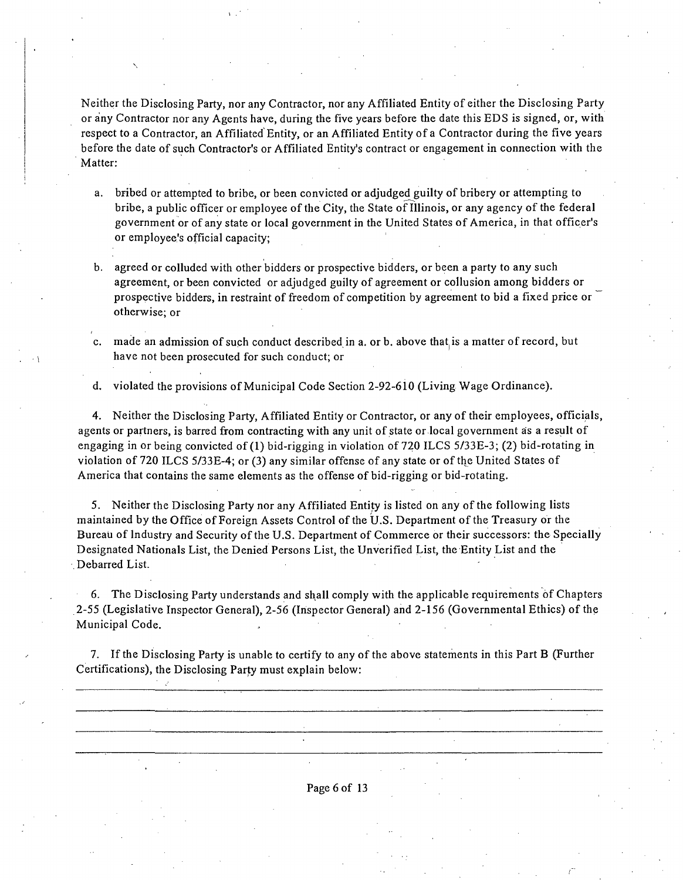Neither the Disclosing Party, nor any Contractor, nor any Affiliated Entity of either the Disclosing Party or any Contractor nor any Agents have, during the five years before the date this EDS is signed, or, with respect to a Contractor, an Affiliated Entity, or an Affiliated Entity of a Contractor during the five years before the date of such Contractor's or Affiliated Entity's contract or engagement in connection with the Matter:

a. bribed or attempted to bribe, or been convicted or adjudged guilty of bribery or attempting to bribe, a public officer or employee of the City, the State of Illinois, or any agency of the federal government or of any state or local government in the United States of America, in that officer's or employee's official capacity;

b. agreed or colluded with other bidders or prospective bidders, or been a party to any such agreement, or been convicted or adjudged guilty of agreement or collusion among bidders or prospective bidders, in restraint of freedom of competition by agreement to bid a fixed price or otherwise; or

c. made an admission of such conduct described in a. or b. above that is a matter of record, but have not been prosecuted for such conduct; or

d. violated the provisions of Municipal Code Section 2-92-610 (Living Wage Ordinance).

4. Neither the Disclosing Party, Affiliated Entity or Contractor, or any of their employees, officials, agents or partners, is barred from contracting with any unit of state or local government as a result of engaging in or being convicted of (1) bid-rigging in violation of 720 ILCS 5/33E-3; (2) bid-rotating in violation of 720 ILCS 5/33E-4; or (3) any similar offense of any state or of the United States of America that contains the same elements as the offense of bid-rigging or bid-rotating.

5. Neither the Disclosing Party nor any Affiliated Entity is listed on any of the following lists maintained by the Office of Foreign Assets Control of the U.S. Department of the Treasury or the Bureau of Industry and Security of the U.S. Department of Commerce or their successors: the Specially Designated Nationals List, the Denied Persons List, the Unverified List, the Entity List and the Debarred List.

6. The Disclosing Party understands and shall comply with the applicable requirements of Chapters 2-55 (Legislative Inspector General), 2-56 (Inspector General) and 2-156 (Governmental Ethics) of the Municipal Code.

7. If the Disclosing Party is unable to certify to any of the above statements in this Part B (Further Certifications), the Disclosing Party must explain below:

______________________________________________________________________________

______________________________________________________________________________

______________________________________________________________________________

______________________________________________________________________________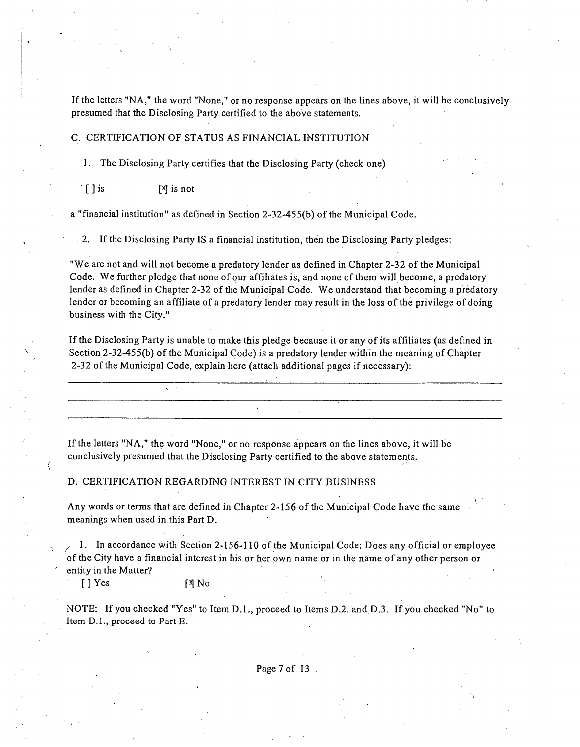If the letters "NA," the word "None," or no response appears on the lines above, it will be conclusively presumed that the Disclosing Party certified to the above statements.

C. CERTIFICATION OF STATUS AS FINANCIAL INSTITUTION

1. The Disclosing Party certifies that the Disclosing Party (check one)

[ ] is [X] is not

a "financial institution" as defined in Section 2-32-455(b) of the Municipal Code.

2. If the Disclosing Party IS a financial institution, then the Disclosing Party pledges:

"We are not and will not become a predatory lender as defined in Chapter 2-32 of the Municipal Code. We further pledge that none of our affihates is, and none of them will become, a predatory lender as defined in Chapter 2-32 of the Municipal Code. We understand that becoming a predatory lender or becoming an affiliate of a predatory lender may result in the loss of the privilege of doing business with the City."

If the Disclosing Party is unable to make this pledge because it or any of its affiliates (as defined in Section 2-32-455(b) of the Municipal Code) is a predatory lender within the meaning of Chapter 2-32 of the Municipal Code, explain here (attach additional pages if necessary):

---

---

---

If the letters "NA," the word "None," or no response appears on the lines above, it will be conclusively presumed that the Disclosing Party certified to the above statements.

D. CERTIFICATION REGARDING INTEREST IN CITY BUSINESS

Any words or terms that are defined in Chapter 2-156 of the Municipal Code have the same meanings when used in this Part D.

1. In accordance with Section 2-156-110 of the Municipal Code: Does any official or employee of the City have a financial interest in his or her own name or in the name of any other person or entity in the Matter?

[ ] Yes [X] No

NOTE: If you checked "Yes" to Item D.1., proceed to Items D.2. and D.3. If you checked "No" to Item D.1., proceed to Part E.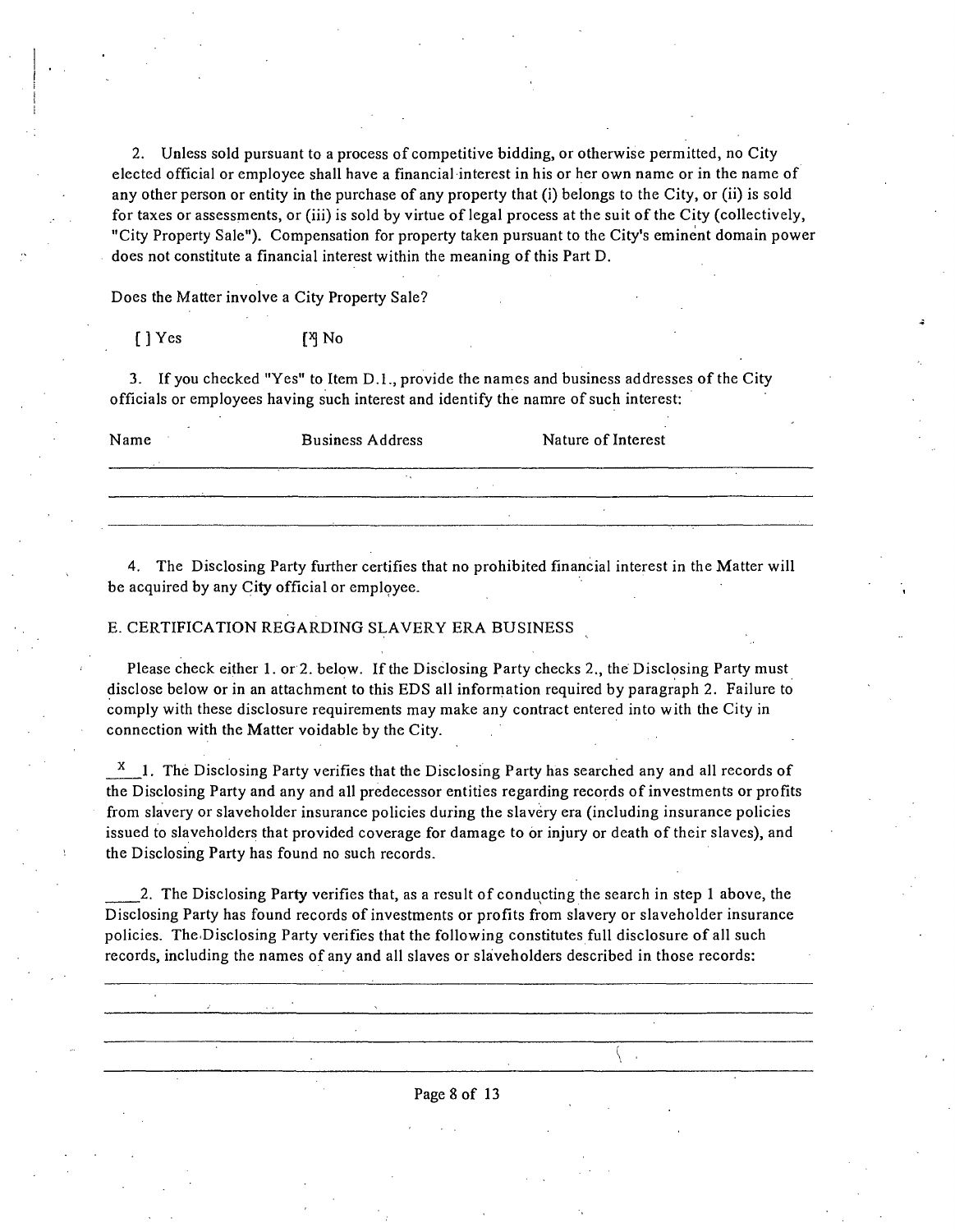2. Unless sold pursuant to a process of competitive bidding, or otherwise permitted, no City elected official or employee shall have a financial interest in his or her own name or in the name of any other person or entity in the purchase of any property that (i) belongs to the City, or (ii) is sold for taxes or assessments, or (iii) is sold by virtue of legal process at the suit of the City (collectively, "City Property Sale"). Compensation for property taken pursuant to the City's eminent domain power does not constitute a financial interest within the meaning of this Part D.

Does the Matter involve a City Property Sale?

[ ] Yes [X] No

3. If you checked "Yes" to Item D.1., provide the names and business addresses of the City officials or employees having such interest and identify the namre of such interest:

| Name | Business Address | Nature of Interest |
| --- | --- | --- |
| | | |
| | | |
| | | |

4. The Disclosing Party further certifies that no prohibited financial interest in the Matter will be acquired by any City official or employee.

E. CERTIFICATION REGARDING SLAVERY ERA BUSINESS

Please check either 1. or 2. below. If the Disclosing Party checks 2., the Disclosing Party must disclose below or in an attachment to this EDS all information required by paragraph 2. Failure to comply with these disclosure requirements may make any contract entered into with the City in connection with the Matter voidable by the City.

\_X\_ 1. The Disclosing Party verifies that the Disclosing Party has searched any and all records of the Disclosing Party and any and all predecessor entities regarding records of investments or profits from slavery or slaveholder insurance policies during the slavery era (including insurance policies issued to slaveholders that provided coverage for damage to or injury or death of their slaves), and the Disclosing Party has found no such records.

\_\_\_\_2. The Disclosing Party verifies that, as a result of conducting the search in step 1 above, the Disclosing Party has found records of investments or profits from slavery or slaveholder insurance policies. The Disclosing Party verifies that the following constitutes full disclosure of all such records, including the names of any and all slaves or slaveholders described in those records:

\_\_\_\_\_\_\_\_\_\_\_\_\_\_\_\_\_\_\_\_\_\_\_\_\_\_\_\_\_\_\_\_\_\_\_\_\_\_\_\_

\_\_\_\_\_\_\_\_\_\_\_\_\_\_\_\_\_\_\_\_\_\_\_\_\_\_\_\_\_\_\_\_\_\_\_\_\_\_\_\_

\_\_\_\_\_\_\_\_\_\_\_\_\_\_\_\_\_\_\_\_\_\_\_\_\_\_\_\_\_\_\_\_\_\_\_\_\_\_\_\_

\_\_\_\_\_\_\_\_\_\_\_\_\_\_\_\_\_\_\_\_\_\_\_\_\_\_\_\_\_\_\_\_\_\_\_\_\_\_\_\_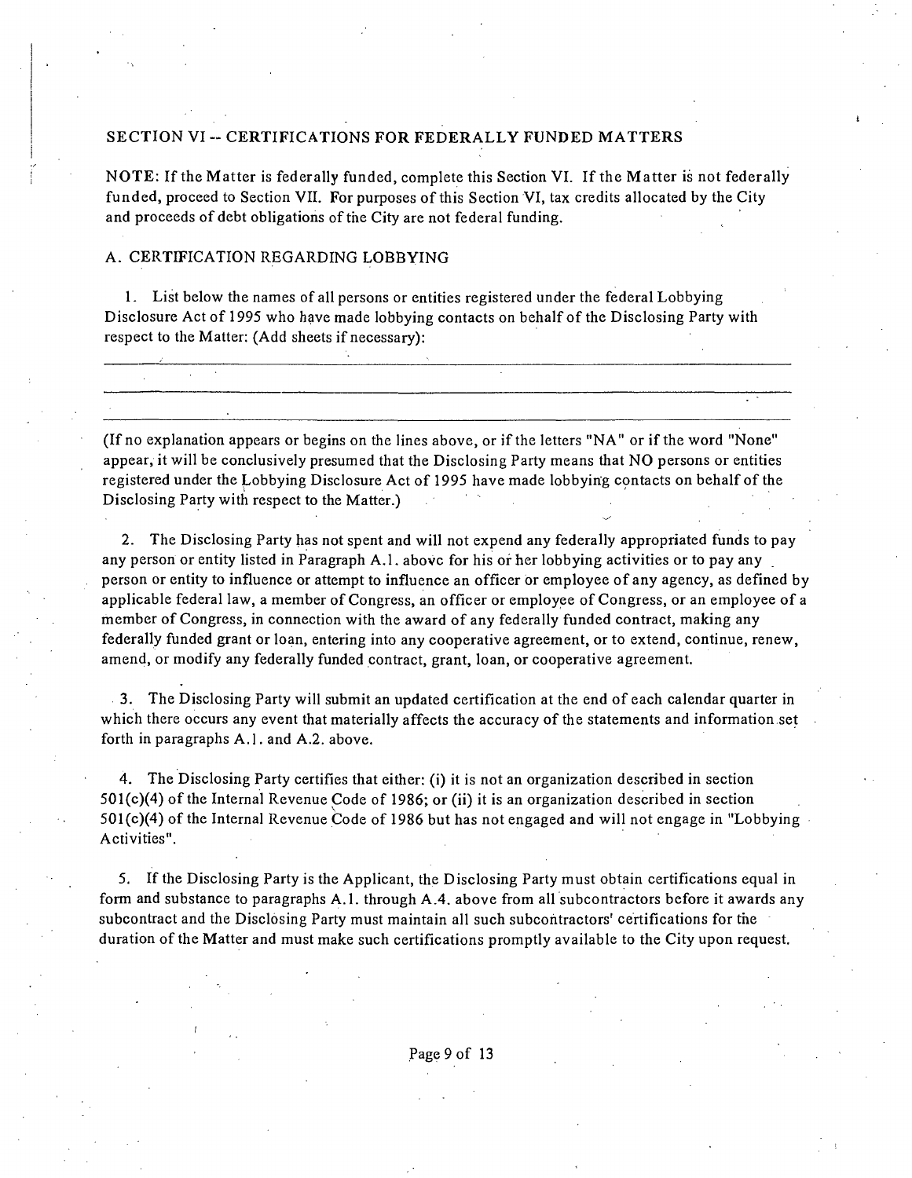## SECTION VI -- CERTIFICATIONS FOR FEDERALLY FUNDED MATTERS

NOTE: If the Matter is federally funded, complete this Section VI. If the Matter is not federally funded, proceed to Section VII. For purposes of this Section VI, tax credits allocated by the City and proceeds of debt obligations of the City are not federal funding.

### A. CERTIFICATION REGARDING LOBBYING

1. List below the names of all persons or entities registered under the federal Lobbying Disclosure Act of 1995 who have made lobbying contacts on behalf of the Disclosing Party with respect to the Matter: (Add sheets if necessary):

\_\_\_\_\_\_\_\_\_\_\_\_\_\_\_\_\_\_\_\_\_\_\_\_\_\_\_\_\_\_\_\_\_\_\_\_\_\_\_\_\_\_\_\_\_\_\_\_\_\_\_\_\_\_\_\_\_\_\_\_

\_\_\_\_\_\_\_\_\_\_\_\_\_\_\_\_\_\_\_\_\_\_\_\_\_\_\_\_\_\_\_\_\_\_\_\_\_\_\_\_\_\_\_\_\_\_\_\_\_\_\_\_\_\_\_\_\_\_\_\_

\_\_\_\_\_\_\_\_\_\_\_\_\_\_\_\_\_\_\_\_\_\_\_\_\_\_\_\_\_\_\_\_\_\_\_\_\_\_\_\_\_\_\_\_\_\_\_\_\_\_\_\_\_\_\_\_\_\_\_\_

(If no explanation appears or begins on the lines above, or if the letters "NA" or if the word "None" appear, it will be conclusively presumed that the Disclosing Party means that NO persons or entities registered under the Lobbying Disclosure Act of 1995 have made lobbying contacts on behalf of the Disclosing Party with respect to the Matter.)

2. The Disclosing Party has not spent and will not expend any federally appropriated funds to pay any person or entity listed in Paragraph A.1. above for his or her lobbying activities or to pay any person or entity to influence or attempt to influence an officer or employee of any agency, as defined by applicable federal law, a member of Congress, an officer or employee of Congress, or an employee of a member of Congress, in connection with the award of any federally funded contract, making any federally funded grant or loan, entering into any cooperative agreement, or to extend, continue, renew, amend, or modify any federally funded contract, grant, loan, or cooperative agreement.

3. The Disclosing Party will submit an updated certification at the end of each calendar quarter in which there occurs any event that materially affects the accuracy of the statements and information set forth in paragraphs A.1. and A.2. above.

4. The Disclosing Party certifies that either: (i) it is not an organization described in section 501(c)(4) of the Internal Revenue Code of 1986; or (ii) it is an organization described in section 501(c)(4) of the Internal Revenue Code of 1986 but has not engaged and will not engage in "Lobbying Activities".

5. If the Disclosing Party is the Applicant, the Disclosing Party must obtain certifications equal in form and substance to paragraphs A.1. through A.4. above from all subcontractors before it awards any subcontract and the Disclosing Party must maintain all such subcontractors' certifications for the duration of the Matter and must make such certifications promptly available to the City upon request.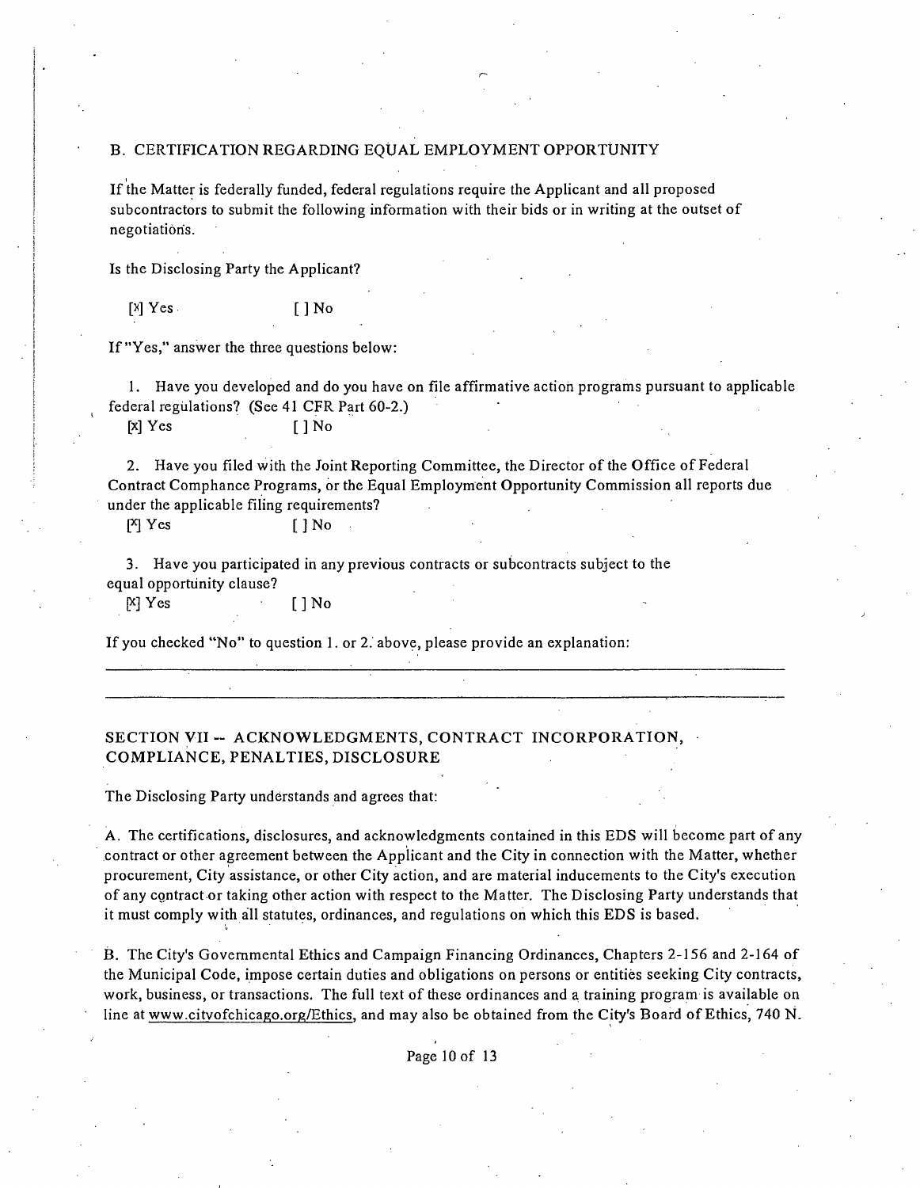## B. CERTIFICATION REGARDING EQUAL EMPLOYMENT OPPORTUNITY

If the Matter is federally funded, federal regulations require the Applicant and all proposed subcontractors to submit the following information with their bids or in writing at the outset of negotiations.

Is the Disclosing Party the Applicant?

[x] Yes [ ] No

If "Yes," answer the three questions below:

1. Have you developed and do you have on file affirmative action programs pursuant to applicable federal regulations? (See 41 CFR Part 60-2.)

[x] Yes [ ] No

2. Have you filed with the Joint Reporting Committee, the Director of the Office of Federal Contract Compliance Programs, or the Equal Employment Opportunity Commission all reports due under the applicable filing requirements?

[x] Yes [ ] No

3. Have you participated in any previous contracts or subcontracts subject to the equal opportunity clause?

[x] Yes [ ] No

If you checked "No" to question 1. or 2. above, please provide an explanation:

______________________________________________________________________________

______________________________________________________________________________

## SECTION VII -- ACKNOWLEDGMENTS, CONTRACT INCORPORATION, COMPLIANCE, PENALTIES, DISCLOSURE

The Disclosing Party understands and agrees that:

A. The certifications, disclosures, and acknowledgments contained in this EDS will become part of any contract or other agreement between the Applicant and the City in connection with the Matter, whether procurement, City assistance, or other City action, and are material inducements to the City's execution of any contract or taking other action with respect to the Matter. The Disclosing Party understands that it must comply with all statutes, ordinances, and regulations on which this EDS is based.

B. The City's Governmental Ethics and Campaign Financing Ordinances, Chapters 2-156 and 2-164 of the Municipal Code, impose certain duties and obligations on persons or entities seeking City contracts, work, business, or transactions. The full text of these ordinances and a training program is available on line at www.cityofchicago.org/Ethics, and may also be obtained from the City's Board of Ethics, 740 N.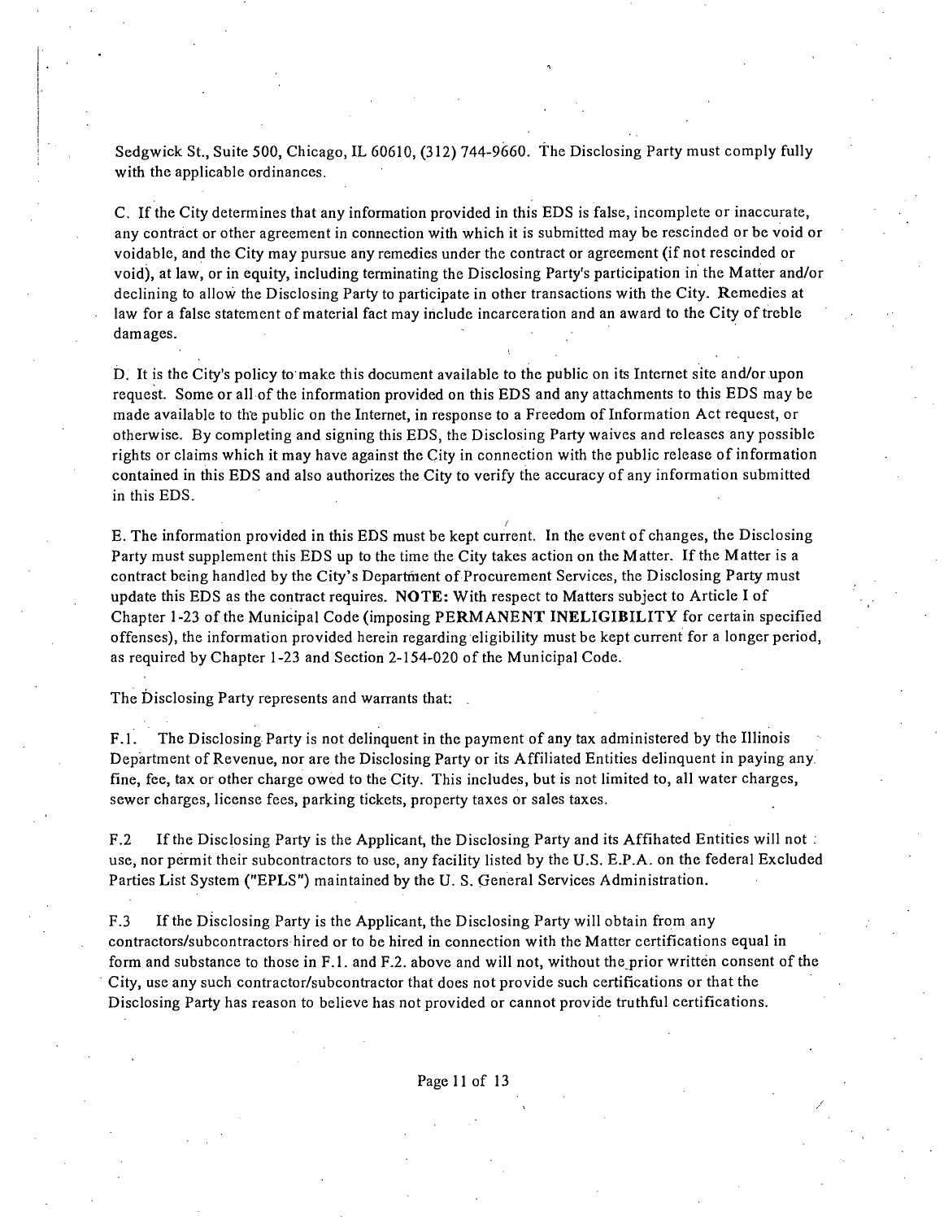Sedgwick St., Suite 500, Chicago, IL 60610, (312) 744-9660. The Disclosing Party must comply fully with the applicable ordinances.

C. If the City determines that any information provided in this EDS is false, incomplete or inaccurate, any contract or other agreement in connection with which it is submitted may be rescinded or be void or voidable, and the City may pursue any remedies under the contract or agreement (if not rescinded or void), at law, or in equity, including terminating the Disclosing Party's participation in the Matter and/or declining to allow the Disclosing Party to participate in other transactions with the City. Remedies at law for a false statement of material fact may include incarceration and an award to the City of treble damages.

D. It is the City's policy to make this document available to the public on its Internet site and/or upon request. Some or all of the information provided on this EDS and any attachments to this EDS may be made available to the public on the Internet, in response to a Freedom of Information Act request, or otherwise. By completing and signing this EDS, the Disclosing Party waives and releases any possible rights or claims which it may have against the City in connection with the public release of information contained in this EDS and also authorizes the City to verify the accuracy of any information submitted in this EDS.

E. The information provided in this EDS must be kept current. In the event of changes, the Disclosing Party must supplement this EDS up to the time the City takes action on the Matter. If the Matter is a contract being handled by the City's Department of Procurement Services, the Disclosing Party must update this EDS as the contract requires. **NOTE:** With respect to Matters subject to Article I of Chapter 1-23 of the Municipal Code (imposing **PERMANENT INELIGIBILITY** for certain specified offenses), the information provided herein regarding eligibility must be kept current for a longer period, as required by Chapter 1-23 and Section 2-154-020 of the Municipal Code.

The Disclosing Party represents and warrants that:

F.1. The Disclosing Party is not delinquent in the payment of any tax administered by the Illinois Department of Revenue, nor are the Disclosing Party or its Affiliated Entities delinquent in paying any fine, fee, tax or other charge owed to the City. This includes, but is not limited to, all water charges, sewer charges, license fees, parking tickets, property taxes or sales taxes.

F.2 If the Disclosing Party is the Applicant, the Disclosing Party and its Affihated Entities will not use, nor permit their subcontractors to use, any facility listed by the U.S. E.P.A. on the federal Excluded Parties List System ("EPLS") maintained by the U. S. General Services Administration.

F.3 If the Disclosing Party is the Applicant, the Disclosing Party will obtain from any contractors/subcontractors hired or to be hired in connection with the Matter certifications equal in form and substance to those in F.1. and F.2. above and will not, without the prior written consent of the City, use any such contractor/subcontractor that does not provide such certifications or that the Disclosing Party has reason to believe has not provided or cannot provide truthful certifications.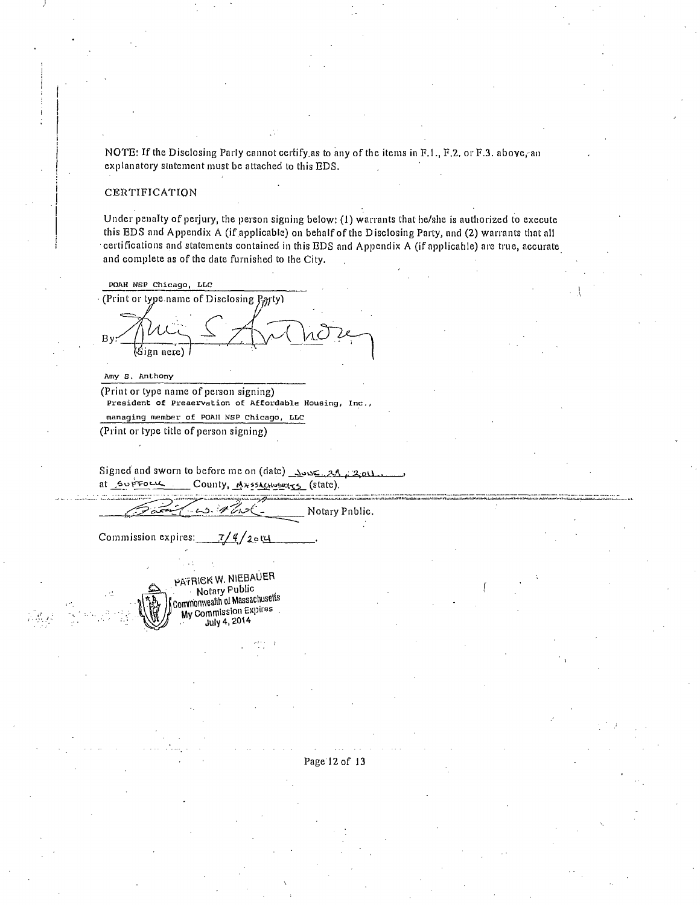NOTE: If the Disclosing Party cannot certify as to any of the items in F.1., F.2. or F.3. above, an explanatory statement must be attached to this EDS.

CERTIFICATION

Under penalty of perjury, the person signing below: (1) warrants that he/she is authorized to execute this EDS and Appendix A (if applicable) on behalf of the Disclosing Party, and (2) warrants that all certifications and statements contained in this EDS and Appendix A (if applicable) are true, accurate and complete as of the date furnished to the City.

POAH NSP Chicago, LLC
(Print or type name of Disclosing Party)

By: Amy S. Anthony
(Sign here)

Amy S. Anthony
(Print or type name of person signing)

President of Preservation of Affordable Housing, Inc., managing member of POAH NSP Chicago, LLC
(Print or type title of person signing)

Signed and sworn to before me on (date) June 29, 2011,
at Suffolk County, Massachusetts (state).

Patrick W. Niebauer Notary Public.

Commission expires: 7/4/2014.

PATRICK W. NIEBAUER
Notary Public
Commonwealth of Massachusetts
My Commission Expires
July 4, 2014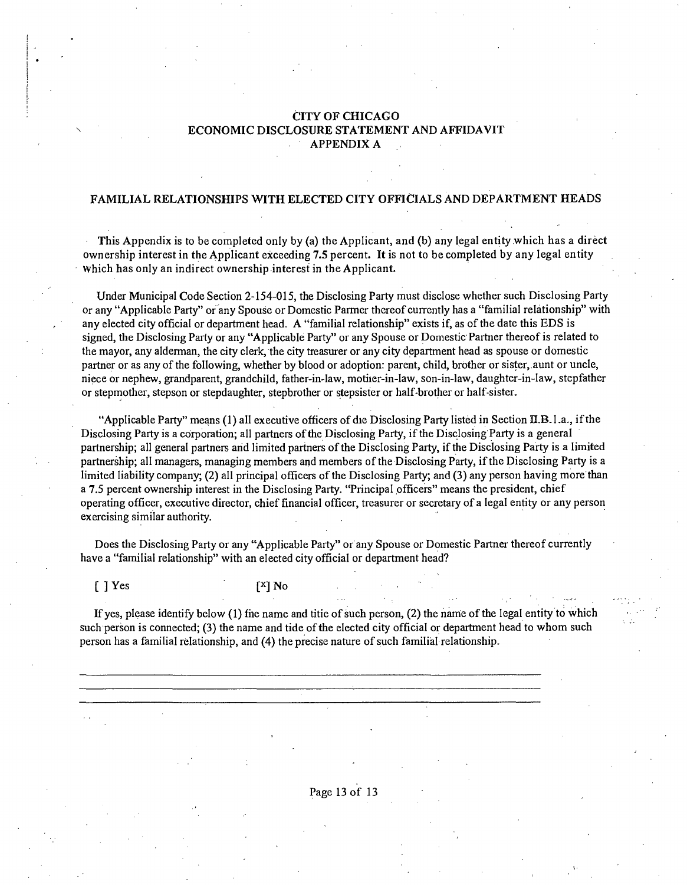# CITY OF CHICAGO
## ECONOMIC DISCLOSURE STATEMENT AND AFFIDAVIT
## APPENDIX A

### FAMILIAL RELATIONSHIPS WITH ELECTED CITY OFFICIALS AND DEPARTMENT HEADS

This Appendix is to be completed only by (a) the Applicant, and (b) any legal entity which has a direct ownership interest in the Applicant exceeding 7.5 percent. **It is not to be completed by any legal entity which has only an indirect ownership interest in the Applicant.**

Under Municipal Code Section 2-154-015, the Disclosing Party must disclose whether such Disclosing Party or any "Applicable Party" or any Spouse or Domestic Parmer thereof currently has a "familial relationship" with any elected city official or department head. A "familial relationship" exists if, as of the date this EDS is signed, the Disclosing Party or any "Applicable Party" or any Spouse or Domestic Partner thereof is related to the mayor, any alderman, the city clerk, the city treasurer or any city department head as spouse or domestic partner or as any of the following, whether by blood or adoption: parent, child, brother or sister, aunt or uncle, niece or nephew, grandparent, grandchild, father-in-law, motiier-in-law, son-in-law, daughter-in-law, stepfather or stepmother, stepson or stepdaughter, stepbrother or stepsister or half-brother or half-sister.

"Applicable Party" means (1) all executive officers of die Disclosing Party listed in Section II.B.1.a., if the Disclosing Party is a corporation; all partners of the Disclosing Party, if the Disclosing Party is a general partnership; all general partners and limited partners of the Disclosing Party, if the Disclosing Party is a limited partnership; all managers, managing members and members of the Disclosing Party, if the Disclosing Party is a limited liability company; (2) all principal officers of the Disclosing Party; and (3) any person having more than a 7.5 percent ownership interest in the Disclosing Party. "Principal officers" means the president, chief operating officer, executive director, chief financial officer, treasurer or secretary of a legal entity or any person exercising similar authority.

Does the Disclosing Party or any "Applicable Party" or any Spouse or Domestic Partner thereof currently have a "familial relationship" with an elected city official or department head?

[ ] Yes [x] No

If yes, please identify below (1) fne name and titie of such person, (2) the name of the legal entity to which such person is connected; (3) the name and tide of the elected city official or department head to whom such person has a familial relationship, and (4) the precise nature of such familial relationship.

---

---

---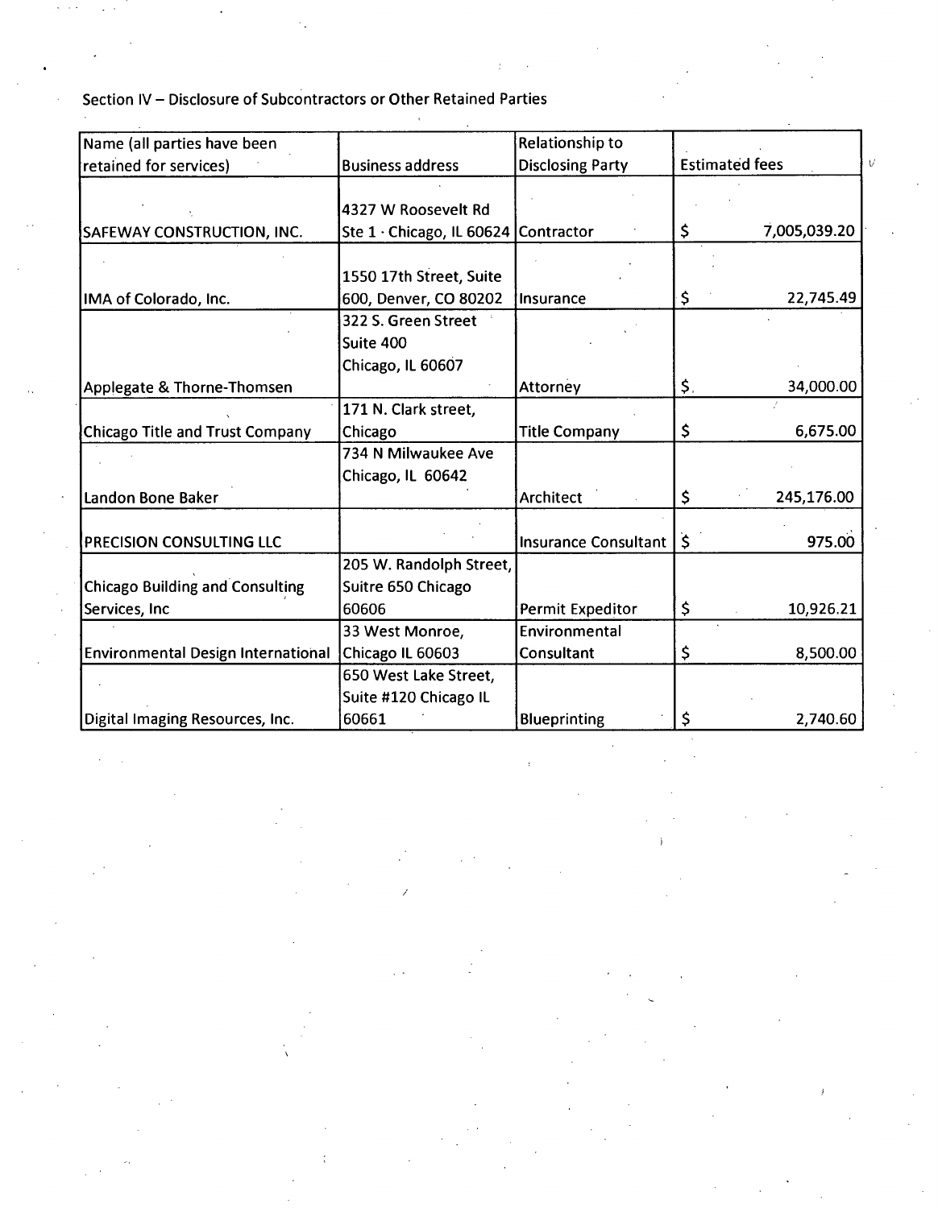Section IV – Disclosure of Subcontractors or Other Retained Parties

| Name (all parties have been retained for services) | Business address | Relationship to Disclosing Party | Estimated fees |
|---|---|---|---|
| SAFEWAY CONSTRUCTION, INC. | 4327 W Roosevelt Rd Ste 1 · Chicago, IL 60624 | Contractor | $ 7,005,039.20 |
| IMA of Colorado, Inc. | 1550 17th Street, Suite 600, Denver, CO 80202 | Insurance | $ 22,745.49 |
| Applegate & Thorne-Thomsen | 322 S. Green Street Suite 400 Chicago, IL 60607 | Attorney | $ 34,000.00 |
| Chicago Title and Trust Company | 171 N. Clark street, Chicago | Title Company | $ 6,675.00 |
| Landon Bone Baker | 734 N Milwaukee Ave Chicago, IL 60642 | Architect | $ 245,176.00 |
| PRECISION CONSULTING LLC | | Insurance Consultant | $ 975.00 |
| Chicago Building and Consulting Services, Inc | 205 W. Randolph Street, Suitre 650 Chicago 60606 | Permit Expeditor | $ 10,926.21 |
| Environmental Design International | 33 West Monroe, Chicago IL 60603 | Environmental Consultant | $ 8,500.00 |
| Digital Imaging Resources, Inc. | 650 West Lake Street, Suite #120 Chicago IL 60661 | Blueprinting | $ 2,740.60 |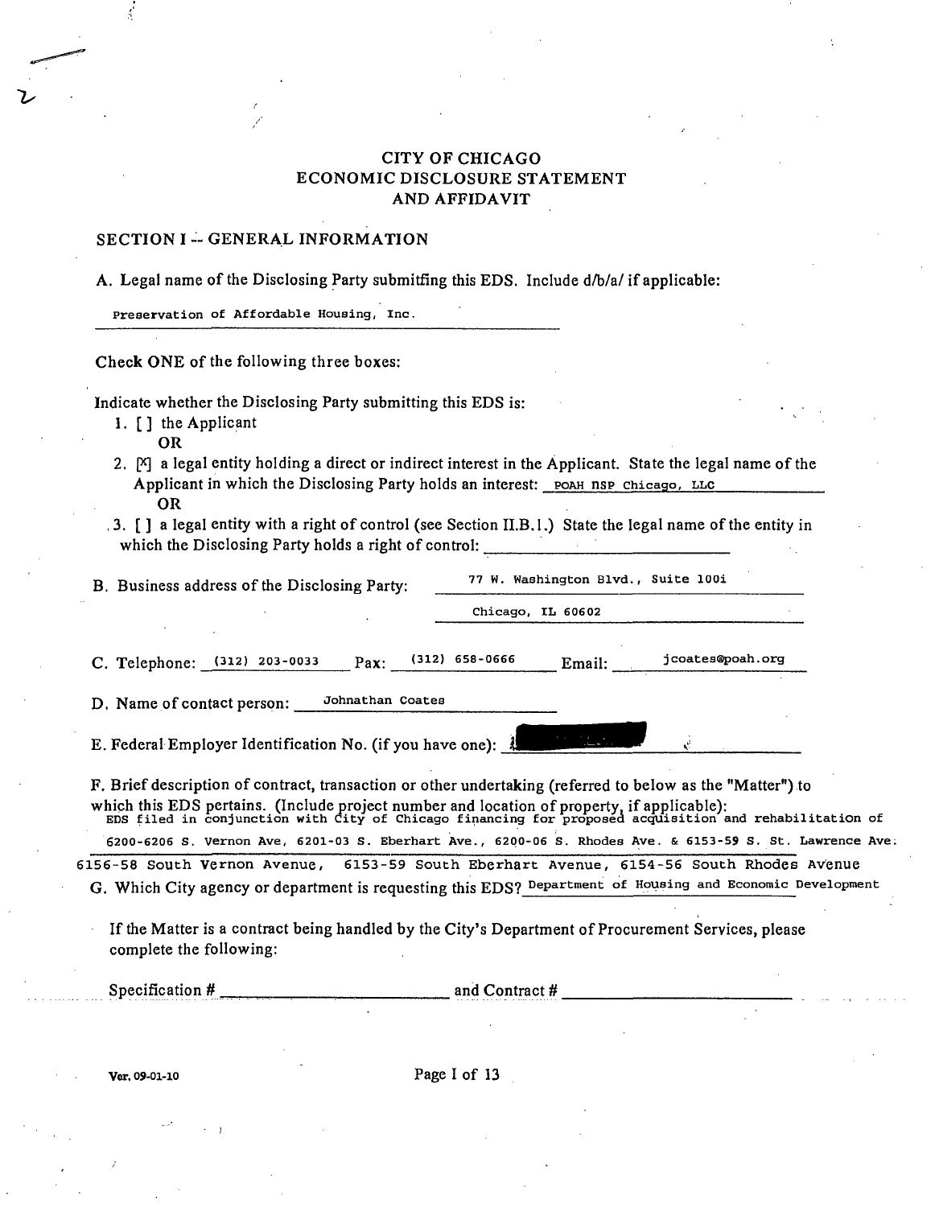# CITY OF CHICAGO
# ECONOMIC DISCLOSURE STATEMENT AND AFFIDAVIT

## SECTION I -- GENERAL INFORMATION

A. Legal name of the Disclosing Party submitting this EDS. Include d/b/a/ if applicable:

Preservation of Affordable Housing, Inc.

Check ONE of the following three boxes:

Indicate whether the Disclosing Party submitting this EDS is:

1. [ ] the Applicant
   OR
2. [X] a legal entity holding a direct or indirect interest in the Applicant. State the legal name of the Applicant in which the Disclosing Party holds an interest: POAH NSP Chicago, LLC
   OR
3. [ ] a legal entity with a right of control (see Section II.B.1.) State the legal name of the entity in which the Disclosing Party holds a right of control: ______________

B. Business address of the Disclosing Party: 77 W. Washington Blvd., Suite 1001
Chicago, IL 60602

C. Telephone: (312) 203-0033 Fax: (312) 658-0666 Email: jcoates@poah.org

D. Name of contact person: Johnathan Coates

E. Federal Employer Identification No. (if you have one): [REDACTED]

F. Brief description of contract, transaction or other undertaking (referred to below as the "Matter") to which this EDS pertains. (Include project number and location of property, if applicable):
EDS filed in conjunction with City of Chicago financing for proposed acquisition and rehabilitation of 6200-6206 S. Vernon Ave, 6201-03 S. Eberhart Ave., 6200-06 S. Rhodes Ave. & 6153-59 S. St. Lawrence Ave.
6156-58 South Vernon Avenue, 6153-59 South Eberhart Avenue, 6154-56 South Rhodes Avenue

G. Which City agency or department is requesting this EDS? Department of Housing and Economic Development

If the Matter is a contract being handled by the City's Department of Procurement Services, please complete the following:

Specification # ______________ and Contract # ______________

Ver. 09-01-10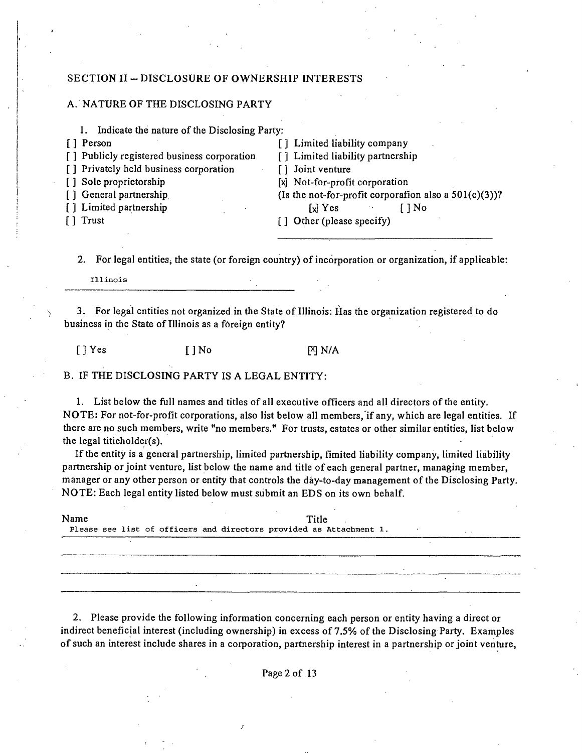## SECTION II -- DISCLOSURE OF OWNERSHIP INTERESTS

### A. NATURE OF THE DISCLOSING PARTY

1. Indicate the nature of the Disclosing Party:

[ ] Person
[ ] Publicly registered business corporation
[ ] Privately held business corporation
[ ] Sole proprietorship
[ ] General partnership
[ ] Limited partnership
[ ] Trust
[ ] Limited liability company
[ ] Limited liability partnership
[ ] Joint venture
[x] Not-for-profit corporation
(Is the not-for-profit corporation also a 501(c)(3))?
[x] Yes [ ] No
[ ] Other (please specify)

2. For legal entities, the state (or foreign country) of incorporation or organization, if applicable:

Illinois

3. For legal entities not organized in the State of Illinois: Has the organization registered to do business in the State of Illinois as a foreign entity?

[ ] Yes [ ] No [X] N/A

### B. IF THE DISCLOSING PARTY IS A LEGAL ENTITY:

1. List below the full names and titles of all executive officers and all directors of the entity. NOTE: For not-for-profit corporations, also list below all members, if any, which are legal entities. If there are no such members, write "no members." For trusts, estates or other similar entities, list below the legal titleholder(s).

If the entity is a general partnership, limited partnership, limited liability company, limited liability partnership or joint venture, list below the name and title of each general partner, managing member, manager or any other person or entity that controls the day-to-day management of the Disclosing Party. NOTE: Each legal entity listed below must submit an EDS on its own behalf.

| Name | Title |
|---|---|
| Please see list of officers and directors provided as Attachment 1. | |

2. Please provide the following information concerning each person or entity having a direct or indirect beneficial interest (including ownership) in excess of 7.5% of the Disclosing Party. Examples of such an interest include shares in a corporation, partnership interest in a partnership or joint venture,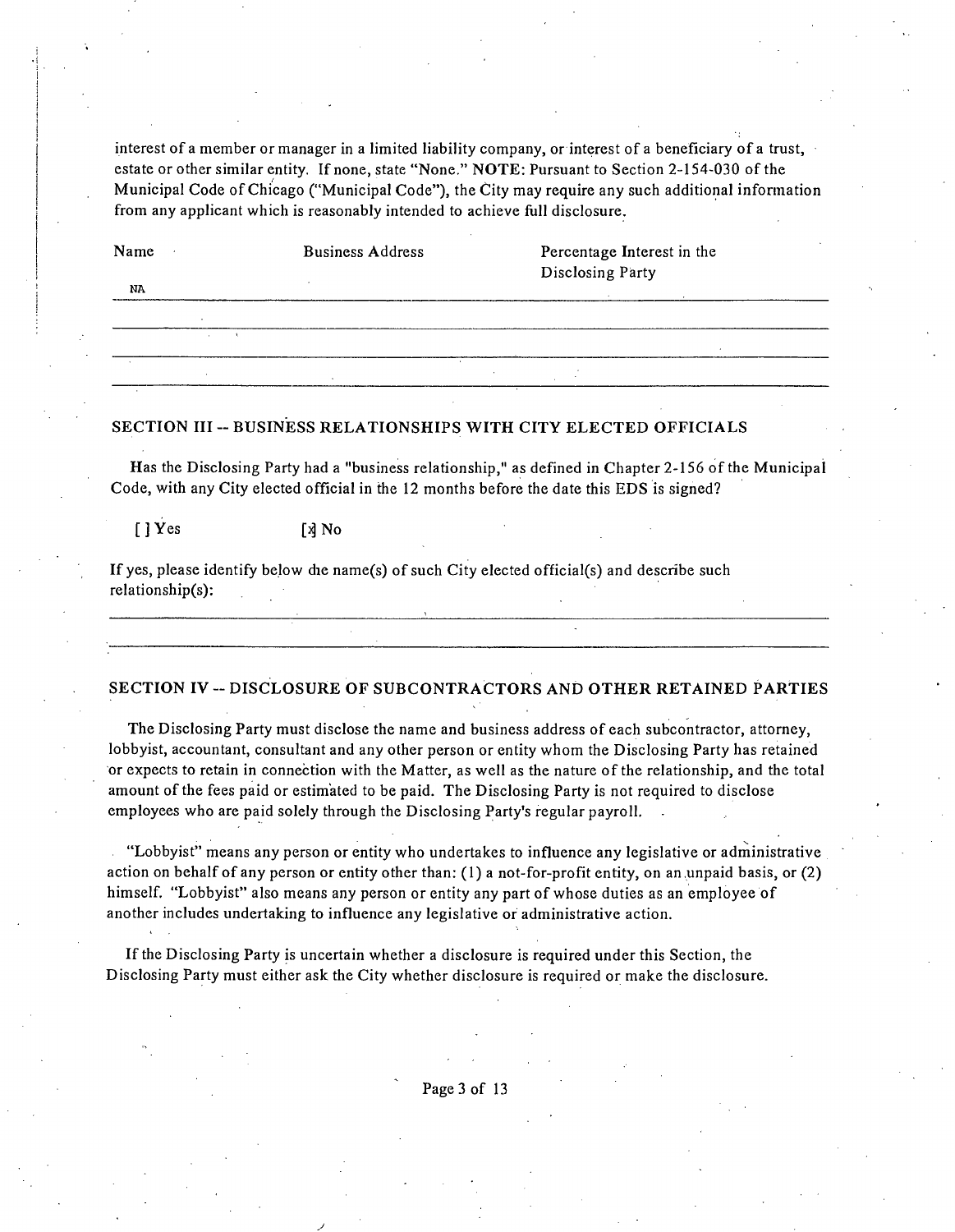interest of a member or manager in a limited liability company, or interest of a beneficiary of a trust, estate or other similar entity. If none, state "None." **NOTE**: Pursuant to Section 2-154-030 of the Municipal Code of Chicago ("Municipal Code"), the City may require any such additional information from any applicant which is reasonably intended to achieve full disclosure.

| Name | Business Address | Percentage Interest in the Disclosing Party |
|---|---|---|
| NA | | |
| | | |
| | | |
| | | |

## SECTION III -- BUSINESS RELATIONSHIPS WITH CITY ELECTED OFFICIALS

Has the Disclosing Party had a "business relationship," as defined in Chapter 2-156 of the Municipal Code, with any City elected official in the 12 months before the date this EDS is signed?

[ ] Yes [x] No

If yes, please identify below the name(s) of such City elected official(s) and describe such relationship(s):

## SECTION IV -- DISCLOSURE OF SUBCONTRACTORS AND OTHER RETAINED PARTIES

The Disclosing Party must disclose the name and business address of each subcontractor, attorney, lobbyist, accountant, consultant and any other person or entity whom the Disclosing Party has retained or expects to retain in connection with the Matter, as well as the nature of the relationship, and the total amount of the fees paid or estimated to be paid. The Disclosing Party is not required to disclose employees who are paid solely through the Disclosing Party's regular payroll.

"Lobbyist" means any person or entity who undertakes to influence any legislative or administrative action on behalf of any person or entity other than: (1) a not-for-profit entity, on an unpaid basis, or (2) himself. "Lobbyist" also means any person or entity any part of whose duties as an employee of another includes undertaking to influence any legislative or administrative action.

If the Disclosing Party is uncertain whether a disclosure is required under this Section, the Disclosing Party must either ask the City whether disclosure is required or make the disclosure.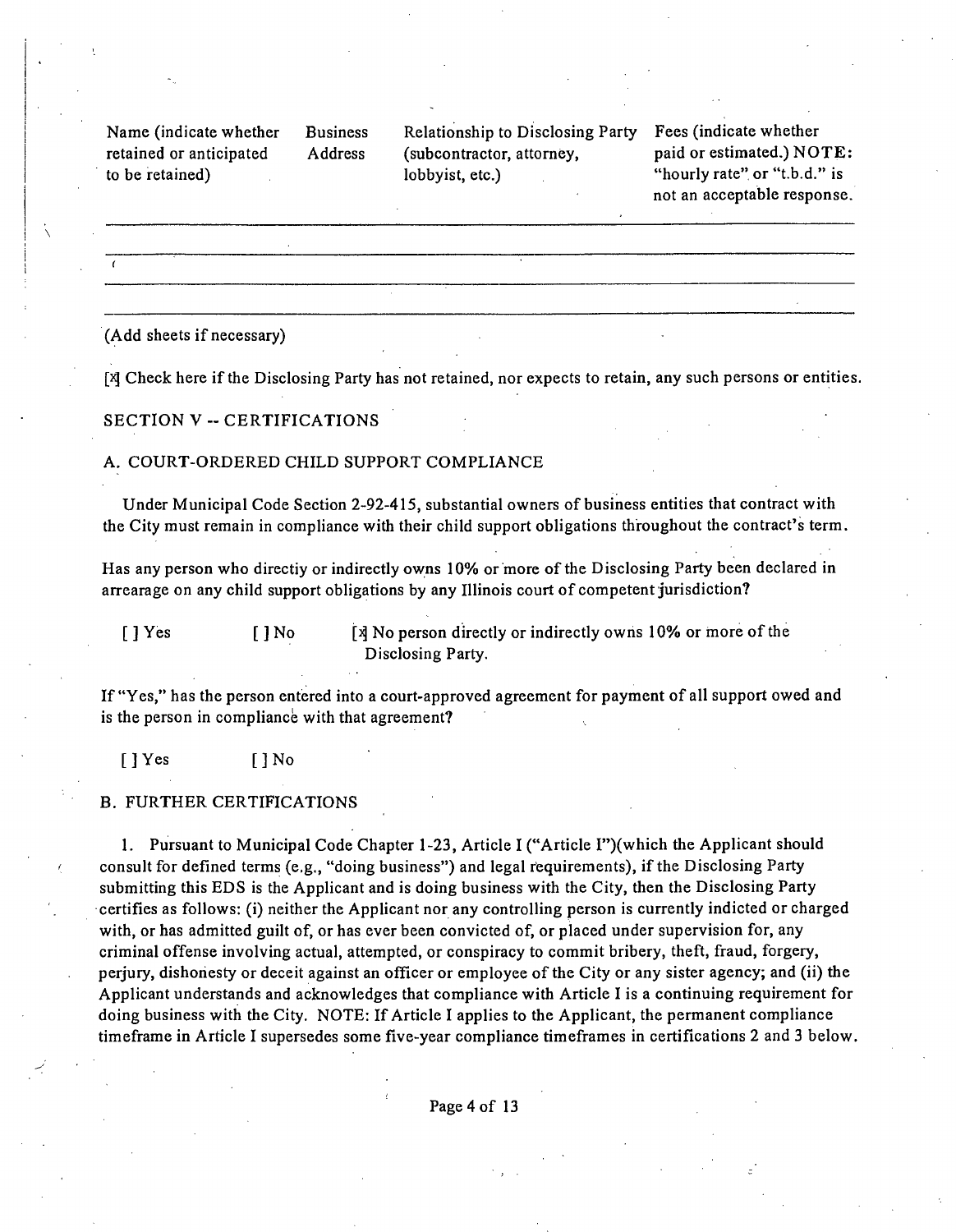| Name (indicate whether retained or anticipated to be retained) | Business Address | Relationship to Disclosing Party (subcontractor, attorney, lobbyist, etc.) | Fees (indicate whether paid or estimated.) NOTE: "hourly rate" or "t.b.d." is not an acceptable response. |
|---|---|---|---|
| | | | |
| | | | |
| | | | |

(Add sheets if necessary)

[x] Check here if the Disclosing Party has not retained, nor expects to retain, any such persons or entities.

## SECTION V -- CERTIFICATIONS

### A. COURT-ORDERED CHILD SUPPORT COMPLIANCE

Under Municipal Code Section 2-92-415, substantial owners of business entities that contract with the City must remain in compliance with their child support obligations throughout the contract's term.

Has any person who directly or indirectly owns 10% or more of the Disclosing Party been declared in arrearage on any child support obligations by any Illinois court of competent jurisdiction?

[ ] Yes [ ] No [x] No person directly or indirectly owns 10% or more of the Disclosing Party.

If "Yes," has the person entered into a court-approved agreement for payment of all support owed and is the person in compliance with that agreement?

[ ] Yes [ ] No

### B. FURTHER CERTIFICATIONS

1. Pursuant to Municipal Code Chapter 1-23, Article I ("Article I")(which the Applicant should consult for defined terms (e.g., "doing business") and legal requirements), if the Disclosing Party submitting this EDS is the Applicant and is doing business with the City, then the Disclosing Party certifies as follows: (i) neither the Applicant nor any controlling person is currently indicted or charged with, or has admitted guilt of, or has ever been convicted of, or placed under supervision for, any criminal offense involving actual, attempted, or conspiracy to commit bribery, theft, fraud, forgery, perjury, dishonesty or deceit against an officer or employee of the City or any sister agency; and (ii) the Applicant understands and acknowledges that compliance with Article I is a continuing requirement for doing business with the City. NOTE: If Article I applies to the Applicant, the permanent compliance timeframe in Article I supersedes some five-year compliance timeframes in certifications 2 and 3 below.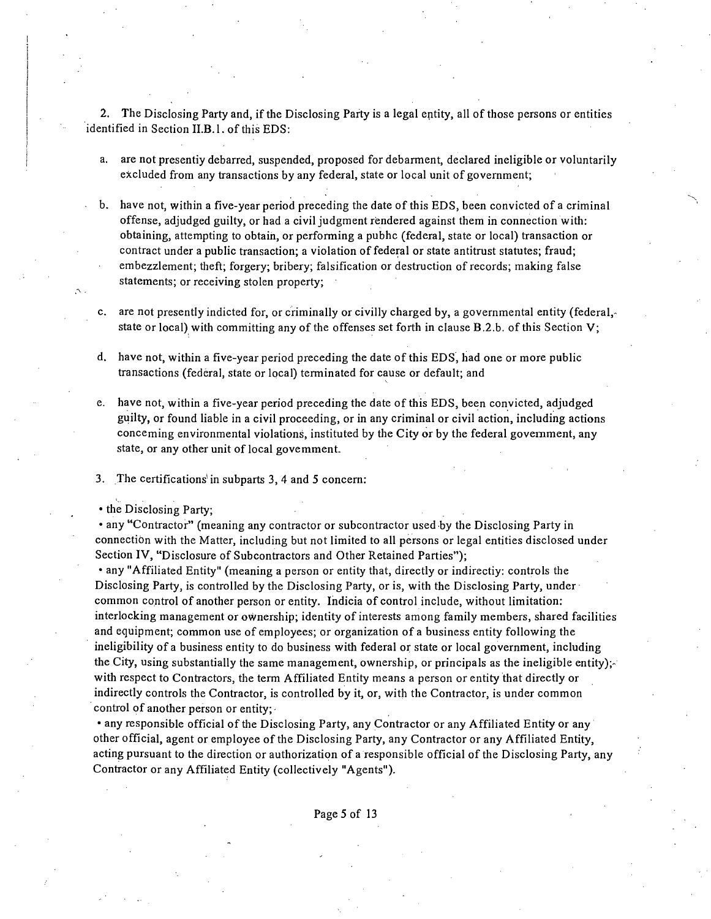2. The Disclosing Party and, if the Disclosing Party is a legal entity, all of those persons or entities identified in Section II.B.1. of this EDS:

a. are not presentiy debarred, suspended, proposed for debarment, declared ineligible or voluntarily excluded from any transactions by any federal, state or local unit of government;

b. have not, within a five-year period preceding the date of this EDS, been convicted of a criminal offense, adjudged guilty, or had a civil judgment rendered against them in connection with: obtaining, attempting to obtain, or performing a pubhc (federal, state or local) transaction or contract under a public transaction; a violation of federal or state antitrust statutes; fraud; embezzlement; theft; forgery; bribery; falsification or destruction of records; making false statements; or receiving stolen property;

c. are not presently indicted for, or criminally or civilly charged by, a governmental entity (federal, state or local) with committing any of the offenses set forth in clause B.2.b. of this Section V;

d. have not, within a five-year period preceding the date of this EDS, had one or more public transactions (federal, state or local) terminated for cause or default; and

e. have not, within a five-year period preceding the date of this EDS, been convicted, adjudged guilty, or found liable in a civil proceeding, or in any criminal or civil action, including actions conceming environmental violations, instituted by the City or by the federal government, any state, or any other unit of local govemment.

3. The certifications in subparts 3, 4 and 5 concern:

- the Disclosing Party;
- any "Contractor" (meaning any contractor or subcontractor used by the Disclosing Party in connection with the Matter, including but not limited to all persons or legal entities disclosed under Section IV, "Disclosure of Subcontractors and Other Retained Parties");
- any "Affiliated Entity" (meaning a person or entity that, directly or indirectiy: controls the Disclosing Party, is controlled by the Disclosing Party, or is, with the Disclosing Party, under common control of another person or entity. Indicia of control include, without limitation: interlocking management or ownership; identity of interests among family members, shared facilities and equipment; common use of employees; or organization of a business entity following the ineligibility of a business entity to do business with federal or state or local government, including the City, using substantially the same management, ownership, or principals as the ineligible entity); with respect to Contractors, the term Affiliated Entity means a person or entity that directly or indirectly controls the Contractor, is controlled by it, or, with the Contractor, is under common control of another person or entity;
- any responsible official of the Disclosing Party, any Contractor or any Affiliated Entity or any other official, agent or employee of the Disclosing Party, any Contractor or any Affiliated Entity, acting pursuant to the direction or authorization of a responsible official of the Disclosing Party, any Contractor or any Affiliated Entity (collectively "Agents").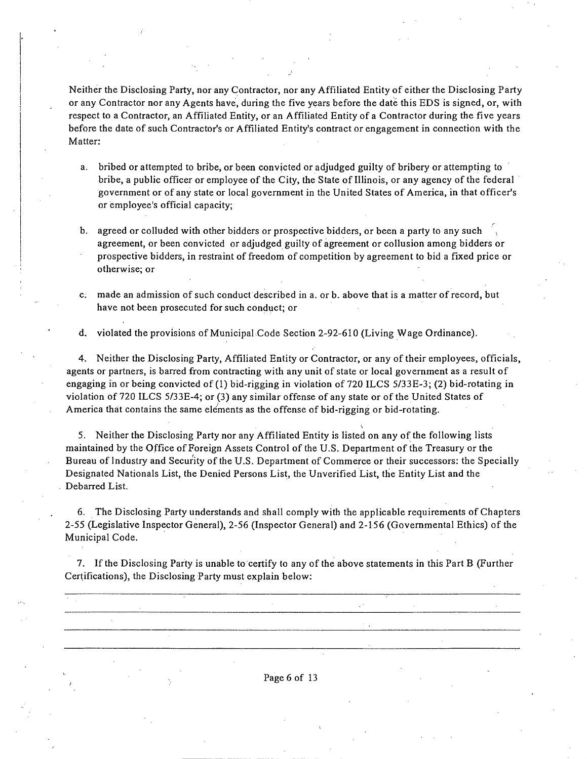Neither the Disclosing Party, nor any Contractor, nor any Affiliated Entity of either the Disclosing Party or any Contractor nor any Agents have, during the five years before the date this EDS is signed, or, with respect to a Contractor, an Affiliated Entity, or an Affiliated Entity of a Contractor during the five years before the date of such Contractor's or Affiliated Entity's contract or engagement in connection with the Matter:

a. bribed or attempted to bribe, or been convicted or adjudged guilty of bribery or attempting to bribe, a public officer or employee of the City, the State of Illinois, or any agency of the federal government or of any state or local government in the United States of America, in that officer's or employee's official capacity;

b. agreed or colluded with other bidders or prospective bidders, or been a party to any such agreement, or been convicted or adjudged guilty of agreement or collusion among bidders or prospective bidders, in restraint of freedom of competition by agreement to bid a fixed price or otherwise; or

c. made an admission of such conduct described in a. or b. above that is a matter of record, but have not been prosecuted for such conduct; or

d. violated the provisions of Municipal Code Section 2-92-610 (Living Wage Ordinance).

4. Neither the Disclosing Party, Affiliated Entity or Contractor, or any of their employees, officials, agents or partners, is barred from contracting with any unit of state or local government as a result of engaging in or being convicted of (1) bid-rigging in violation of 720 ILCS 5/33E-3; (2) bid-rotating in violation of 720 ILCS 5/33E-4; or (3) any similar offense of any state or of the United States of America that contains the same elements as the offense of bid-rigging or bid-rotating.

5. Neither the Disclosing Party nor any Affiliated Entity is listed on any of the following lists maintained by the Office of Foreign Assets Control of the U.S. Department of the Treasury or the Bureau of Industry and Security of the U.S. Department of Commerce or their successors: the Specially Designated Nationals List, the Denied Persons List, the Unverified List, the Entity List and the Debarred List.

6. The Disclosing Party understands and shall comply with the applicable requirements of Chapters 2-55 (Legislative Inspector General), 2-56 (Inspector General) and 2-156 (Governmental Ethics) of the Municipal Code.

7. If the Disclosing Party is unable to certify to any of the above statements in this Part B (Further Certifications), the Disclosing Party must explain below:

______________________________________________________________________________

______________________________________________________________________________

______________________________________________________________________________

______________________________________________________________________________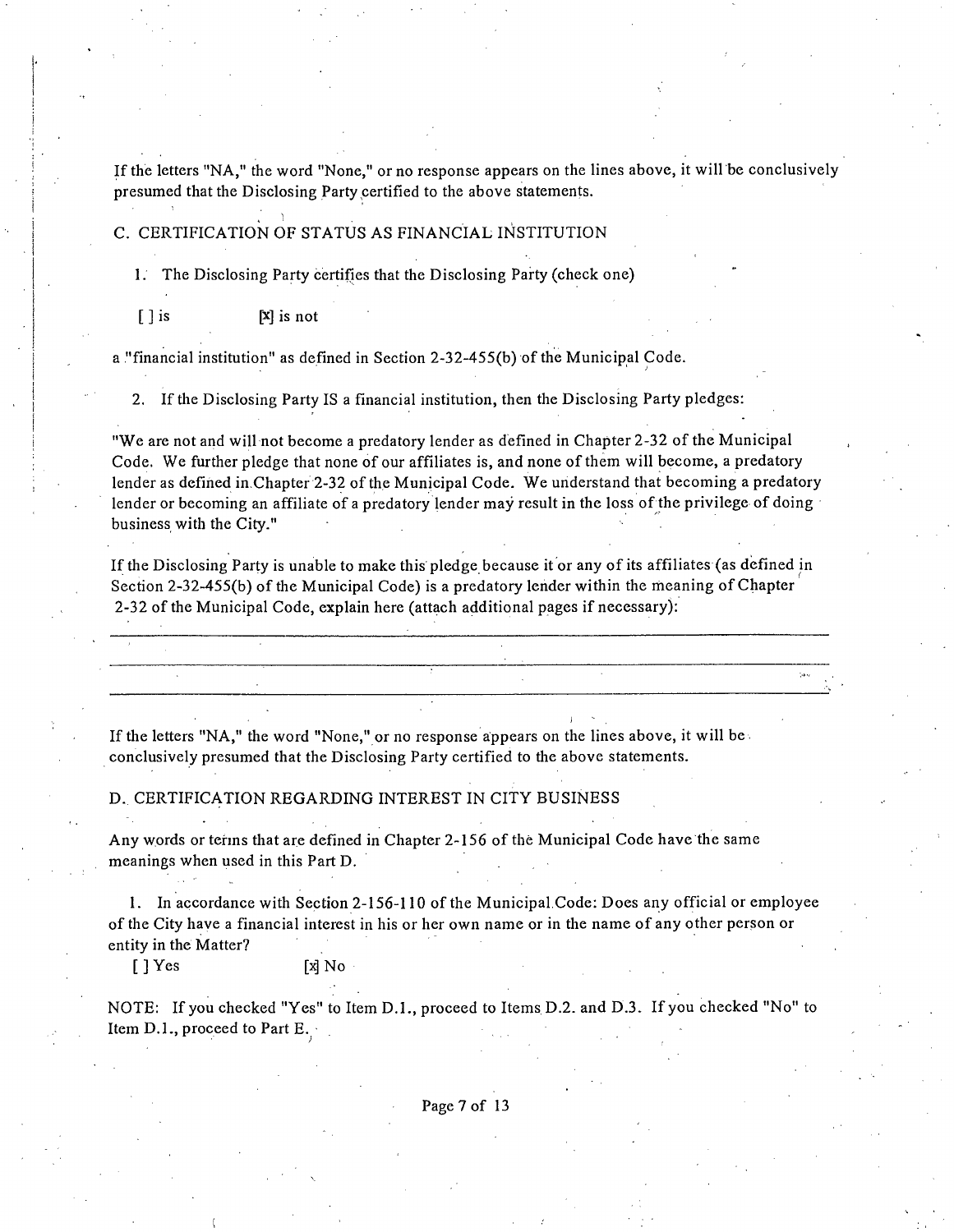If the letters "NA," the word "None," or no response appears on the lines above, it will be conclusively presumed that the Disclosing Party certified to the above statements.

## C. CERTIFICATION OF STATUS AS FINANCIAL INSTITUTION

1. The Disclosing Party certifies that the Disclosing Party (check one)

[ ] is [x] is not

a "financial institution" as defined in Section 2-32-455(b) of the Municipal Code.

2. If the Disclosing Party IS a financial institution, then the Disclosing Party pledges:

"We are not and will not become a predatory lender as defined in Chapter 2-32 of the Municipal Code. We further pledge that none of our affiliates is, and none of them will become, a predatory lender as defined in Chapter 2-32 of the Municipal Code. We understand that becoming a predatory lender or becoming an affiliate of a predatory lender may result in the loss of the privilege of doing business with the City."

If the Disclosing Party is unable to make this pledge because it or any of its affiliates (as defined in Section 2-32-455(b) of the Municipal Code) is a predatory lender within the meaning of Chapter 2-32 of the Municipal Code, explain here (attach additional pages if necessary):

\_\_\_\_\_\_\_\_\_\_\_\_\_\_\_\_\_\_\_\_\_\_\_\_\_\_\_\_\_\_\_\_\_\_\_\_\_\_\_\_\_\_\_\_\_\_\_\_\_\_\_\_\_\_\_\_\_\_\_\_\_\_\_\_\_\_\_\_\_\_\_\_

\_\_\_\_\_\_\_\_\_\_\_\_\_\_\_\_\_\_\_\_\_\_\_\_\_\_\_\_\_\_\_\_\_\_\_\_\_\_\_\_\_\_\_\_\_\_\_\_\_\_\_\_\_\_\_\_\_\_\_\_\_\_\_\_\_\_\_\_\_\_\_\_

\_\_\_\_\_\_\_\_\_\_\_\_\_\_\_\_\_\_\_\_\_\_\_\_\_\_\_\_\_\_\_\_\_\_\_\_\_\_\_\_\_\_\_\_\_\_\_\_\_\_\_\_\_\_\_\_\_\_\_\_\_\_\_\_\_\_\_\_\_\_\_\_

If the letters "NA," the word "None," or no response appears on the lines above, it will be conclusively presumed that the Disclosing Party certified to the above statements.

## D. CERTIFICATION REGARDING INTEREST IN CITY BUSINESS

Any words or terms that are defined in Chapter 2-156 of the Municipal Code have the same meanings when used in this Part D.

1. In accordance with Section 2-156-110 of the Municipal Code: Does any official or employee of the City have a financial interest in his or her own name or in the name of any other person or entity in the Matter?

[ ] Yes [x] No

NOTE: If you checked "Yes" to Item D.1., proceed to Items D.2. and D.3. If you checked "No" to Item D.1., proceed to Part E.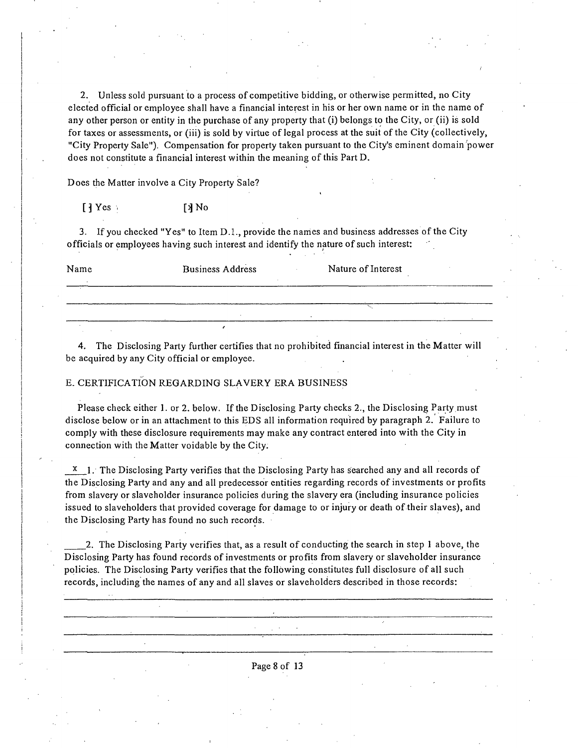2. Unless sold pursuant to a process of competitive bidding, or otherwise permitted, no City elected official or employee shall have a financial interest in his or her own name or in the name of any other person or entity in the purchase of any property that (i) belongs to the City, or (ii) is sold for taxes or assessments, or (iii) is sold by virtue of legal process at the suit of the City (collectively, "City Property Sale"). Compensation for property taken pursuant to the City's eminent domain power does not constitute a financial interest within the meaning of this Part D.

Does the Matter involve a City Property Sale?

[ ] Yes     [x] No

3. If you checked "Yes" to Item D.1., provide the names and business addresses of the City officials or employees having such interest and identify the nature of such interest:

| Name | Business Address | Nature of Interest |
| --- | --- | --- |
| | | |
| | | |
| | | |

4. The Disclosing Party further certifies that no prohibited financial interest in the Matter will be acquired by any City official or employee.

E. CERTIFICATION REGARDING SLAVERY ERA BUSINESS

Please check either 1. or 2. below. If the Disclosing Party checks 2., the Disclosing Party must disclose below or in an attachment to this EDS all information required by paragraph 2. Failure to comply with these disclosure requirements may make any contract entered into with the City in connection with the Matter voidable by the City.

\_x\_ 1. The Disclosing Party verifies that the Disclosing Party has searched any and all records of the Disclosing Party and any and all predecessor entities regarding records of investments or profits from slavery or slaveholder insurance policies during the slavery era (including insurance policies issued to slaveholders that provided coverage for damage to or injury or death of their slaves), and the Disclosing Party has found no such records.

\_\_\_\_ 2. The Disclosing Party verifies that, as a result of conducting the search in step 1 above, the Disclosing Party has found records of investments or profits from slavery or slaveholder insurance policies. The Disclosing Party verifies that the following constitutes full disclosure of all such records, including the names of any and all slaves or slaveholders described in those records:

\_\_\_\_\_\_\_\_\_\_\_\_\_\_\_\_\_\_\_\_\_\_\_\_\_\_\_\_\_\_\_\_\_\_\_\_\_\_\_\_\_\_\_\_\_\_\_\_\_\_\_\_\_\_\_\_\_\_\_\_

\_\_\_\_\_\_\_\_\_\_\_\_\_\_\_\_\_\_\_\_\_\_\_\_\_\_\_\_\_\_\_\_\_\_\_\_\_\_\_\_\_\_\_\_\_\_\_\_\_\_\_\_\_\_\_\_\_\_\_\_

\_\_\_\_\_\_\_\_\_\_\_\_\_\_\_\_\_\_\_\_\_\_\_\_\_\_\_\_\_\_\_\_\_\_\_\_\_\_\_\_\_\_\_\_\_\_\_\_\_\_\_\_\_\_\_\_\_\_\_\_

\_\_\_\_\_\_\_\_\_\_\_\_\_\_\_\_\_\_\_\_\_\_\_\_\_\_\_\_\_\_\_\_\_\_\_\_\_\_\_\_\_\_\_\_\_\_\_\_\_\_\_\_\_\_\_\_\_\_\_\_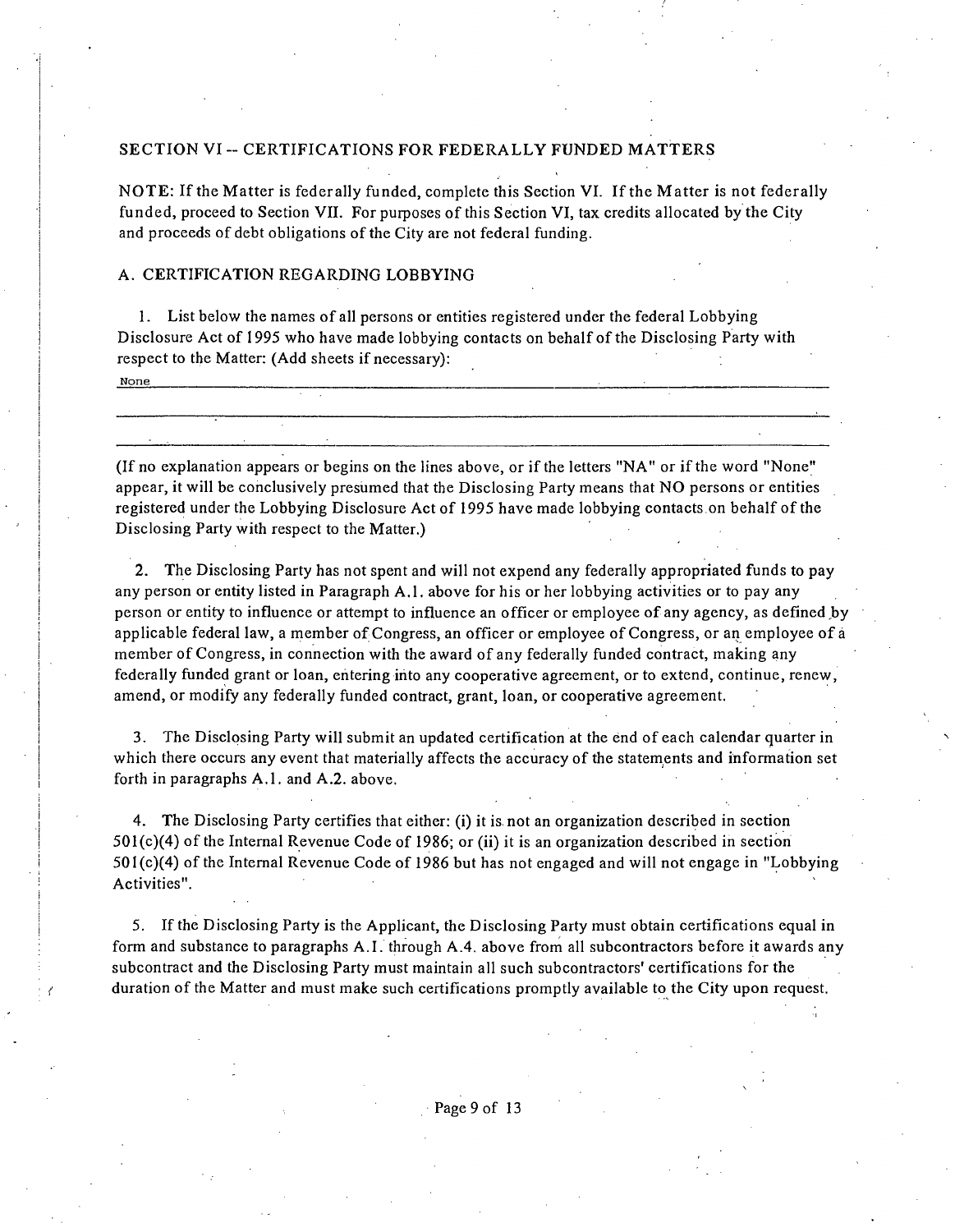## SECTION VI -- CERTIFICATIONS FOR FEDERALLY FUNDED MATTERS

NOTE: If the Matter is federally funded, complete this Section VI. If the Matter is not federally funded, proceed to Section VII. For purposes of this Section VI, tax credits allocated by the City and proceeds of debt obligations of the City are not federal funding.

### A. CERTIFICATION REGARDING LOBBYING

1. List below the names of all persons or entities registered under the federal Lobbying Disclosure Act of 1995 who have made lobbying contacts on behalf of the Disclosing Party with respect to the Matter: (Add sheets if necessary):

None

(If no explanation appears or begins on the lines above, or if the letters "NA" or if the word "None" appear, it will be conclusively presumed that the Disclosing Party means that NO persons or entities registered under the Lobbying Disclosure Act of 1995 have made lobbying contacts on behalf of the Disclosing Party with respect to the Matter.)

2. The Disclosing Party has not spent and will not expend any federally appropriated funds to pay any person or entity listed in Paragraph A.1. above for his or her lobbying activities or to pay any person or entity to influence or attempt to influence an officer or employee of any agency, as defined by applicable federal law, a member of Congress, an officer or employee of Congress, or an employee of a member of Congress, in connection with the award of any federally funded contract, making any federally funded grant or loan, entering into any cooperative agreement, or to extend, continue, renew, amend, or modify any federally funded contract, grant, loan, or cooperative agreement.

3. The Disclosing Party will submit an updated certification at the end of each calendar quarter in which there occurs any event that materially affects the accuracy of the statements and information set forth in paragraphs A.1. and A.2. above.

4. The Disclosing Party certifies that either: (i) it is not an organization described in section 501(c)(4) of the Internal Revenue Code of 1986; or (ii) it is an organization described in section 501(c)(4) of the Internal Revenue Code of 1986 but has not engaged and will not engage in "Lobbying Activities".

5. If the Disclosing Party is the Applicant, the Disclosing Party must obtain certifications equal in form and substance to paragraphs A.1. through A.4. above from all subcontractors before it awards any subcontract and the Disclosing Party must maintain all such subcontractors' certifications for the duration of the Matter and must make such certifications promptly available to the City upon request.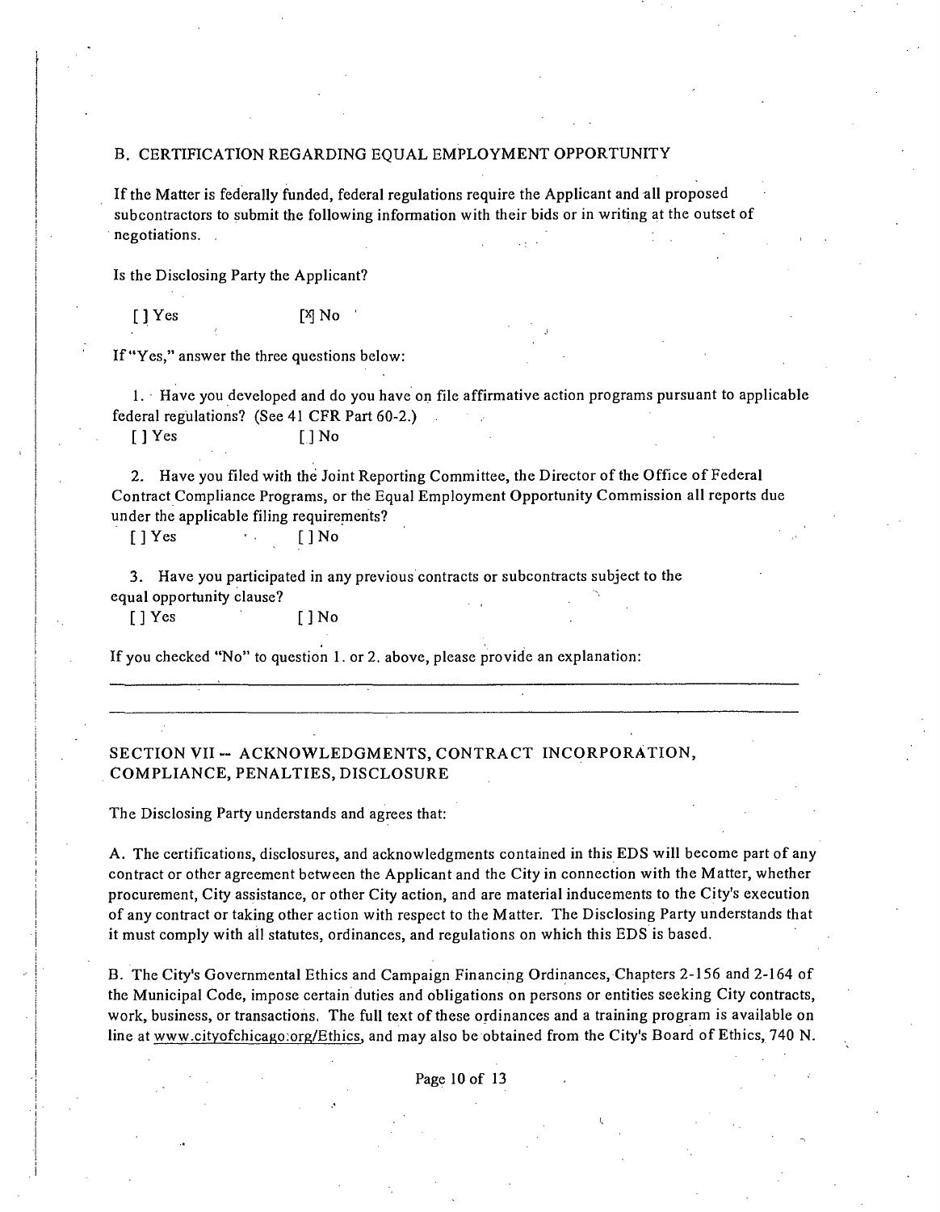## B. CERTIFICATION REGARDING EQUAL EMPLOYMENT OPPORTUNITY

If the Matter is federally funded, federal regulations require the Applicant and all proposed subcontractors to submit the following information with their bids or in writing at the outset of negotiations.

Is the Disclosing Party the Applicant?

[ ] Yes [X] No

If "Yes," answer the three questions below:

1. Have you developed and do you have on file affirmative action programs pursuant to applicable federal regulations? (See 41 CFR Part 60-2.)

   [ ] Yes [ ] No

2. Have you filed with the Joint Reporting Committee, the Director of the Office of Federal Contract Compliance Programs, or the Equal Employment Opportunity Commission all reports due under the applicable filing requirements?

   [ ] Yes [ ] No

3. Have you participated in any previous contracts or subcontracts subject to the equal opportunity clause?

   [ ] Yes [ ] No

If you checked "No" to question 1. or 2. above, please provide an explanation:

______________________________________________________________________________

______________________________________________________________________________

## SECTION VII -- ACKNOWLEDGMENTS, CONTRACT INCORPORATION, COMPLIANCE, PENALTIES, DISCLOSURE

The Disclosing Party understands and agrees that:

A. The certifications, disclosures, and acknowledgments contained in this EDS will become part of any contract or other agreement between the Applicant and the City in connection with the Matter, whether procurement, City assistance, or other City action, and are material inducements to the City's execution of any contract or taking other action with respect to the Matter. The Disclosing Party understands that it must comply with all statutes, ordinances, and regulations on which this EDS is based.

B. The City's Governmental Ethics and Campaign Financing Ordinances, Chapters 2-156 and 2-164 of the Municipal Code, impose certain duties and obligations on persons or entities seeking City contracts, work, business, or transactions. The full text of these ordinances and a training program is available on line at www.cityofchicago.org/Ethics, and may also be obtained from the City's Board of Ethics, 740 N.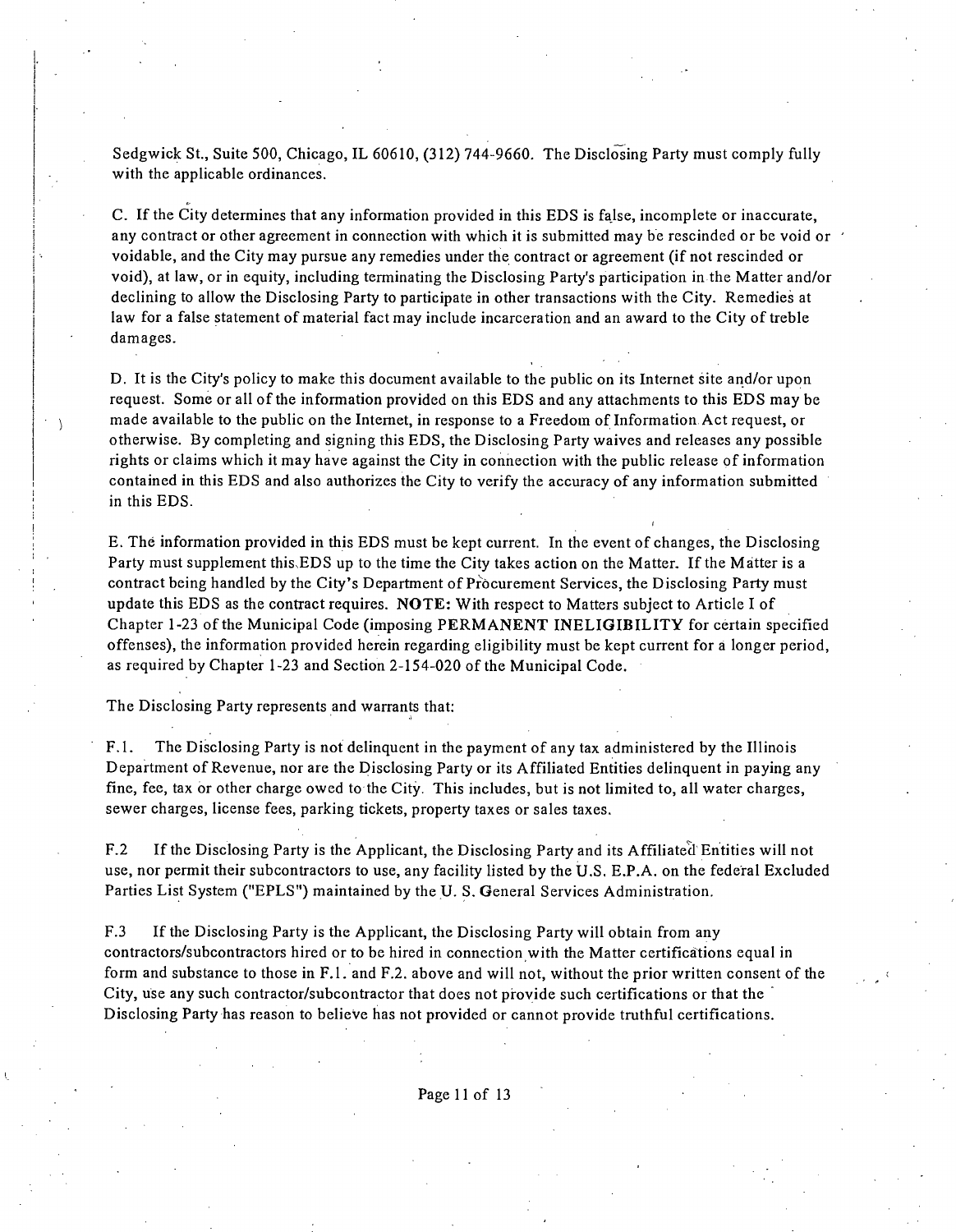Sedgwick St., Suite 500, Chicago, IL 60610, (312) 744-9660. The Disclosing Party must comply fully with the applicable ordinances.

C. If the City determines that any information provided in this EDS is false, incomplete or inaccurate, any contract or other agreement in connection with which it is submitted may be rescinded or be void or voidable, and the City may pursue any remedies under the contract or agreement (if not rescinded or void), at law, or in equity, including terminating the Disclosing Party's participation in the Matter and/or declining to allow the Disclosing Party to participate in other transactions with the City. Remedies at law for a false statement of material fact may include incarceration and an award to the City of treble damages.

D. It is the City's policy to make this document available to the public on its Internet site and/or upon request. Some or all of the information provided on this EDS and any attachments to this EDS may be made available to the public on the Internet, in response to a Freedom of Information Act request, or otherwise. By completing and signing this EDS, the Disclosing Party waives and releases any possible rights or claims which it may have against the City in connection with the public release of information contained in this EDS and also authorizes the City to verify the accuracy of any information submitted in this EDS.

E. The information provided in this EDS must be kept current. In the event of changes, the Disclosing Party must supplement this EDS up to the time the City takes action on the Matter. If the Matter is a contract being handled by the City's Department of Procurement Services, the Disclosing Party must update this EDS as the contract requires. **NOTE:** With respect to Matters subject to Article I of Chapter 1-23 of the Municipal Code (imposing PERMANENT INELIGIBILITY for certain specified offenses), the information provided herein regarding eligibility must be kept current for a longer period, as required by Chapter 1-23 and Section 2-154-020 of the Municipal Code.

The Disclosing Party represents and warrants that:

F.1. The Disclosing Party is not delinquent in the payment of any tax administered by the Illinois Department of Revenue, nor are the Disclosing Party or its Affiliated Entities delinquent in paying any fine, fee, tax or other charge owed to the City. This includes, but is not limited to, all water charges, sewer charges, license fees, parking tickets, property taxes or sales taxes.

F.2 If the Disclosing Party is the Applicant, the Disclosing Party and its Affiliated Entities will not use, nor permit their subcontractors to use, any facility listed by the U.S. E.P.A. on the federal Excluded Parties List System ("EPLS") maintained by the U. S. General Services Administration.

F.3 If the Disclosing Party is the Applicant, the Disclosing Party will obtain from any contractors/subcontractors hired or to be hired in connection with the Matter certifications equal in form and substance to those in F.1. and F.2. above and will not, without the prior written consent of the City, use any such contractor/subcontractor that does not provide such certifications or that the Disclosing Party has reason to believe has not provided or cannot provide truthful certifications.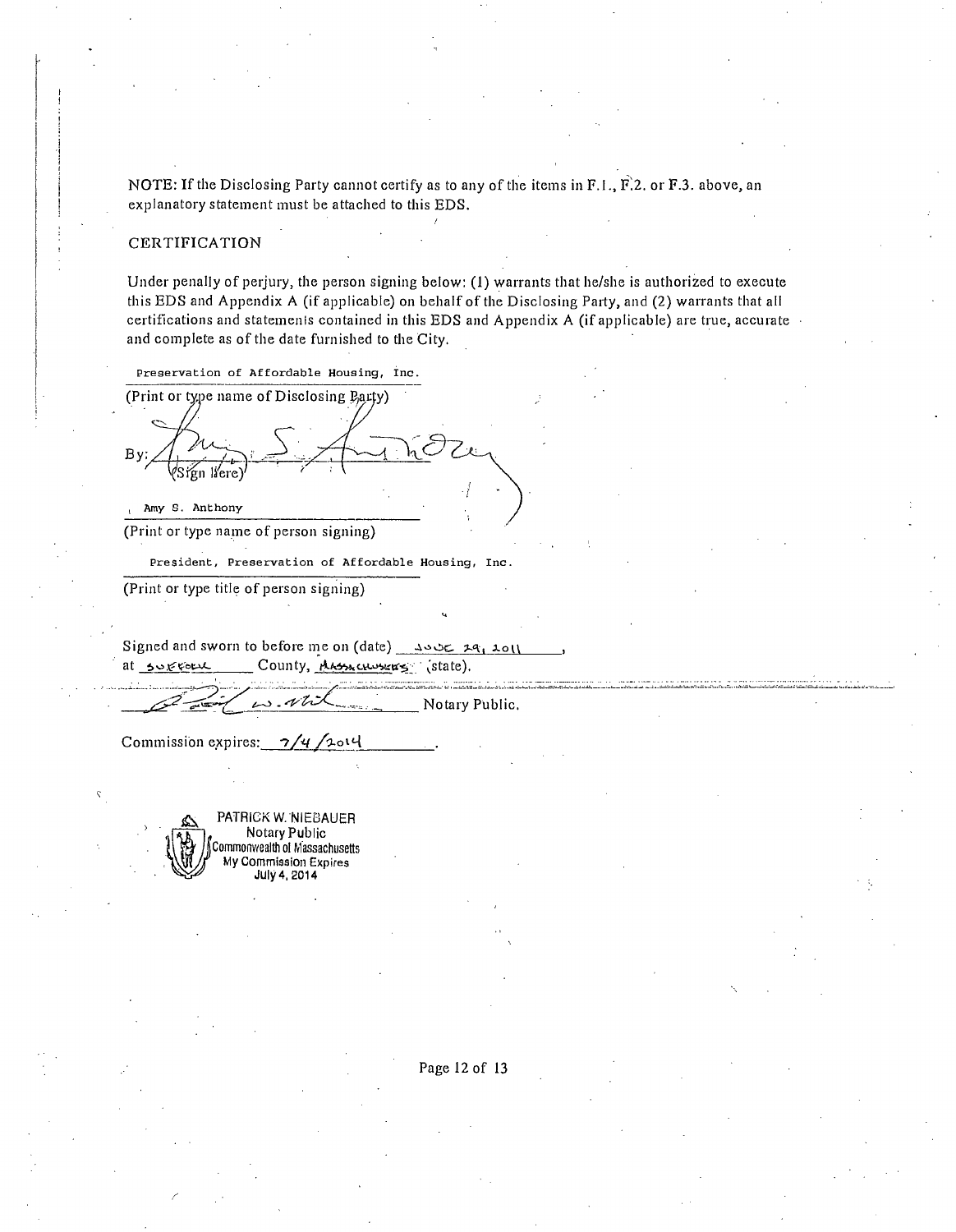NOTE: If the Disclosing Party cannot certify as to any of the items in F.1., F.2. or F.3. above, an explanatory statement must be attached to this EDS.

CERTIFICATION

Under penalty of perjury, the person signing below: (1) warrants that he/she is authorized to execute this EDS and Appendix A (if applicable) on behalf of the Disclosing Party, and (2) warrants that all certifications and statements contained in this EDS and Appendix A (if applicable) are true, accurate and complete as of the date furnished to the City.

Preservation of Affordable Housing, Inc.
(Print or type name of Disclosing Party)

By: ______________________
(Sign here)

Amy S. Anthony
(Print or type name of person signing)

President, Preservation of Affordable Housing, Inc.
(Print or type title of person signing)

Signed and sworn to before me on (date) June 29, 2011,
at Suffolk County, Massachusetts (state).

______________________ Notary Public.

Commission expires: 7/4/2014.

PATRICK W. NIEBAUER
Notary Public
Commonwealth of Massachusetts
My Commission Expires
July 4, 2014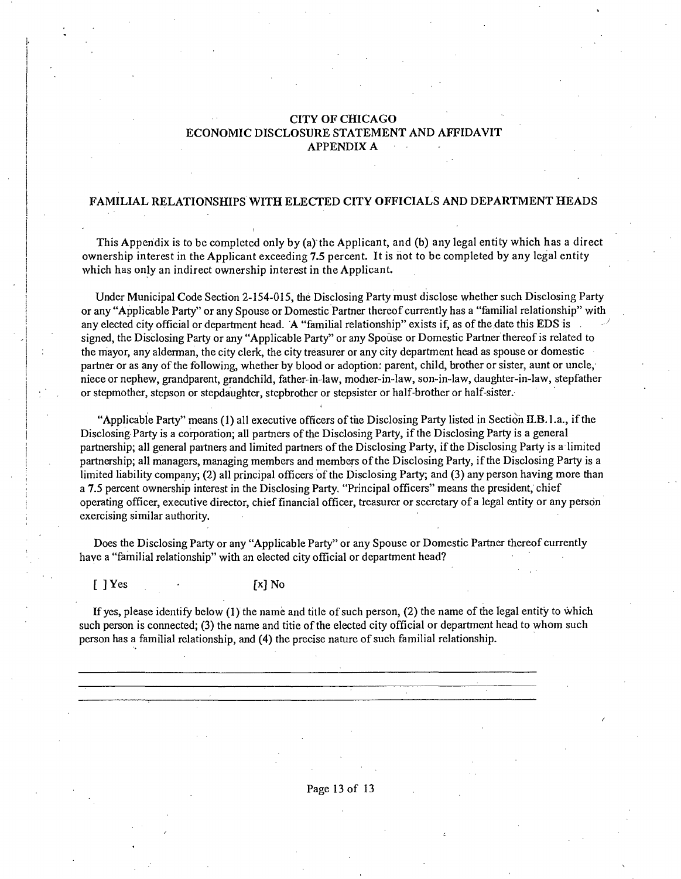# CITY OF CHICAGO
# ECONOMIC DISCLOSURE STATEMENT AND AFFIDAVIT
# APPENDIX A

## FAMILIAL RELATIONSHIPS WITH ELECTED CITY OFFICIALS AND DEPARTMENT HEADS

This Appendix is to be completed only by (a) the Applicant, and (b) any legal entity which has a direct ownership interest in the Applicant exceeding 7.5 percent. It is not to be completed by any legal entity which has only an indirect ownership interest in the Applicant.

Under Municipal Code Section 2-154-015, the Disclosing Party must disclose whether such Disclosing Party or any "Applicable Party" or any Spouse or Domestic Partner thereof currently has a "familial relationship" with any elected city official or department head. A "familial relationship" exists if, as of the date this EDS is signed, the Disclosing Party or any "Applicable Party" or any Spouse or Domestic Partner thereof is related to the mayor, any alderman, the city clerk, the city treasurer or any city department head as spouse or domestic partner or as any of the following, whether by blood or adoption: parent, child, brother or sister, aunt or uncle, niece or nephew, grandparent, grandchild, father-in-law, mother-in-law, son-in-law, daughter-in-law, stepfather or stepmother, stepson or stepdaughter, stepbrother or stepsister or half-brother or half-sister.

"Applicable Party" means (1) all executive officers of the Disclosing Party listed in Section II.B.1.a., if the Disclosing Party is a corporation; all partners of the Disclosing Party, if the Disclosing Party is a general partnership; all general partners and limited partners of the Disclosing Party, if the Disclosing Party is a limited partnership; all managers, managing members and members of the Disclosing Party, if the Disclosing Party is a limited liability company; (2) all principal officers of the Disclosing Party; and (3) any person having more than a 7.5 percent ownership interest in the Disclosing Party. "Principal officers" means the president, chief operating officer, executive director, chief financial officer, treasurer or secretary of a legal entity or any person exercising similar authority.

Does the Disclosing Party or any "Applicable Party" or any Spouse or Domestic Partner thereof currently have a "familial relationship" with an elected city official or department head?

[ ] Yes [x] No

If yes, please identify below (1) the name and title of such person, (2) the name of the legal entity to which such person is connected; (3) the name and title of the elected city official or department head to whom such person has a familial relationship, and (4) the precise nature of such familial relationship.

___________________________________________________________________________

___________________________________________________________________________

___________________________________________________________________________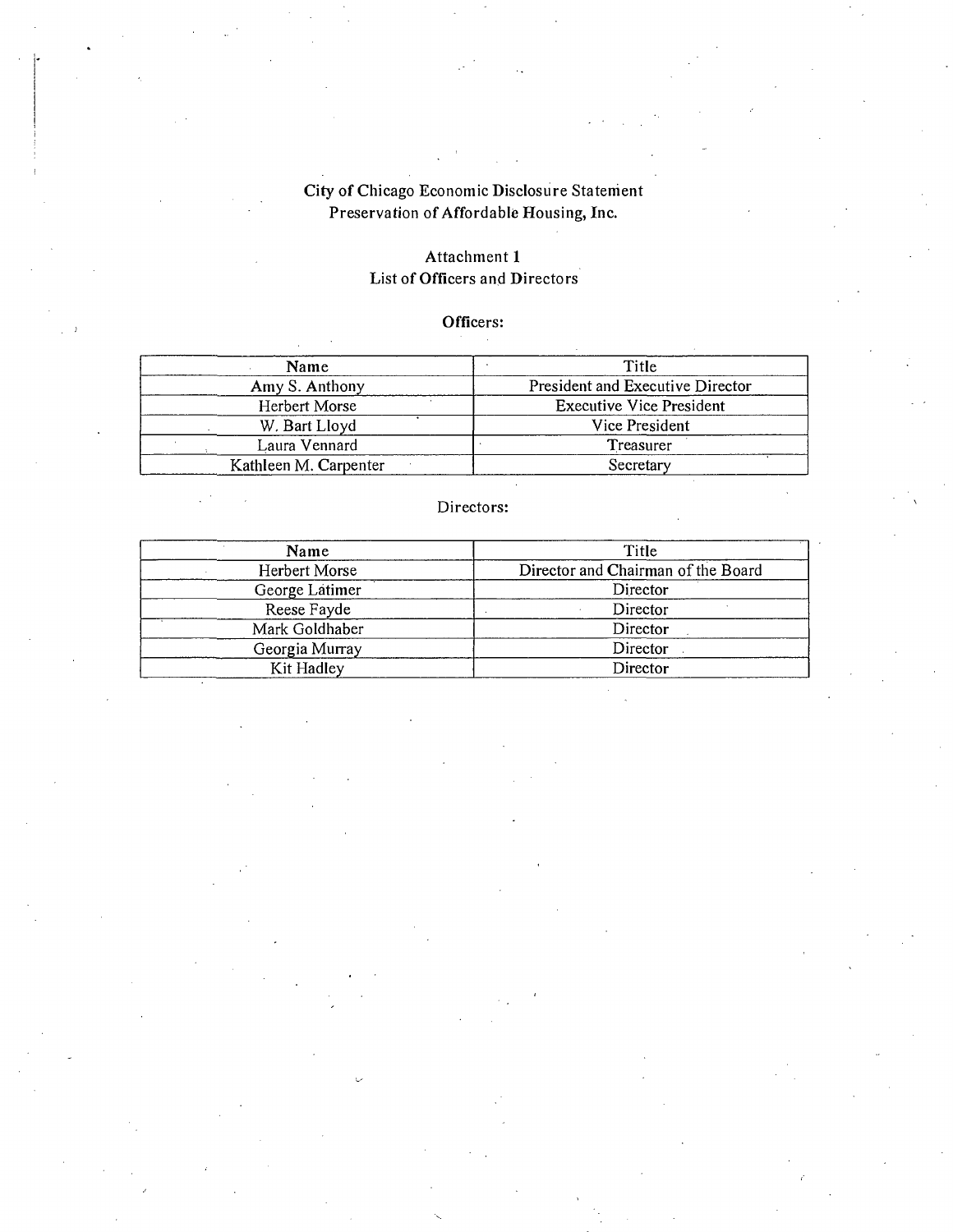# City of Chicago Economic Disclosure Statement
## Preservation of Affordable Housing, Inc.

### Attachment 1
### List of Officers and Directors

**Officers:**

| Name | Title |
|---|---|
| Amy S. Anthony | President and Executive Director |
| Herbert Morse | Executive Vice President |
| W. Bart Lloyd | Vice President |
| Laura Vennard | Treasurer |
| Kathleen M. Carpenter | Secretary |

Directors:

| Name | Title |
|---|---|
| Herbert Morse | Director and Chairman of the Board |
| George Latimer | Director |
| Reese Fayde | Director |
| Mark Goldhaber | Director |
| Georgia Murray | Director |
| Kit Hadley | Director |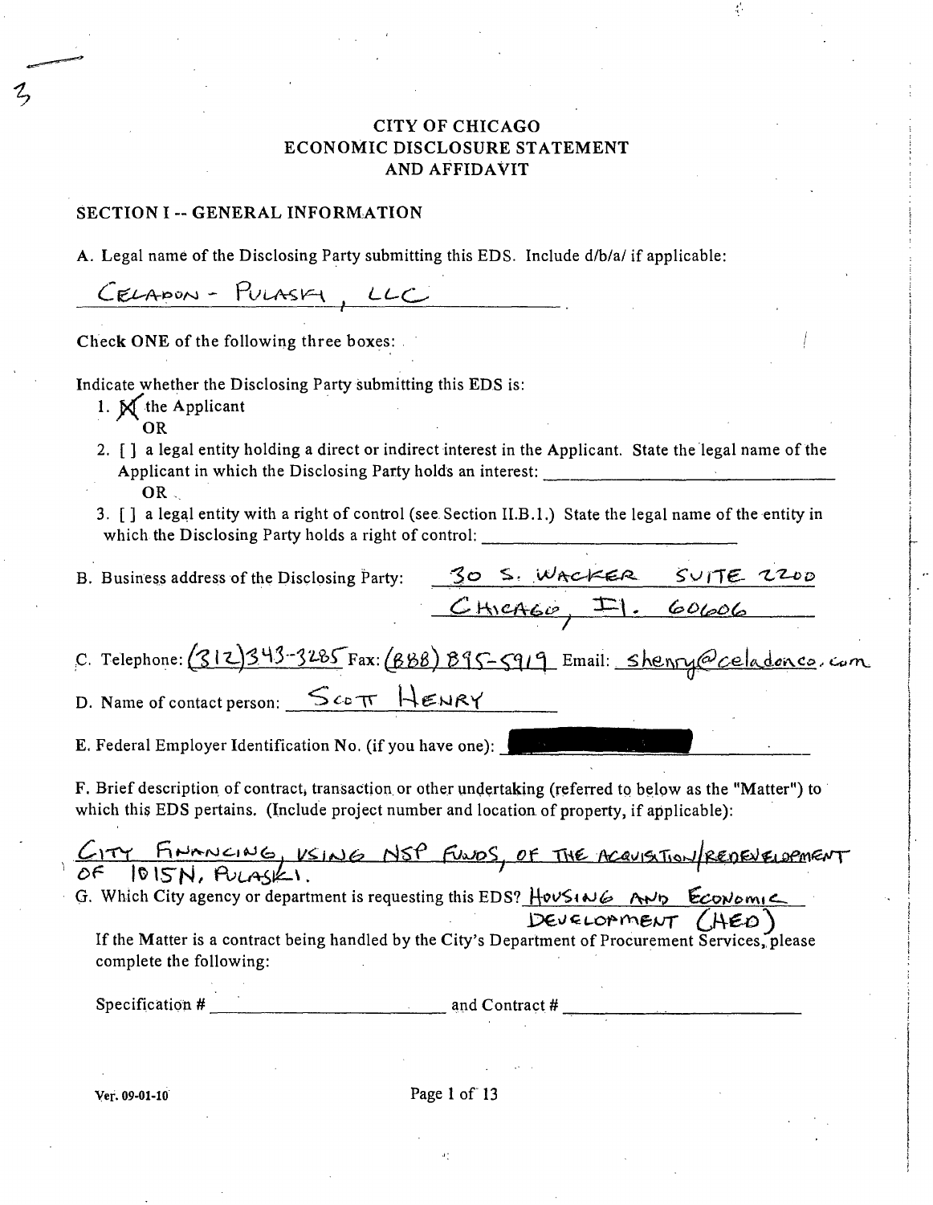3

# CITY OF CHICAGO
# ECONOMIC DISCLOSURE STATEMENT
# AND AFFIDAVIT

## SECTION I -- GENERAL INFORMATION

A. Legal name of the Disclosing Party submitting this EDS. Include d/b/a/ if applicable:

CELADON - PULASKI, LLC

Check ONE of the following three boxes:

Indicate whether the Disclosing Party submitting this EDS is:

1. [X] the Applicant
   OR
2. [ ] a legal entity holding a direct or indirect interest in the Applicant. State the legal name of the Applicant in which the Disclosing Party holds an interest: ______________
   OR
3. [ ] a legal entity with a right of control (see Section II.B.1.) State the legal name of the entity in which the Disclosing Party holds a right of control: ______________

B. Business address of the Disclosing Party: 30 S. WACKER SUITE 2200
CHICAGO, IL. 60606

C. Telephone: (312)343-3285 Fax: (888) 895-5919 Email: shenry@celadonco.com

D. Name of contact person: SCOTT HENRY

E. Federal Employer Identification No. (if you have one): [REDACTED]

F. Brief description of contract, transaction or other undertaking (referred to below as the "Matter") to which this EDS pertains. (Include project number and location of property, if applicable):

CITY FINANCING, USING NSP FUNDS, OF THE ACQUISITION/REDEVELOPMENT OF 1015N. PULASKI.

G. Which City agency or department is requesting this EDS? HOUSING AND ECONOMIC DEVELOPMENT (HED)

If the Matter is a contract being handled by the City's Department of Procurement Services, please complete the following:

Specification # ______________ and Contract # ______________

Ver. 09-01-10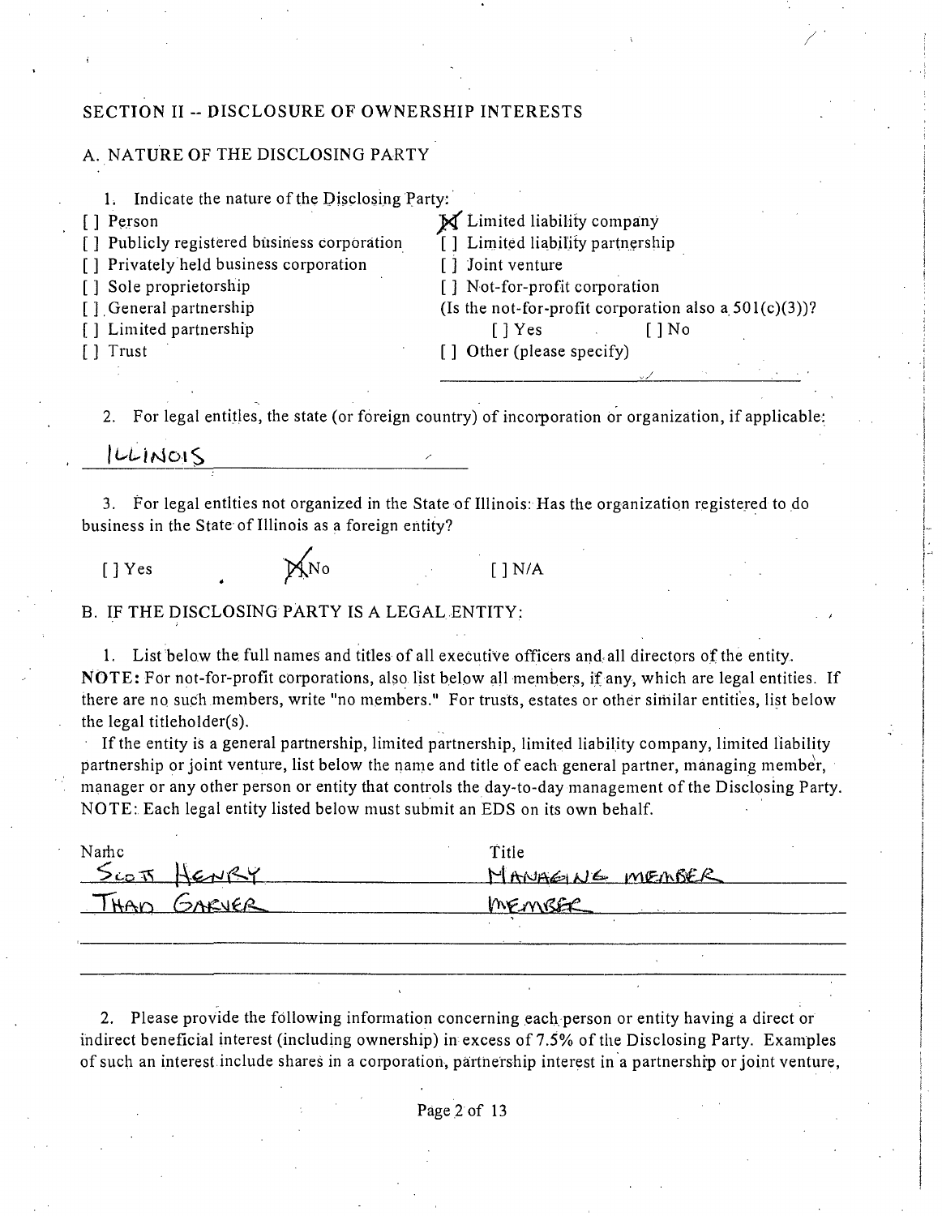## SECTION II -- DISCLOSURE OF OWNERSHIP INTERESTS

### A. NATURE OF THE DISCLOSING PARTY

1. Indicate the nature of the Disclosing Party:

[ ] Person
[ ] Publicly registered business corporation
[ ] Privately held business corporation
[ ] Sole proprietorship
[ ] General partnership
[ ] Limited partnership
[ ] Trust
[X] Limited liability company
[ ] Limited liability partnership
[ ] Joint venture
[ ] Not-for-profit corporation
(Is the not-for-profit corporation also a 501(c)(3))?
[ ] Yes [ ] No
[ ] Other (please specify)

2. For legal entities, the state (or foreign country) of incorporation or organization, if applicable:

ILLINOIS

3. For legal entities not organized in the State of Illinois: Has the organization registered to do business in the State of Illinois as a foreign entity?

[ ] Yes [X] No [ ] N/A

### B. IF THE DISCLOSING PARTY IS A LEGAL ENTITY:

1. List below the full names and titles of all executive officers and all directors of the entity. **NOTE:** For not-for-profit corporations, also list below all members, if any, which are legal entities. If there are no such members, write "no members." For trusts, estates or other similar entities, list below the legal titleholder(s).

If the entity is a general partnership, limited partnership, limited liability company, limited liability partnership or joint venture, list below the name and title of each general partner, managing member, manager or any other person or entity that controls the day-to-day management of the Disclosing Party. NOTE: Each legal entity listed below must submit an EDS on its own behalf.

| Name | Title |
|---|---|
| SCOTT HENRY | MANAGING MEMBER |
| THAD GARVER | MEMBER |

2. Please provide the following information concerning each person or entity having a direct or indirect beneficial interest (including ownership) in excess of 7.5% of the Disclosing Party. Examples of such an interest include shares in a corporation, partnership interest in a partnership or joint venture,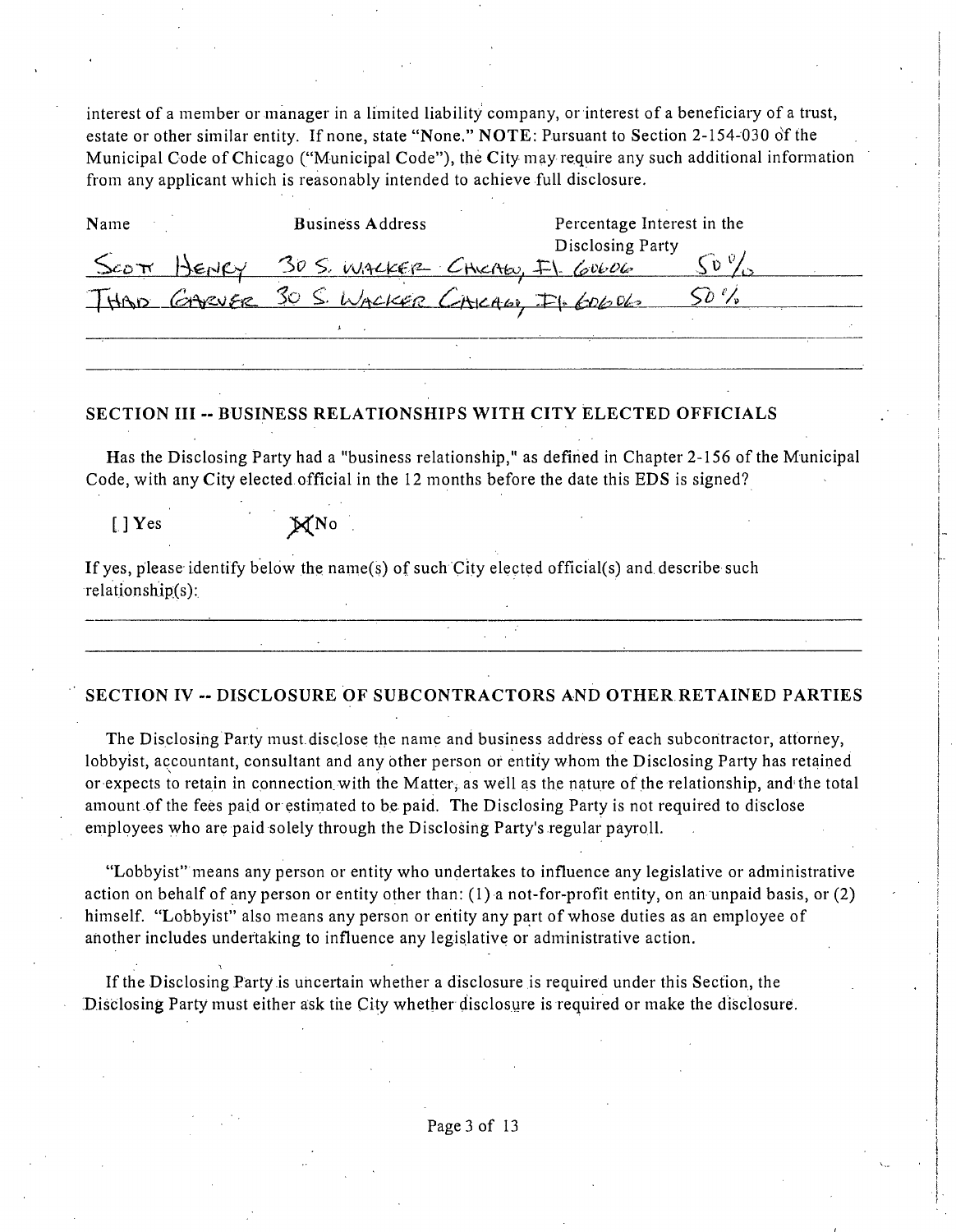interest of a member or manager in a limited liability company, or interest of a beneficiary of a trust, estate or other similar entity. If none, state "None." **NOTE**: Pursuant to Section 2-154-030 of the Municipal Code of Chicago ("Municipal Code"), the City may require any such additional information from any applicant which is reasonably intended to achieve full disclosure.

| Name | Business Address | Percentage Interest in the Disclosing Party |
|---|---|---|
| SCOTT HENRY | 30 S. WACKER CHICAGO, IL 60606 | 50% |
| THAD CARVER | 30 S. WACKER CHICAGO, IL 60606 | 50% |
| | | |
| | | |

## SECTION III -- BUSINESS RELATIONSHIPS WITH CITY ELECTED OFFICIALS

Has the Disclosing Party had a "business relationship," as defined in Chapter 2-156 of the Municipal Code, with any City elected official in the 12 months before the date this EDS is signed?

[ ] Yes [X] No

If yes, please identify below the name(s) of such City elected official(s) and describe such relationship(s):

## SECTION IV -- DISCLOSURE OF SUBCONTRACTORS AND OTHER RETAINED PARTIES

The Disclosing Party must disclose the name and business address of each subcontractor, attorney, lobbyist, accountant, consultant and any other person or entity whom the Disclosing Party has retained or expects to retain in connection with the Matter, as well as the nature of the relationship, and the total amount of the fees paid or estimated to be paid. The Disclosing Party is not required to disclose employees who are paid solely through the Disclosing Party's regular payroll.

"Lobbyist" means any person or entity who undertakes to influence any legislative or administrative action on behalf of any person or entity other than: (1) a not-for-profit entity, on an unpaid basis, or (2) himself. "Lobbyist" also means any person or entity any part of whose duties as an employee of another includes undertaking to influence any legislative or administrative action.

If the Disclosing Party is uncertain whether a disclosure is required under this Section, the Disclosing Party must either ask the City whether disclosure is required or make the disclosure.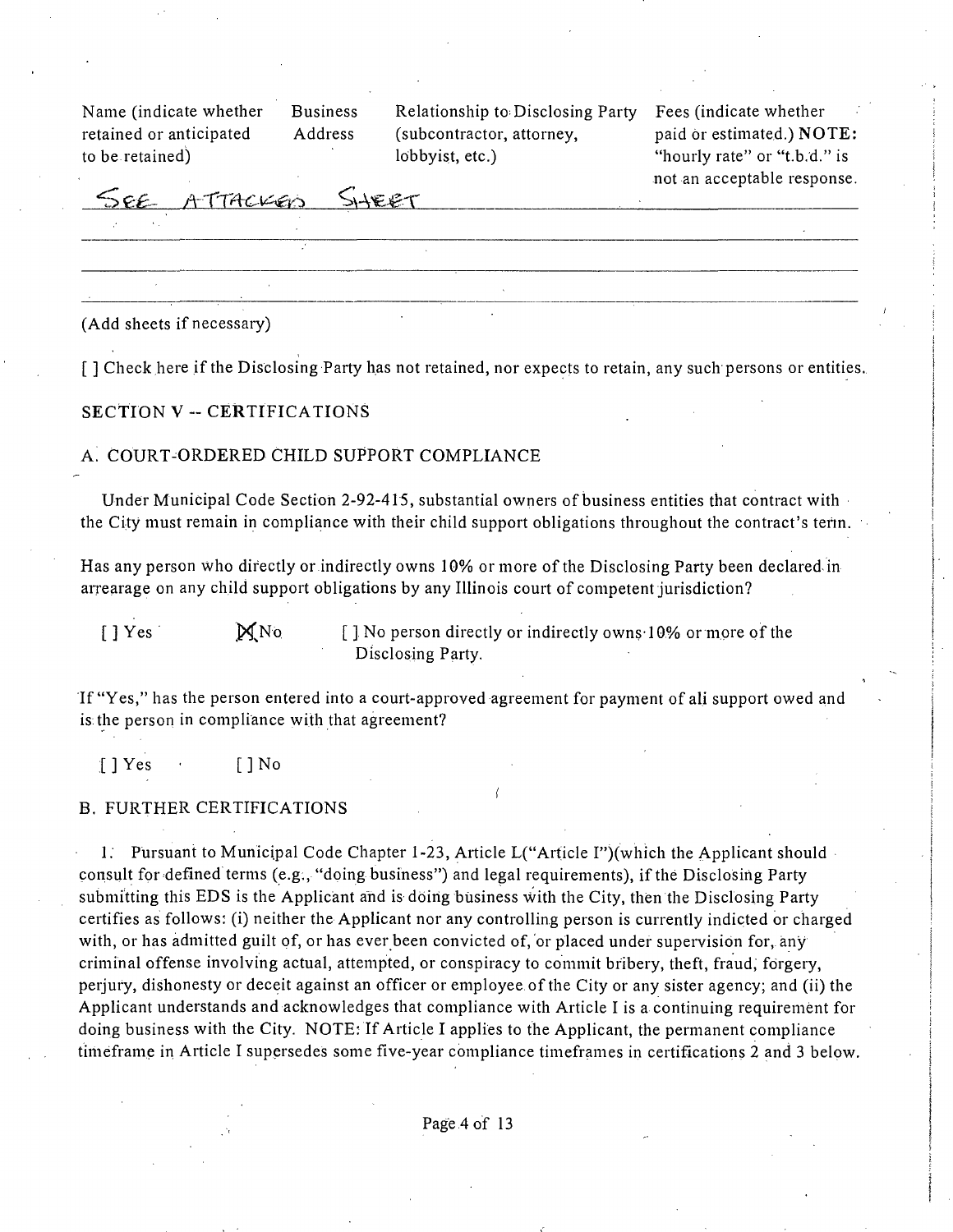| Name (indicate whether retained or anticipated to be retained) | Business Address | Relationship to Disclosing Party (subcontractor, attorney, lobbyist, etc.) | Fees (indicate whether paid or estimated.) **NOTE:** "hourly rate" or "t.b.d." is not an acceptable response. |
|---|---|---|---|
| SEE ATTACHED SHEET | | | |
| | | | |
| | | | |
| | | | |

(Add sheets if necessary)

[ ] Check here if the Disclosing Party has not retained, nor expects to retain, any such persons or entities.

## SECTION V -- CERTIFICATIONS

### A. COURT-ORDERED CHILD SUPPORT COMPLIANCE

Under Municipal Code Section 2-92-415, substantial owners of business entities that contract with the City must remain in compliance with their child support obligations throughout the contract's term.

Has any person who directly or indirectly owns 10% or more of the Disclosing Party been declared in arrearage on any child support obligations by any Illinois court of competent jurisdiction?

[ ] Yes [X] No [ ] No person directly or indirectly owns 10% or more of the Disclosing Party.

If "Yes," has the person entered into a court-approved agreement for payment of all support owed and is the person in compliance with that agreement?

[ ] Yes [ ] No

### B. FURTHER CERTIFICATIONS

1. Pursuant to Municipal Code Chapter 1-23, Article I("Article I")(which the Applicant should consult for defined terms (e.g., "doing business") and legal requirements), if the Disclosing Party submitting this EDS is the Applicant and is doing business with the City, then the Disclosing Party certifies as follows: (i) neither the Applicant nor any controlling person is currently indicted or charged with, or has admitted guilt of, or has ever been convicted of, or placed under supervision for, any criminal offense involving actual, attempted, or conspiracy to commit bribery, theft, fraud, forgery, perjury, dishonesty or deceit against an officer or employee of the City or any sister agency; and (ii) the Applicant understands and acknowledges that compliance with Article I is a continuing requirement for doing business with the City. NOTE: If Article I applies to the Applicant, the permanent compliance timeframe in Article I supersedes some five-year compliance timeframes in certifications 2 and 3 below.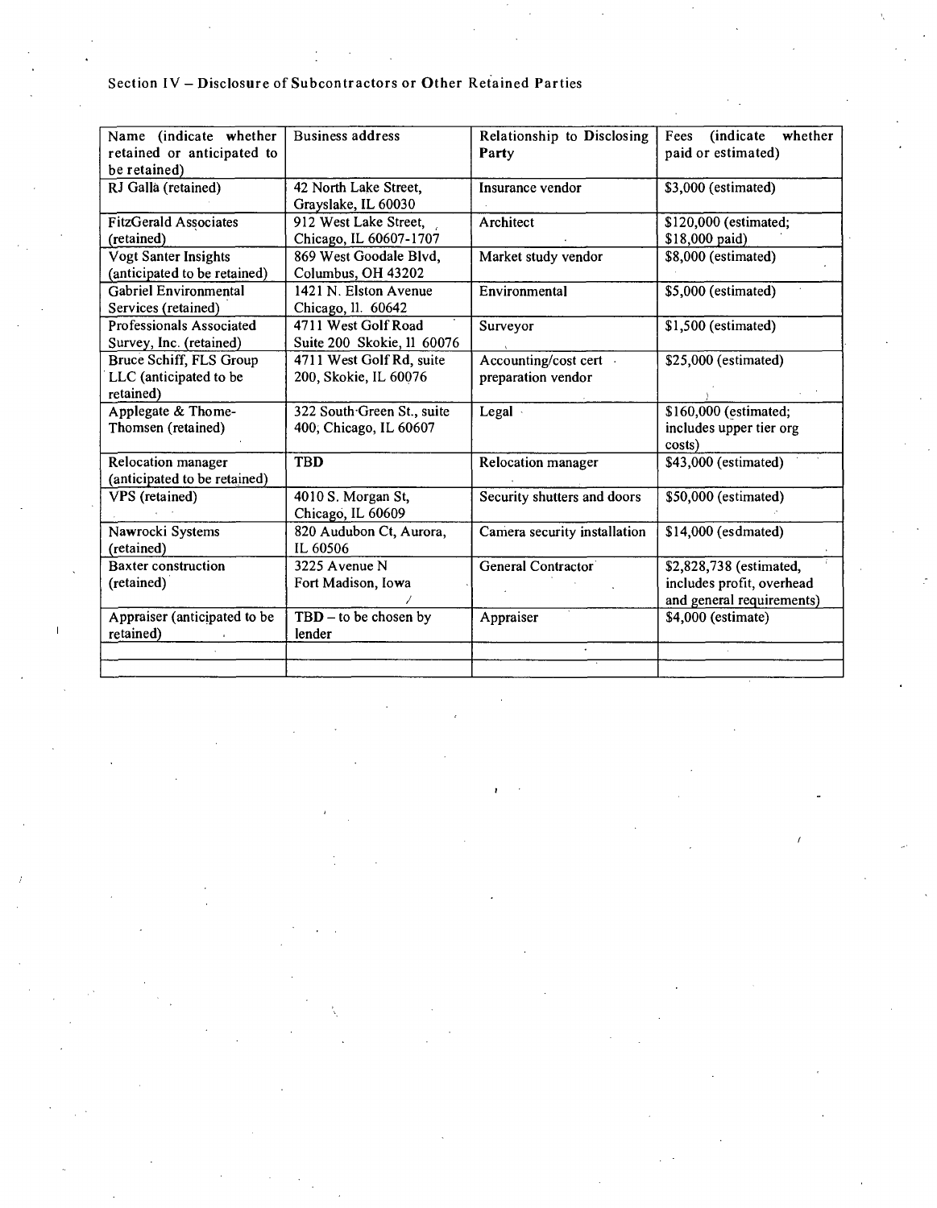Section IV – Disclosure of Subcontractors or Other Retained Parties

| Name (indicate whether retained or anticipated to be retained) | Business address | Relationship to Disclosing Party | Fees (indicate whether paid or estimated) |
|---|---|---|---|
| RJ Galla (retained) | 42 North Lake Street, Grayslake, IL 60030 | Insurance vendor | $3,000 (estimated) |
| FitzGerald Associates (retained) | 912 West Lake Street, Chicago, IL 60607-1707 | Architect | $120,000 (estimated; $18,000 paid) |
| Vogt Santer Insights (anticipated to be retained) | 869 West Goodale Blvd, Columbus, OH 43202 | Market study vendor | $8,000 (estimated) |
| Gabriel Environmental Services (retained) | 1421 N. Elston Avenue Chicago, Il. 60642 | Environmental | $5,000 (estimated) |
| Professionals Associated Survey, Inc. (retained) | 4711 West Golf Road Suite 200 Skokie, Il 60076 | Surveyor | $1,500 (estimated) |
| Bruce Schiff, FLS Group LLC (anticipated to be retained) | 4711 West Golf Rd, suite 200, Skokie, IL 60076 | Accounting/cost cert preparation vendor | $25,000 (estimated) |
| Applegate & Thome-Thomsen (retained) | 322 South Green St., suite 400, Chicago, IL 60607 | Legal | $160,000 (estimated; includes upper tier org costs) |
| Relocation manager (anticipated to be retained) | TBD | Relocation manager | $43,000 (estimated) |
| VPS (retained) | 4010 S. Morgan St, Chicago, IL 60609 | Security shutters and doors | $50,000 (estimated) |
| Nawrocki Systems (retained) | 820 Audubon Ct, Aurora, IL 60506 | Camera security installation | $14,000 (esdmated) |
| Baxter construction (retained) | 3225 Avenue N Fort Madison, Iowa | General Contractor | $2,828,738 (estimated, includes profit, overhead and general requirements) |
| Appraiser (anticipated to be retained) | TBD – to be chosen by lender | Appraiser | $4,000 (estimate) |
| | | | |
| | | | |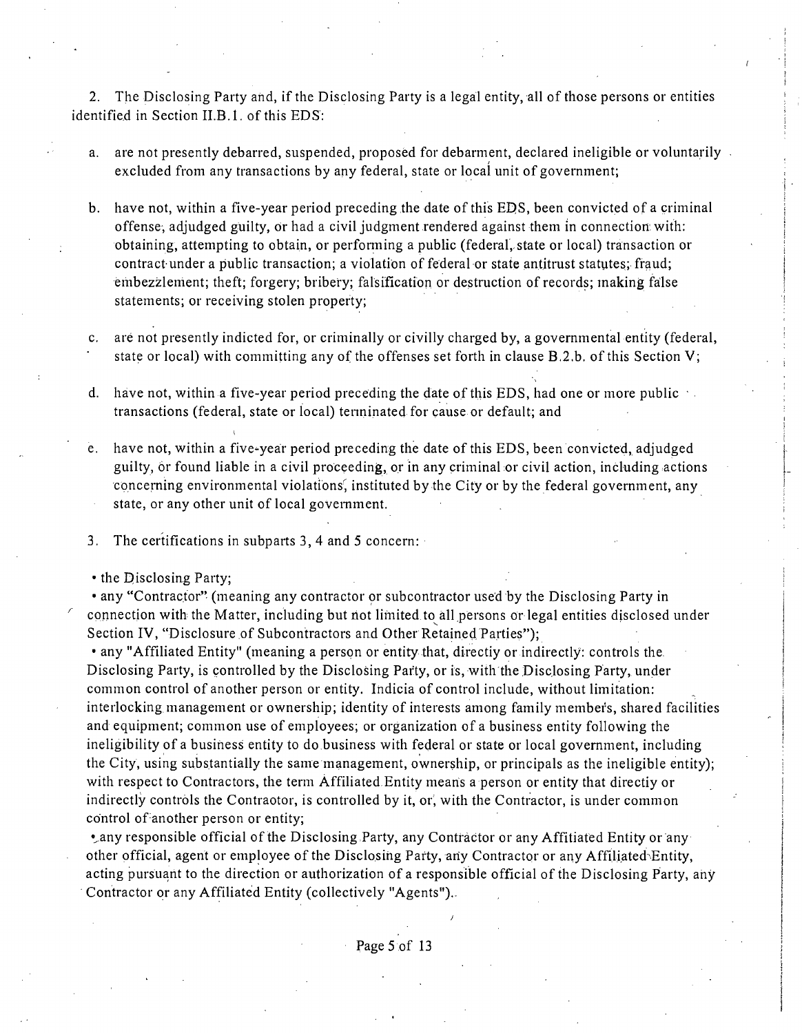2. The Disclosing Party and, if the Disclosing Party is a legal entity, all of those persons or entities identified in Section II.B.1. of this EDS:

a. are not presently debarred, suspended, proposed for debarment, declared ineligible or voluntarily excluded from any transactions by any federal, state or local unit of government;

b. have not, within a five-year period preceding the date of this EDS, been convicted of a criminal offense, adjudged guilty, or had a civil judgment rendered against them in connection with: obtaining, attempting to obtain, or performing a public (federal, state or local) transaction or contract under a public transaction; a violation of federal or state antitrust statutes; fraud; embezzlement; theft; forgery; bribery; falsification or destruction of records; making false statements; or receiving stolen property;

c. are not presently indicted for, or criminally or civilly charged by, a governmental entity (federal, state or local) with committing any of the offenses set forth in clause B.2.b. of this Section V;

d. have not, within a five-year period preceding the date of this EDS, had one or more public transactions (federal, state or local) terminated for cause or default; and

e. have not, within a five-year period preceding the date of this EDS, been convicted, adjudged guilty, or found liable in a civil proceeding, or in any criminal or civil action, including actions concerning environmental violations, instituted by the City or by the federal government, any state, or any other unit of local government.

3. The certifications in subparts 3, 4 and 5 concern:

• the Disclosing Party;

• any "Contractor" (meaning any contractor or subcontractor used by the Disclosing Party in connection with the Matter, including but not limited to all persons or legal entities disclosed under Section IV, "Disclosure of Subcontractors and Other Retained Parties");

• any "Affiliated Entity" (meaning a person or entity that, directly or indirectly: controls the Disclosing Party, is controlled by the Disclosing Party, or is, with the Disclosing Party, under common control of another person or entity. Indicia of control include, without limitation: interlocking management or ownership; identity of interests among family members, shared facilities and equipment; common use of employees; or organization of a business entity following the ineligibility of a business entity to do business with federal or state or local government, including the City, using substantially the same management, ownership, or principals as the ineligible entity); with respect to Contractors, the term Affiliated Entity means a person or entity that directly or indirectly controls the Contraotor, is controlled by it, or, with the Contractor, is under common control of another person or entity;

• any responsible official of the Disclosing Party, any Contractor or any Affitiated Entity or any other official, agent or employee of the Disclosing Party, any Contractor or any Affiliated Entity, acting pursuant to the direction or authorization of a responsible official of the Disclosing Party, any Contractor or any Affiliated Entity (collectively "Agents").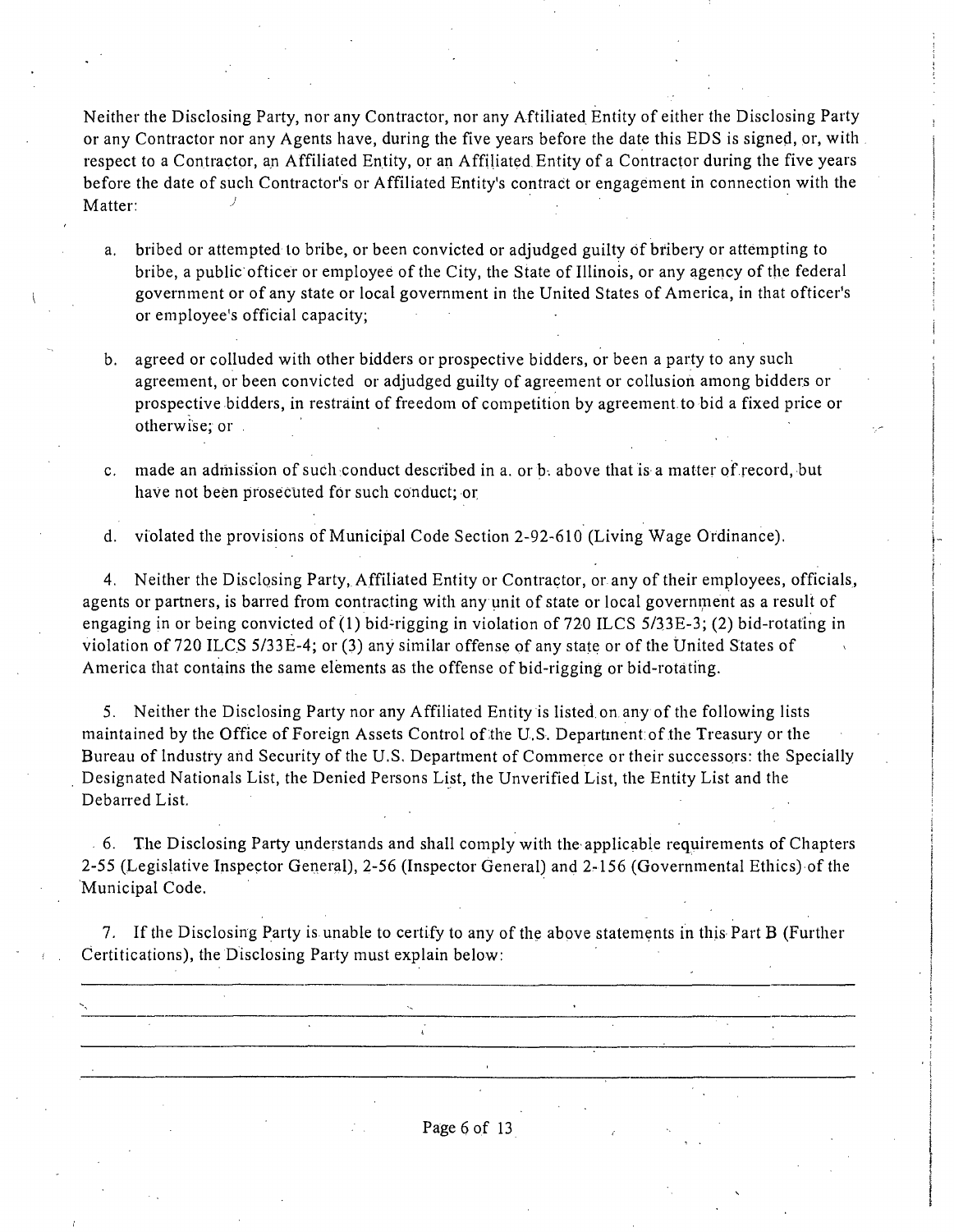Neither the Disclosing Party, nor any Contractor, nor any Aftiliated Entity of either the Disclosing Party or any Contractor nor any Agents have, during the five years before the date this EDS is signed, or, with respect to a Contractor, an Affiliated Entity, or an Affiliated Entity of a Contractor during the five years before the date of such Contractor's or Affiliated Entity's contract or engagement in connection with the Matter:

a. bribed or attempted to bribe, or been convicted or adjudged guilty of bribery or attempting to bribe, a public officer or employee of the City, the State of Illinois, or any agency of the federal government or of any state or local government in the United States of America, in that officer's or employee's official capacity;

b. agreed or colluded with other bidders or prospective bidders, or been a party to any such agreement, or been convicted or adjudged guilty of agreement or collusion among bidders or prospective bidders, in restraint of freedom of competition by agreement to bid a fixed price or otherwise; or

c. made an admission of such conduct described in a. or b. above that is a matter of record, but have not been prosecuted for such conduct; or

d. violated the provisions of Municipal Code Section 2-92-610 (Living Wage Ordinance).

4. Neither the Disclosing Party, Affiliated Entity or Contractor, or any of their employees, officials, agents or partners, is barred from contracting with any unit of state or local government as a result of engaging in or being convicted of (1) bid-rigging in violation of 720 ILCS 5/33E-3; (2) bid-rotating in violation of 720 ILCS 5/33E-4; or (3) any similar offense of any state or of the United States of America that contains the same elements as the offense of bid-rigging or bid-rotating.

5. Neither the Disclosing Party nor any Affiliated Entity is listed on any of the following lists maintained by the Office of Foreign Assets Control of the U.S. Department of the Treasury or the Bureau of Industry and Security of the U.S. Department of Commerce or their successors: the Specially Designated Nationals List, the Denied Persons List, the Unverified List, the Entity List and the Debarred List.

6. The Disclosing Party understands and shall comply with the applicable requirements of Chapters 2-55 (Legislative Inspector General), 2-56 (Inspector General) and 2-156 (Governmental Ethics) of the Municipal Code.

7. If the Disclosing Party is unable to certify to any of the above statements in this Part B (Further Certifications), the Disclosing Party must explain below:

\_\_\_\_\_\_\_\_\_\_\_\_\_\_\_\_\_\_\_\_\_\_\_\_\_\_\_\_\_\_\_\_\_\_\_\_\_\_\_\_\_\_\_\_\_\_\_\_\_\_\_\_\_\_\_\_\_\_\_\_\_\_\_\_\_\_\_\_\_\_\_\_\_\_\_\_

\_\_\_\_\_\_\_\_\_\_\_\_\_\_\_\_\_\_\_\_\_\_\_\_\_\_\_\_\_\_\_\_\_\_\_\_\_\_\_\_\_\_\_\_\_\_\_\_\_\_\_\_\_\_\_\_\_\_\_\_\_\_\_\_\_\_\_\_\_\_\_\_\_\_\_\_

\_\_\_\_\_\_\_\_\_\_\_\_\_\_\_\_\_\_\_\_\_\_\_\_\_\_\_\_\_\_\_\_\_\_\_\_\_\_\_\_\_\_\_\_\_\_\_\_\_\_\_\_\_\_\_\_\_\_\_\_\_\_\_\_\_\_\_\_\_\_\_\_\_\_\_\_

\_\_\_\_\_\_\_\_\_\_\_\_\_\_\_\_\_\_\_\_\_\_\_\_\_\_\_\_\_\_\_\_\_\_\_\_\_\_\_\_\_\_\_\_\_\_\_\_\_\_\_\_\_\_\_\_\_\_\_\_\_\_\_\_\_\_\_\_\_\_\_\_\_\_\_\_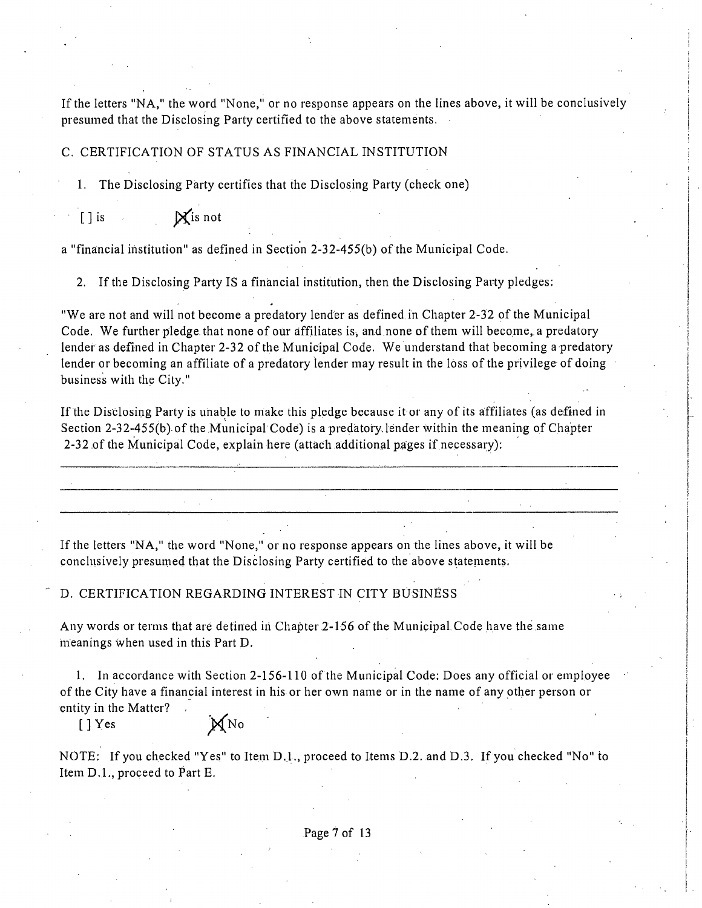If the letters "NA," the word "None," or no response appears on the lines above, it will be conclusively presumed that the Disclosing Party certified to the above statements.

C. CERTIFICATION OF STATUS AS FINANCIAL INSTITUTION

1. The Disclosing Party certifies that the Disclosing Party (check one)

[ ] is [X] is not

a "financial institution" as defined in Section 2-32-455(b) of the Municipal Code.

2. If the Disclosing Party IS a financial institution, then the Disclosing Party pledges:

"We are not and will not become a predatory lender as defined in Chapter 2-32 of the Municipal Code. We further pledge that none of our affiliates is, and none of them will become, a predatory lender as defined in Chapter 2-32 of the Municipal Code. We understand that becoming a predatory lender or becoming an affiliate of a predatory lender may result in the loss of the privilege of doing business with the City."

If the Disclosing Party is unable to make this pledge because it or any of its affiliates (as defined in Section 2-32-455(b) of the Municipal Code) is a predatory lender within the meaning of Chapter 2-32 of the Municipal Code, explain here (attach additional pages if necessary):

___

___

___

If the letters "NA," the word "None," or no response appears on the lines above, it will be conclusively presumed that the Disclosing Party certified to the above statements.

D. CERTIFICATION REGARDING INTEREST IN CITY BUSINESS

Any words or terms that are defined in Chapter 2-156 of the Municipal Code have the same meanings when used in this Part D.

1. In accordance with Section 2-156-110 of the Municipal Code: Does any official or employee of the City have a financial interest in his or her own name or in the name of any other person or entity in the Matter?

[ ] Yes [X] No

NOTE: If you checked "Yes" to Item D.1., proceed to Items D.2. and D.3. If you checked "No" to Item D.1., proceed to Part E.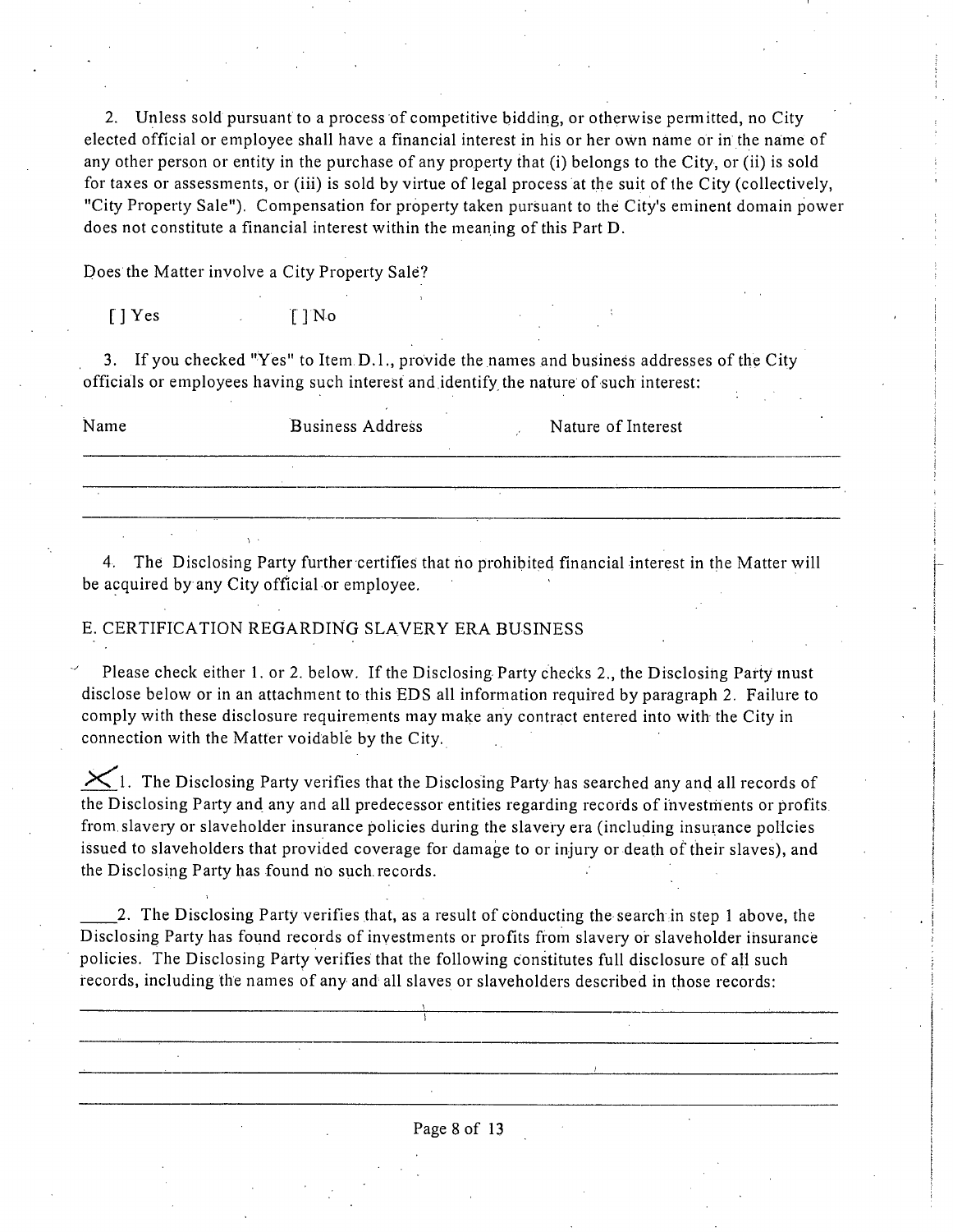2. Unless sold pursuant to a process of competitive bidding, or otherwise permitted, no City elected official or employee shall have a financial interest in his or her own name or in the name of any other person or entity in the purchase of any property that (i) belongs to the City, or (ii) is sold for taxes or assessments, or (iii) is sold by virtue of legal process at the suit of the City (collectively, "City Property Sale"). Compensation for property taken pursuant to the City's eminent domain power does not constitute a financial interest within the meaning of this Part D.

Does the Matter involve a City Property Sale?

[ ] Yes [ ] No

3. If you checked "Yes" to Item D.1., provide the names and business addresses of the City officials or employees having such interest and identify the nature of such interest:

| Name | Business Address | Nature of Interest |
|---|---|---|
| | | |
| | | |
| | | |

4. The Disclosing Party further certifies that no prohibited financial interest in the Matter will be acquired by any City official or employee.

E. CERTIFICATION REGARDING SLAVERY ERA BUSINESS

Please check either 1. or 2. below. If the Disclosing Party checks 2., the Disclosing Party must disclose below or in an attachment to this EDS all information required by paragraph 2. Failure to comply with these disclosure requirements may make any contract entered into with the City in connection with the Matter voidable by the City.

X 1. The Disclosing Party verifies that the Disclosing Party has searched any and all records of the Disclosing Party and any and all predecessor entities regarding records of investments or profits from slavery or slaveholder insurance policies during the slavery era (including insurance policies issued to slaveholders that provided coverage for damage to or injury or death of their slaves), and the Disclosing Party has found no such records.

\_\_\_\_ 2. The Disclosing Party verifies that, as a result of conducting the search in step 1 above, the Disclosing Party has found records of investments or profits from slavery or slaveholder insurance policies. The Disclosing Party verifies that the following constitutes full disclosure of all such records, including the names of any and all slaves or slaveholders described in those records:

\_\_\_\_\_\_\_\_\_\_\_\_\_\_\_\_\_\_\_\_\_\_\_\_\_\_\_\_\_\_\_\_\_\_\_\_\_\_\_\_

\_\_\_\_\_\_\_\_\_\_\_\_\_\_\_\_\_\_\_\_\_\_\_\_\_\_\_\_\_\_\_\_\_\_\_\_\_\_\_\_

\_\_\_\_\_\_\_\_\_\_\_\_\_\_\_\_\_\_\_\_\_\_\_\_\_\_\_\_\_\_\_\_\_\_\_\_\_\_\_\_

\_\_\_\_\_\_\_\_\_\_\_\_\_\_\_\_\_\_\_\_\_\_\_\_\_\_\_\_\_\_\_\_\_\_\_\_\_\_\_\_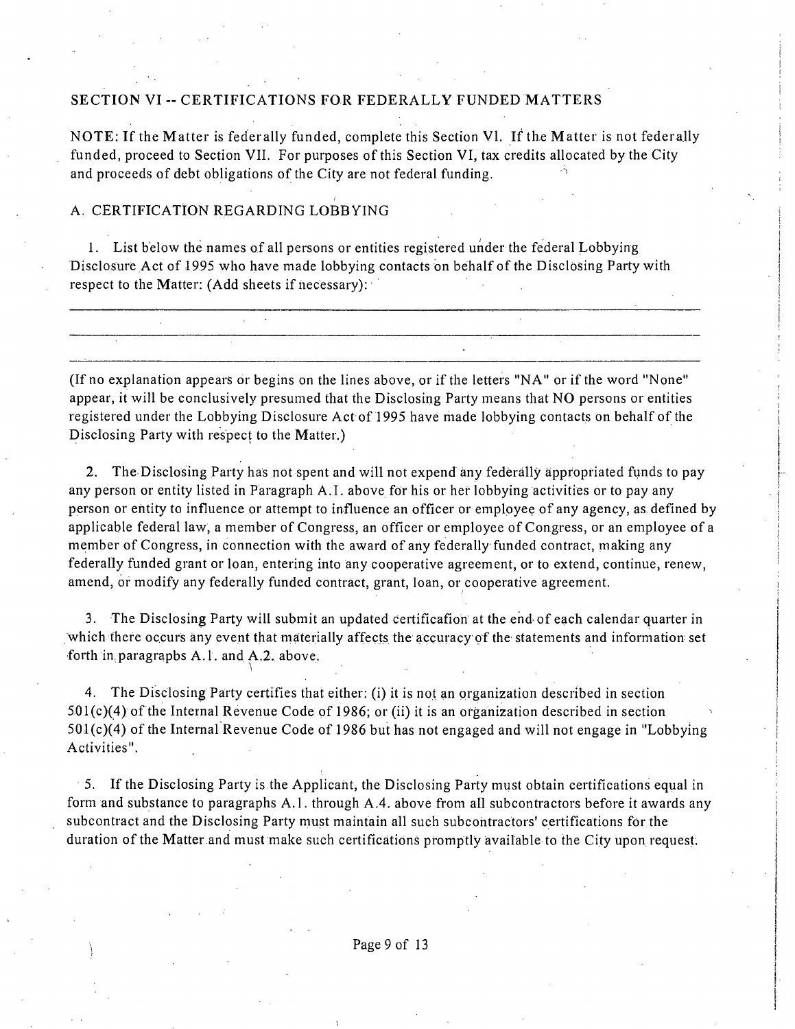## SECTION VI -- CERTIFICATIONS FOR FEDERALLY FUNDED MATTERS

NOTE: If the Matter is federally funded, complete this Section VI. If the Matter is not federally funded, proceed to Section VII. For purposes of this Section VI, tax credits allocated by the City and proceeds of debt obligations of the City are not federal funding.

### A. CERTIFICATION REGARDING LOBBYING

1. List below the names of all persons or entities registered under the federal Lobbying Disclosure Act of 1995 who have made lobbying contacts on behalf of the Disclosing Party with respect to the Matter: (Add sheets if necessary):

______________________________________________________________________

______________________________________________________________________

______________________________________________________________________

(If no explanation appears or begins on the lines above, or if the letters "NA" or if the word "None" appear, it will be conclusively presumed that the Disclosing Party means that NO persons or entities registered under the Lobbying Disclosure Act of 1995 have made lobbying contacts on behalf of the Disclosing Party with respect to the Matter.)

2. The Disclosing Party has not spent and will not expend any federally appropriated funds to pay any person or entity listed in Paragraph A.1. above for his or her lobbying activities or to pay any person or entity to influence or attempt to influence an officer or employee of any agency, as defined by applicable federal law, a member of Congress, an officer or employee of Congress, or an employee of a member of Congress, in connection with the award of any federally funded contract, making any federally funded grant or loan, entering into any cooperative agreement, or to extend, continue, renew, amend, or modify any federally funded contract, grant, loan, or cooperative agreement.

3. The Disclosing Party will submit an updated certification at the end of each calendar quarter in which there occurs any event that materially affects the accuracy of the statements and information set forth in paragraphs A.1. and A.2. above.

4. The Disclosing Party certifies that either: (i) it is not an organization described in section 501(c)(4) of the Internal Revenue Code of 1986; or (ii) it is an organization described in section 501(c)(4) of the Internal Revenue Code of 1986 but has not engaged and will not engage in "Lobbying Activities".

5. If the Disclosing Party is the Applicant, the Disclosing Party must obtain certifications equal in form and substance to paragraphs A.1. through A.4. above from all subcontractors before it awards any subcontract and the Disclosing Party must maintain all such subcontractors' certifications for the duration of the Matter and must make such certifications promptly available to the City upon request.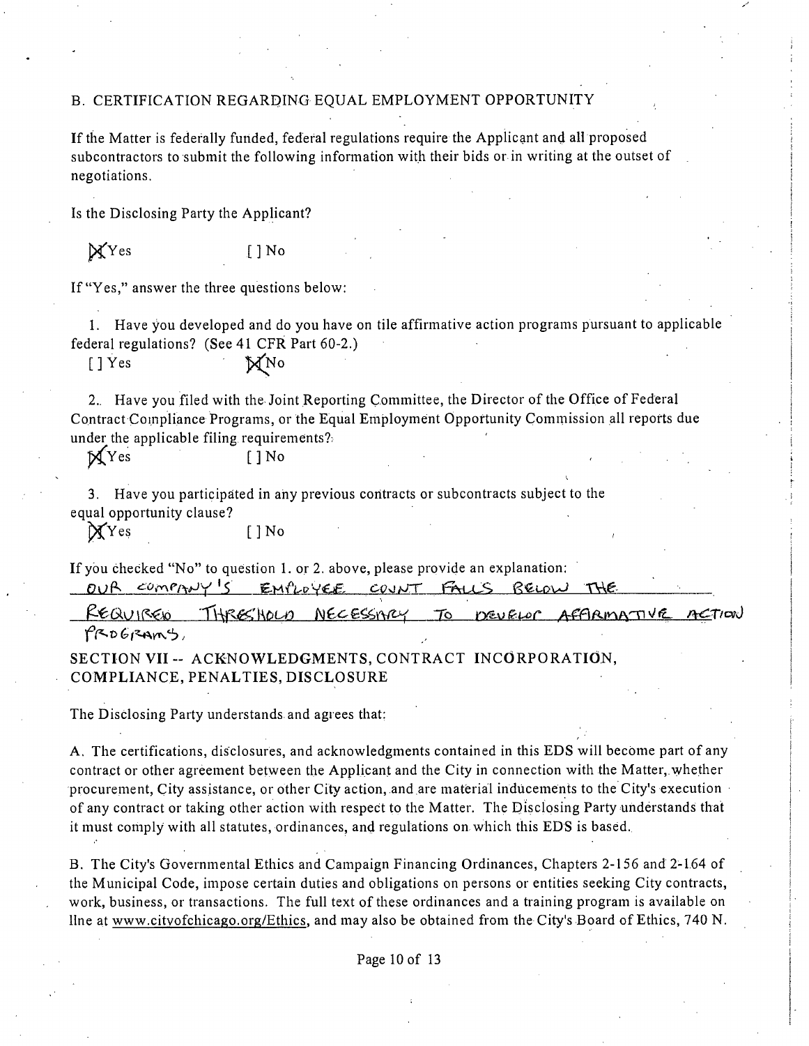## B. CERTIFICATION REGARDING EQUAL EMPLOYMENT OPPORTUNITY

If the Matter is federally funded, federal regulations require the Applicant and all proposed subcontractors to submit the following information with their bids or in writing at the outset of negotiations.

Is the Disclosing Party the Applicant?

[X] Yes [ ] No

If "Yes," answer the three questions below:

1. Have you developed and do you have on tile affirmative action programs pursuant to applicable federal regulations? (See 41 CFR Part 60-2.)

   [ ] Yes [X] No

2. Have you filed with the Joint Reporting Committee, the Director of the Office of Federal Contract Compliance Programs, or the Equal Employment Opportunity Commission all reports due under the applicable filing requirements?

   [X] Yes [ ] No

3. Have you participated in any previous contracts or subcontracts subject to the equal opportunity clause?

   [X] Yes [ ] No

If you checked "No" to question 1. or 2. above, please provide an explanation:

OUR COMPANY'S EMPLOYEE COUNT FALLS BELOW THE REQUIRED THRESHOLD NECESSARY TO DEVELOP AFFIRMATIVE ACTION PROGRAMS.

## SECTION VII -- ACKNOWLEDGMENTS, CONTRACT INCORPORATION, COMPLIANCE, PENALTIES, DISCLOSURE

The Disclosing Party understands and agrees that:

A. The certifications, disclosures, and acknowledgments contained in this EDS will become part of any contract or other agreement between the Applicant and the City in connection with the Matter, whether procurement, City assistance, or other City action, and are material inducements to the City's execution of any contract or taking other action with respect to the Matter. The Disclosing Party understands that it must comply with all statutes, ordinances, and regulations on which this EDS is based.

B. The City's Governmental Ethics and Campaign Financing Ordinances, Chapters 2-156 and 2-164 of the Municipal Code, impose certain duties and obligations on persons or entities seeking City contracts, work, business, or transactions. The full text of these ordinances and a training program is available on lIne at www.citvofchicago.org/Ethics, and may also be obtained from the City's Board of Ethics, 740 N.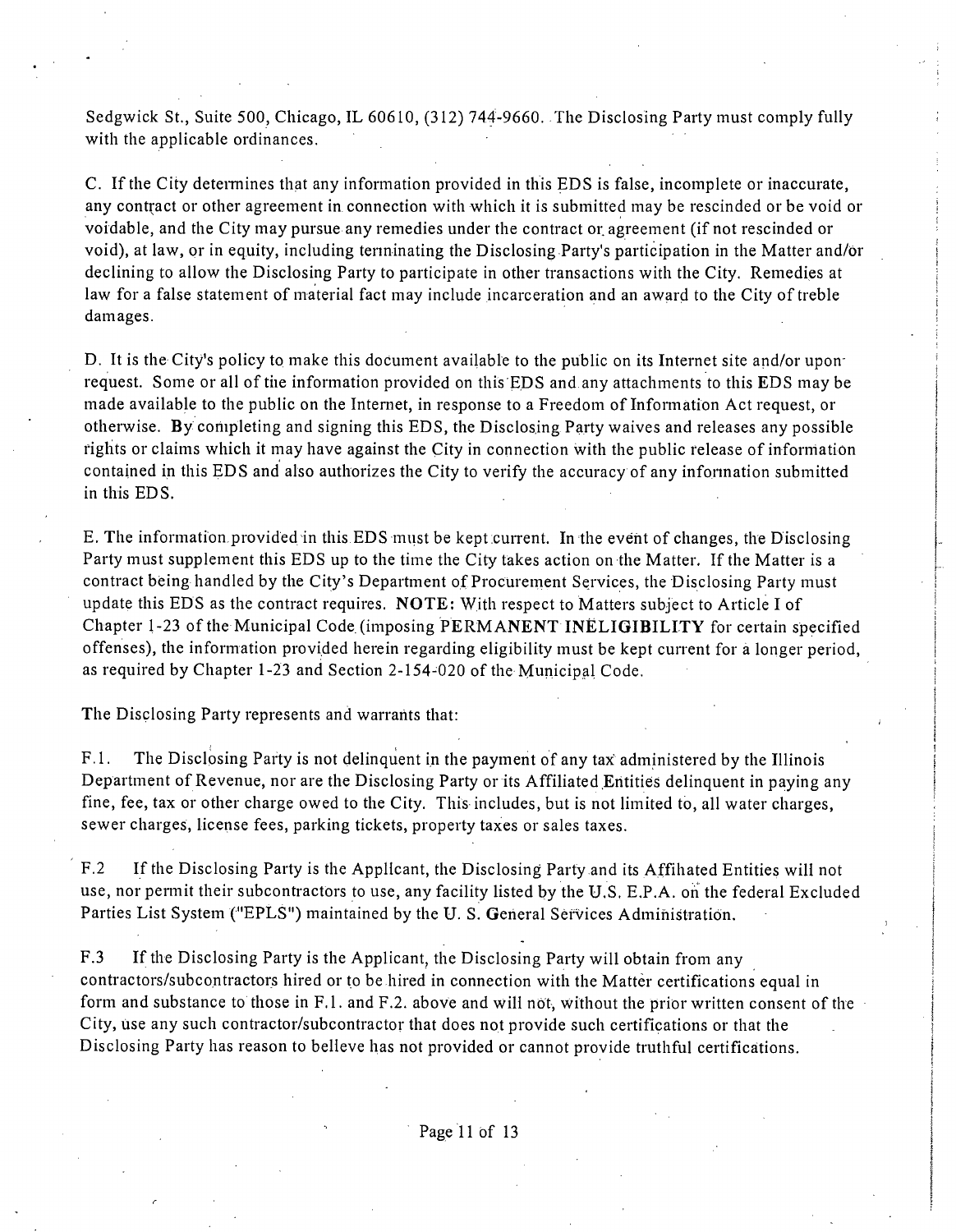Sedgwick St., Suite 500, Chicago, IL 60610, (312) 744-9660. The Disclosing Party must comply fully with the applicable ordinances.

C. If the City determines that any information provided in this EDS is false, incomplete or inaccurate, any contract or other agreement in connection with which it is submitted may be rescinded or be void or voidable, and the City may pursue any remedies under the contract or agreement (if not rescinded or void), at law, or in equity, including terminating the Disclosing Party's participation in the Matter and/or declining to allow the Disclosing Party to participate in other transactions with the City. Remedies at law for a false statement of material fact may include incarceration and an award to the City of treble damages.

D. It is the City's policy to make this document available to the public on its Internet site and/or upon request. Some or all of the information provided on this EDS and any attachments to this EDS may be made available to the public on the Internet, in response to a Freedom of Information Act request, or otherwise. **By** completing and signing this EDS, the Disclosing Party waives and releases any possible rights or claims which it may have against the City in connection with the public release of information contained in this EDS and also authorizes the City to verify the accuracy of any information submitted in this EDS.

E. The information provided in this EDS must be kept current. In the event of changes, the Disclosing Party must supplement this EDS up to the time the City takes action on the Matter. If the Matter is a contract being handled by the City's Department of Procurement Services, the Disclosing Party must update this EDS as the contract requires. **NOTE:** With respect to Matters subject to Article I of Chapter 1-23 of the Municipal Code (imposing **PERMANENT INELIGIBILITY** for certain specified offenses), the information provided herein regarding eligibility must be kept current for a longer period, as required by Chapter 1-23 and Section 2-154-020 of the Municipal Code.

The Disclosing Party represents and warrants that:

F.1. The Disclosing Party is not delinquent in the payment of any tax administered by the Illinois Department of Revenue, nor are the Disclosing Party or its Affiliated Entities delinquent in paying any fine, fee, tax or other charge owed to the City. This includes, but is not limited to, all water charges, sewer charges, license fees, parking tickets, property taxes or sales taxes.

F.2 If the Disclosing Party is the Applicant, the Disclosing Party and its Affiliated Entities will not use, nor permit their subcontractors to use, any facility listed by the U.S. E.P.A. on the federal Excluded Parties List System ("EPLS") maintained by the U. S. General Services Administration.

F.3 If the Disclosing Party is the Applicant, the Disclosing Party will obtain from any contractors/subcontractors hired or to be hired in connection with the Matter certifications equal in form and substance to those in F.1. and F.2. above and will not, without the prior written consent of the City, use any such contractor/subcontractor that does not provide such certifications or that the Disclosing Party has reason to believe has not provided or cannot provide truthful certifications.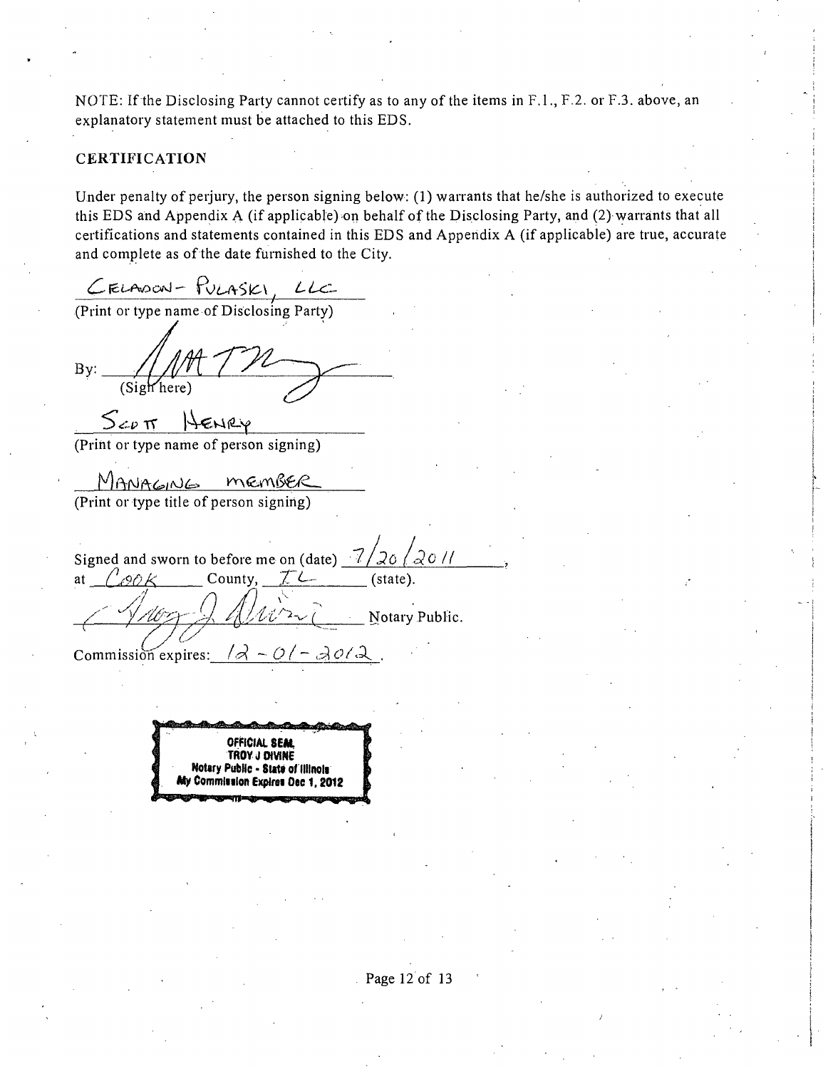NOTE: If the Disclosing Party cannot certify as to any of the items in F.1., F.2. or F.3. above, an explanatory statement must be attached to this EDS.

## CERTIFICATION

Under penalty of perjury, the person signing below: (1) warrants that he/she is authorized to execute this EDS and Appendix A (if applicable) on behalf of the Disclosing Party, and (2) warrants that all certifications and statements contained in this EDS and Appendix A (if applicable) are true, accurate and complete as of the date furnished to the City.

CELADON-PULASKI, LLC
(Print or type name of Disclosing Party)

By: ______________________
(Sign here)

SCOTT HENRY
(Print or type name of person signing)

MANAGING MEMBER
(Print or type title of person signing)

Signed and sworn to before me on (date) 7/20/2011,
at COOK County, IL (state).

______________________ Notary Public.

Commission expires: 12-01-2012.

OFFICIAL SEAL
TROY J DIVINE
Notary Public - State of Illinois
My Commission Expires Dec 1, 2012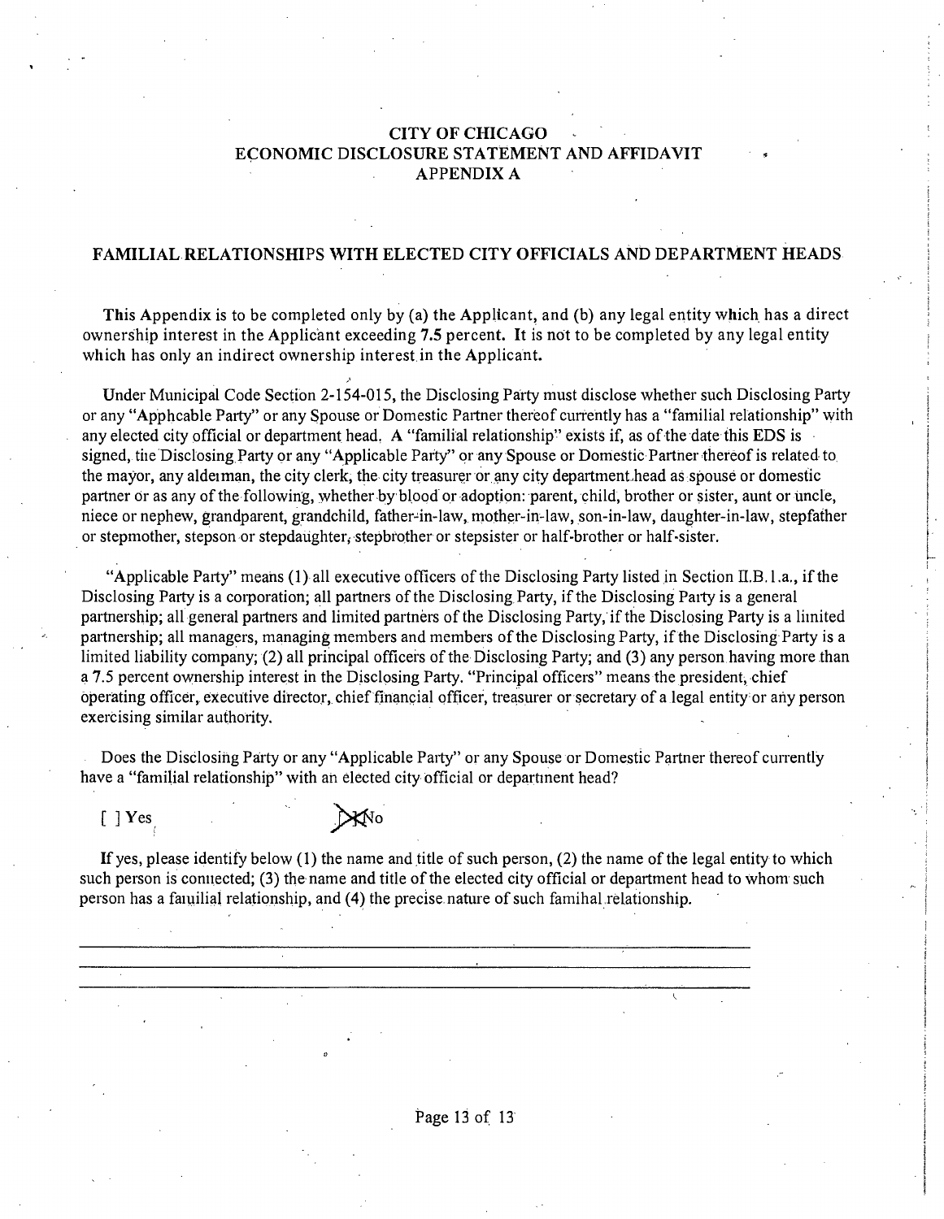# CITY OF CHICAGO
## ECONOMIC DISCLOSURE STATEMENT AND AFFIDAVIT
## APPENDIX A

### FAMILIAL RELATIONSHIPS WITH ELECTED CITY OFFICIALS AND DEPARTMENT HEADS

**This Appendix is to be completed only by (a) the Applicant, and (b) any legal entity which has a direct ownership interest in the Applicant exceeding 7.5 percent. It is not to be completed by any legal entity which has only an indirect ownership interest in the Applicant.**

Under Municipal Code Section 2-154-015, the Disclosing Party must disclose whether such Disclosing Party or any "Applicable Party" or any Spouse or Domestic Partner thereof currently has a "familial relationship" with any elected city official or department head. A "familial relationship" exists if, as of the date this EDS is signed, the Disclosing Party or any "Applicable Party" or any Spouse or Domestic Partner thereof is related to the mayor, any alderman, the city clerk, the city treasurer or any city department head as spouse or domestic partner or as any of the following, whether by blood or adoption: parent, child, brother or sister, aunt or uncle, niece or nephew, grandparent, grandchild, father-in-law, mother-in-law, son-in-law, daughter-in-law, stepfather or stepmother, stepson or stepdaughter, stepbrother or stepsister or half-brother or half-sister.

"Applicable Party" means (1) all executive officers of the Disclosing Party listed in Section II.B.1.a., if the Disclosing Party is a corporation; all partners of the Disclosing Party, if the Disclosing Party is a general partnership; all general partners and limited partners of the Disclosing Party, if the Disclosing Party is a limited partnership; all managers, managing members and members of the Disclosing Party, if the Disclosing Party is a limited liability company; (2) all principal officers of the Disclosing Party; and (3) any person having more than a 7.5 percent ownership interest in the Disclosing Party. "Principal officers" means the president, chief operating officer, executive director, chief financial officer, treasurer or secretary of a legal entity or any person exercising similar authority.

Does the Disclosing Party or any "Applicable Party" or any Spouse or Domestic Partner thereof currently have a "familial relationship" with an elected city official or department head?

[ ] Yes [X] No

If yes, please identify below (1) the name and title of such person, (2) the name of the legal entity to which such person is connected; (3) the name and title of the elected city official or department head to whom such person has a familial relationship, and (4) the precise nature of such familial relationship.

\_\_\_\_\_\_\_\_\_\_\_\_\_\_\_\_\_\_\_\_\_\_\_\_\_\_\_\_\_\_\_\_\_\_\_\_\_\_\_\_\_\_\_\_\_\_\_\_\_\_\_\_\_\_\_\_\_\_\_\_\_\_\_\_\_\_\_\_\_\_

\_\_\_\_\_\_\_\_\_\_\_\_\_\_\_\_\_\_\_\_\_\_\_\_\_\_\_\_\_\_\_\_\_\_\_\_\_\_\_\_\_\_\_\_\_\_\_\_\_\_\_\_\_\_\_\_\_\_\_\_\_\_\_\_\_\_\_\_\_\_

\_\_\_\_\_\_\_\_\_\_\_\_\_\_\_\_\_\_\_\_\_\_\_\_\_\_\_\_\_\_\_\_\_\_\_\_\_\_\_\_\_\_\_\_\_\_\_\_\_\_\_\_\_\_\_\_\_\_\_\_\_\_\_\_\_\_\_\_\_\_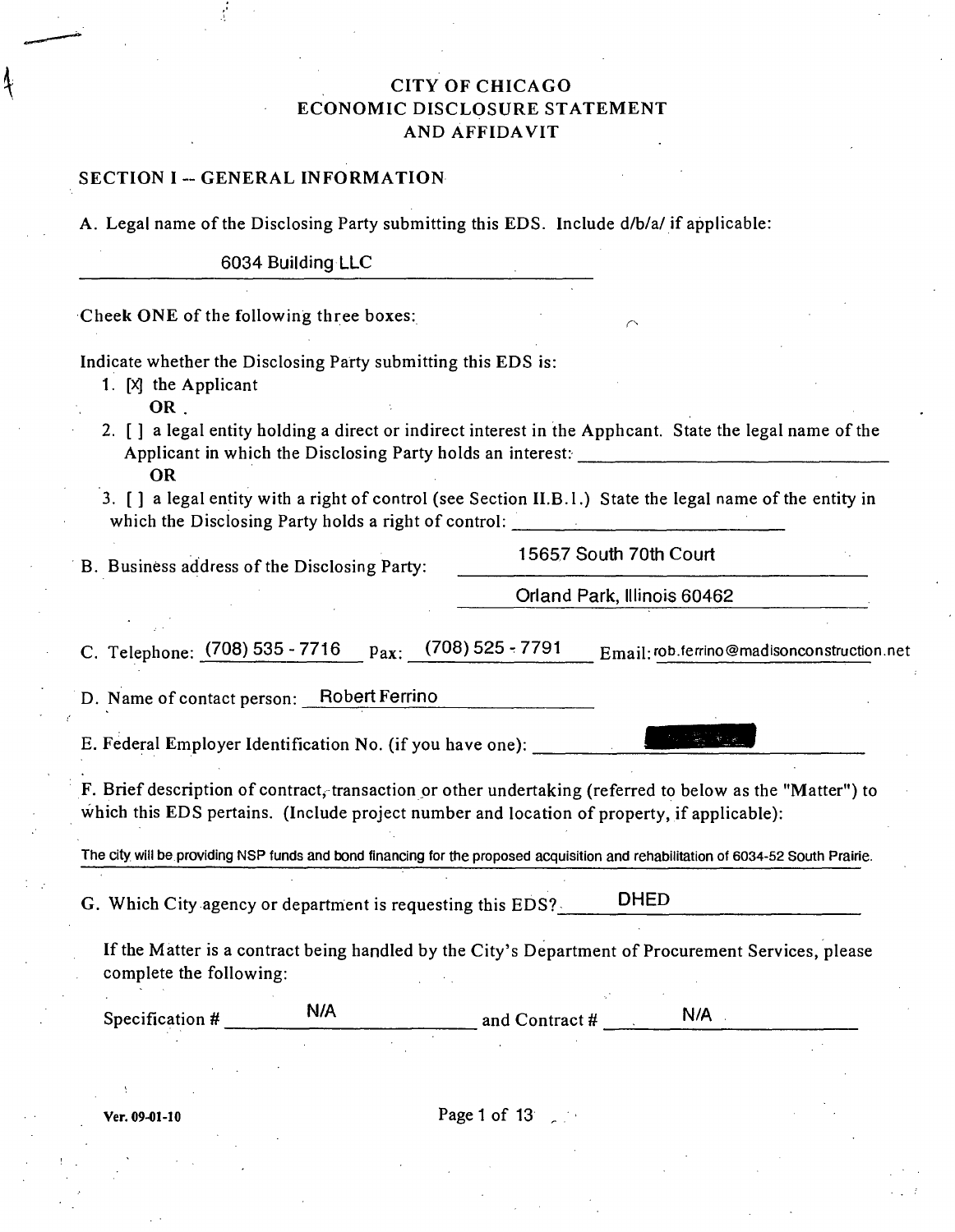CITY OF CHICAGO
ECONOMIC DISCLOSURE STATEMENT
AND AFFIDAVIT

## SECTION I -- GENERAL INFORMATION

A. Legal name of the Disclosing Party submitting this EDS. Include d/b/a/ if applicable:

6034 Building LLC

Check ONE of the following three boxes:

Indicate whether the Disclosing Party submitting this EDS is:

1. [X] the Applicant
   OR
2. [ ] a legal entity holding a direct or indirect interest in the Apphcant. State the legal name of the Applicant in which the Disclosing Party holds an interest: ______
   OR
3. [ ] a legal entity with a right of control (see Section II.B.1.) State the legal name of the entity in which the Disclosing Party holds a right of control: ______

B. Business address of the Disclosing Party: 15657 South 70th Court
Orland Park, Illinois 60462

C. Telephone: (708) 535 - 7716 Pax: (708) 525 - 7791 Email: rob.ferrino@madisonconstruction.net

D. Name of contact person: Robert Ferrino

E. Federal Employer Identification No. (if you have one): ______

F. Brief description of contract, transaction or other undertaking (referred to below as the "Matter") to which this EDS pertains. (Include project number and location of property, if applicable):

The city will be providing NSP funds and bond financing for the proposed acquisition and rehabilitation of 6034-52 South Prairie.

G. Which City agency or department is requesting this EDS? DHED

If the Matter is a contract being handled by the City's Department of Procurement Services, please complete the following:

Specification # N/A and Contract # N/A

Ver. 09-01-10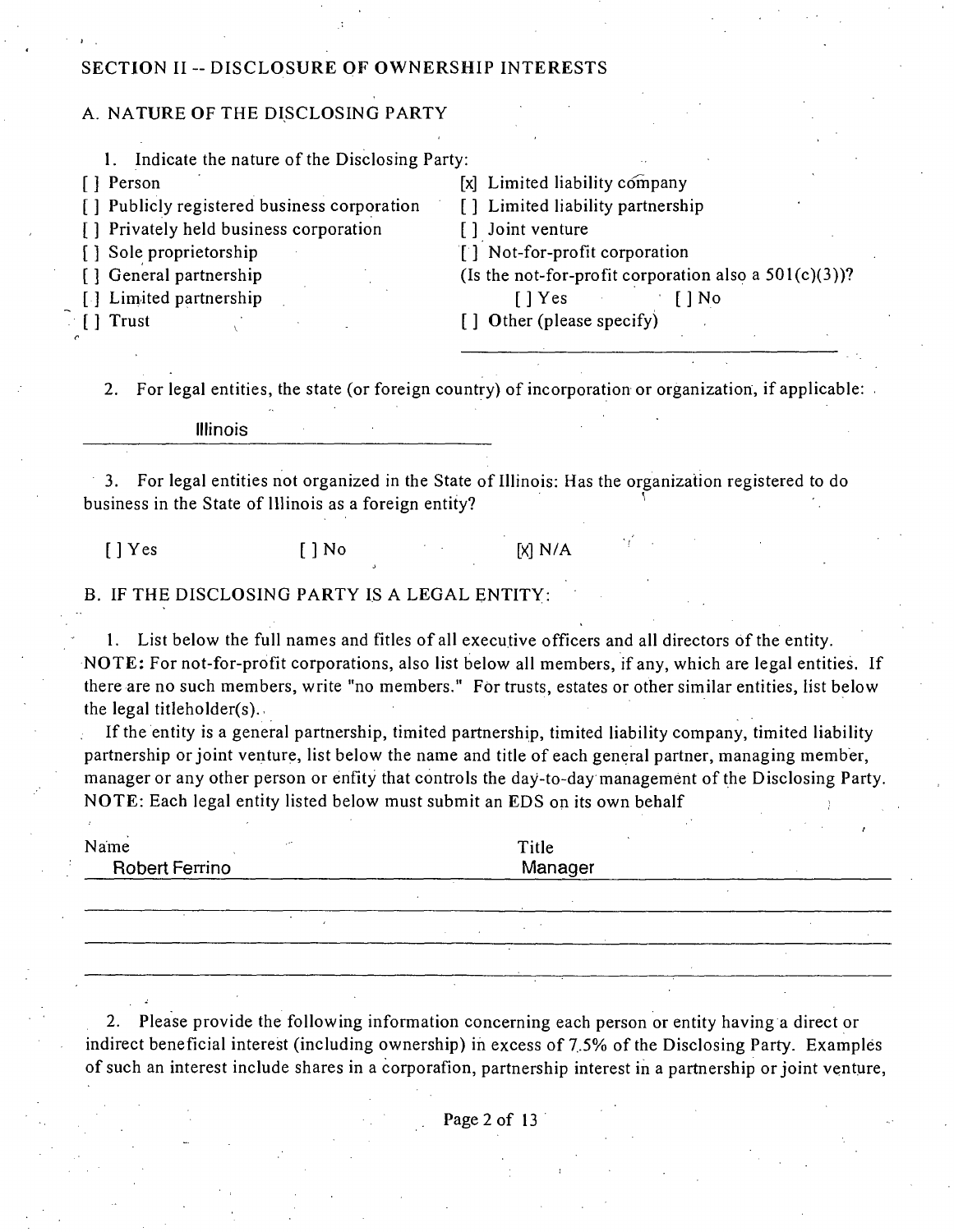## SECTION II -- DISCLOSURE OF OWNERSHIP INTERESTS

### A. NATURE OF THE DISCLOSING PARTY

1. Indicate the nature of the Disclosing Party:

[ ] Person
[ ] Publicly registered business corporation
[ ] Privately held business corporation
[ ] Sole proprietorship
[ ] General partnership
[ ] Limited partnership
[ ] Trust
[x] Limited liability company
[ ] Limited liability partnership
[ ] Joint venture
[ ] Not-for-profit corporation
(Is the not-for-profit corporation also a 501(c)(3))?
[ ] Yes [ ] No
[ ] Other (please specify)

2. For legal entities, the state (or foreign country) of incorporation or organization, if applicable:

Illinois

3. For legal entities not organized in the State of Illinois: Has the organization registered to do business in the State of Illinois as a foreign entity?

[ ] Yes [ ] No [X] N/A

### B. IF THE DISCLOSING PARTY IS A LEGAL ENTITY:

1. List below the full names and fitles of all executive officers and all directors of the entity. **NOTE:** For not-for-profit corporations, also list below all members, if any, which are legal entities. If there are no such members, write "no members." For trusts, estates or other similar entities, list below the legal titleholder(s).

If the entity is a general partnership, timited partnership, timited liability company, timited liability partnership or joint venture, list below the name and title of each general partner, managing member, manager or any other person or enfity that controls the day-to-day management of the Disclosing Party. **NOTE:** Each legal entity listed below must submit an EDS on its own behalf

| Name | Title |
|---|---|
| Robert Ferrino | Manager |
| | |
| | |
| | |

2. Please provide the following information concerning each person or entity having a direct or indirect beneficial interest (including ownership) in excess of 7.5% of the Disclosing Party. Examples of such an interest include shares in a corporafion, partnership interest in a partnership or joint venture,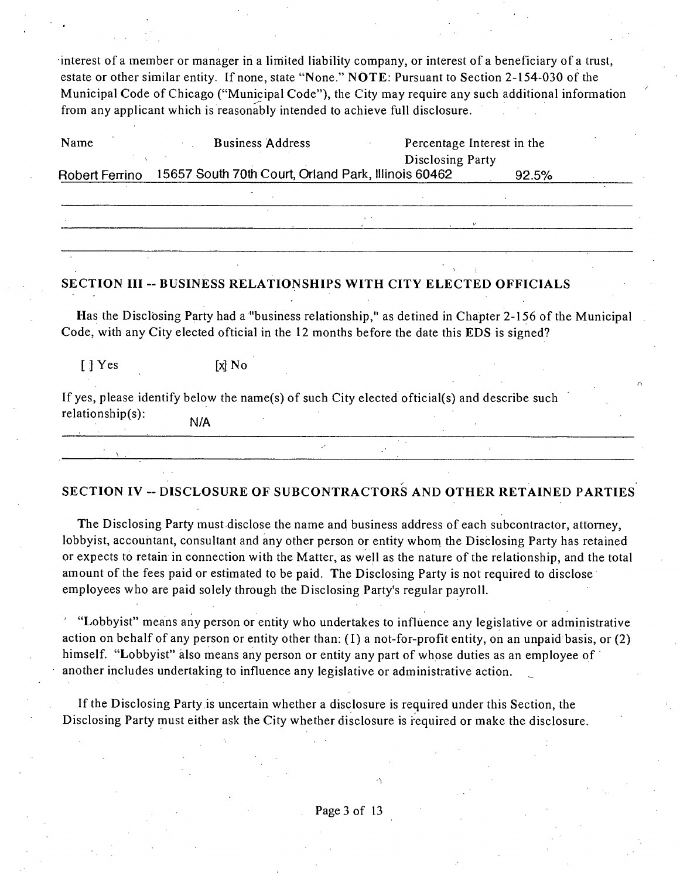interest of a member or manager in a limited liability company, or interest of a beneficiary of a trust, estate or other similar entity. If none, state "None." **NOTE**: Pursuant to Section 2-154-030 of the Municipal Code of Chicago ("Municipal Code"), the City may require any such additional information from any applicant which is reasonably intended to achieve full disclosure.

| Name | Business Address | Percentage Interest in the Disclosing Party |
|---|---|---|
| Robert Ferrino | 15657 South 70th Court, Orland Park, Illinois 60462 | 92.5% |

## SECTION III -- BUSINESS RELATIONSHIPS WITH CITY ELECTED OFFICIALS

Has the Disclosing Party had a "business relationship," as defined in Chapter 2-156 of the Municipal Code, with any City elected official in the 12 months before the date this EDS is signed?

[ ] Yes [x] No

If yes, please identify below the name(s) of such City elected official(s) and describe such relationship(s): N/A

## SECTION IV -- DISCLOSURE OF SUBCONTRACTORS AND OTHER RETAINED PARTIES

The Disclosing Party must disclose the name and business address of each subcontractor, attorney, lobbyist, accountant, consultant and any other person or entity whom the Disclosing Party has retained or expects to retain in connection with the Matter, as well as the nature of the relationship, and the total amount of the fees paid or estimated to be paid. The Disclosing Party is not required to disclose employees who are paid solely through the Disclosing Party's regular payroll.

"Lobbyist" means any person or entity who undertakes to influence any legislative or administrative action on behalf of any person or entity other than: (1) a not-for-profit entity, on an unpaid basis, or (2) himself. "Lobbyist" also means any person or entity any part of whose duties as an employee of another includes undertaking to influence any legislative or administrative action.

If the Disclosing Party is uncertain whether a disclosure is required under this Section, the Disclosing Party must either ask the City whether disclosure is required or make the disclosure.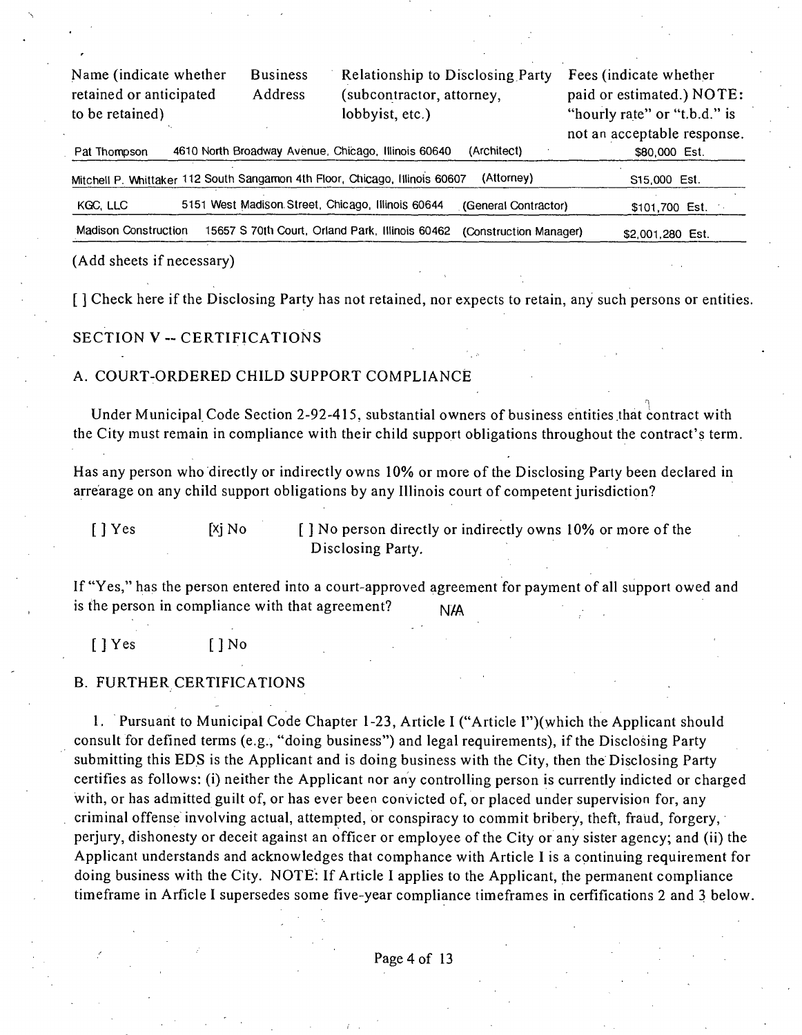| Name (indicate whether retained or anticipated to be retained) | Business Address | Relationship to Disclosing Party (subcontractor, attorney, lobbyist, etc.) | Fees (indicate whether paid or estimated.) NOTE: "hourly rate" or "t.b.d." is not an acceptable response. |
|---|---|---|---|
| Pat Thompson | 4610 North Broadway Avenue, Chicago, Illinois 60640 | (Architect) | $80,000 Est. |
| Mitchell P. Whittaker | 112 South Sangamon 4th Floor, Chicago, Illinois 60607 | (Attorney) | S15,000 Est. |
| KGC, LLC | 5151 West Madison Street, Chicago, Illinois 60644 | (General Contractor) | $101,700 Est. |
| Madison Construction | 15657 S 70th Court, Orland Park, Illinois 60462 | (Construction Manager) | $2,001,280 Est. |

(Add sheets if necessary)

[ ] Check here if the Disclosing Party has not retained, nor expects to retain, any such persons or entities.

## SECTION V -- CERTIFICATIONS

### A. COURT-ORDERED CHILD SUPPORT COMPLIANCE

Under Municipal Code Section 2-92-415, substantial owners of business entities that contract with the City must remain in compliance with their child support obligations throughout the contract's term.

Has any person who directly or indirectly owns 10% or more of the Disclosing Party been declared in arrearage on any child support obligations by any Illinois court of competent jurisdiction?

[ ] Yes [x] No [ ] No person directly or indirectly owns 10% or more of the Disclosing Party.

If "Yes," has the person entered into a court-approved agreement for payment of all support owed and is the person in compliance with that agreement? N/A

[ ] Yes [ ] No

### B. FURTHER CERTIFICATIONS

1. Pursuant to Municipal Code Chapter 1-23, Article I ("Article I")(which the Applicant should consult for defined terms (e.g., "doing business") and legal requirements), if the Disclosing Party submitting this EDS is the Applicant and is doing business with the City, then the Disclosing Party certifies as follows: (i) neither the Applicant nor any controlling person is currently indicted or charged with, or has admitted guilt of, or has ever been convicted of, or placed under supervision for, any criminal offense involving actual, attempted, or conspiracy to commit bribery, theft, fraud, forgery, perjury, dishonesty or deceit against an officer or employee of the City or any sister agency; and (ii) the Applicant understands and acknowledges that comphance with Article I is a continuing requirement for doing business with the City. NOTE: If Article I applies to the Applicant, the permanent compliance timeframe in Arficle I supersedes some five-year compliance timeframes in cerfifications 2 and 3 below.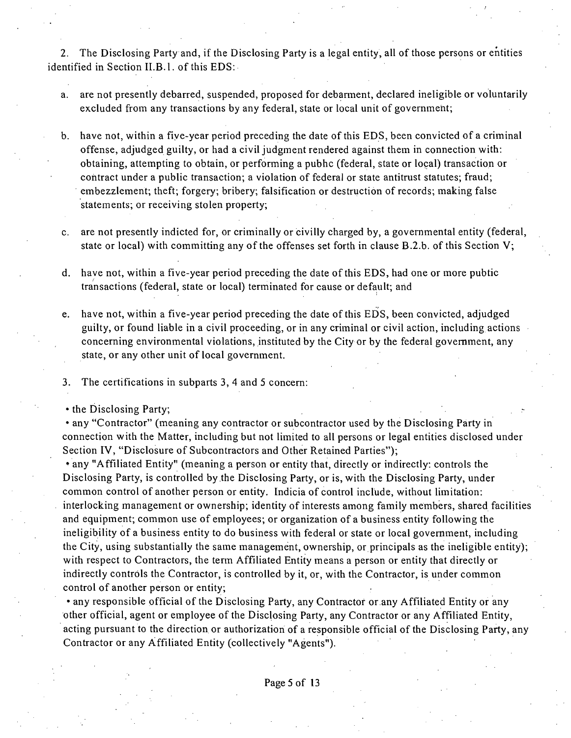2. The Disclosing Party and, if the Disclosing Party is a legal entity, all of those persons or entities identified in Section II.B.1. of this EDS:

a. are not presently debarred, suspended, proposed for debarment, declared ineligible or voluntarily excluded from any transactions by any federal, state or local unit of government;

b. have not, within a five-year period preceding the date of this EDS, been convicted of a criminal offense, adjudged guilty, or had a civil judgment rendered against them in connection with: obtaining, attempting to obtain, or performing a pubhc (federal, state or local) transaction or contract under a public transaction; a violation of federal or state antitrust statutes; fraud; embezzlement; theft; forgery; bribery; falsification or destruction of records; making false statements; or receiving stolen property;

c. are not presently indicted for, or criminally or civilly charged by, a governmental entity (federal, state or local) with committing any of the offenses set forth in clause B.2.b. of this Section V;

d. have not, within a five-year period preceding the date of this EDS, had one or more pubtic transactions (federal, state or local) terminated for cause or default; and

e. have not, within a five-year period preceding the date of this EDS, been convicted, adjudged guilty, or found liable in a civil proceeding, or in any criminal or civil action, including actions concerning environmental violations, instituted by the City or by the federal government, any state, or any other unit of local government.

3. The certifications in subparts 3, 4 and 5 concern:

• the Disclosing Party;

• any "Contractor" (meaning any contractor or subcontractor used by the Disclosing Party in connection with the Matter, including but not limited to all persons or legal entities disclosed under Section IV, "Disclosure of Subcontractors and Other Retained Parties");

• any "Affiliated Entity" (meaning a person or entity that, directly or indirectly: controls the Disclosing Party, is controlled by the Disclosing Party, or is, with the Disclosing Party, under common control of another person or entity. Indicia of control include, without limitation: interlocking management or ownership; identity of interests among family members, shared facilities and equipment; common use of employees; or organization of a business entity following the ineligibility of a business entity to do business with federal or state or local government, including the City, using substantially the same management, ownership, or principals as the ineligible entity); with respect to Contractors, the term Affiliated Entity means a person or entity that directly or indirectly controls the Contractor, is controlled by it, or, with the Contractor, is under common control of another person or entity;

• any responsible official of the Disclosing Party, any Contractor or any Affiliated Entity or any other official, agent or employee of the Disclosing Party, any Contractor or any Affiliated Entity, acting pursuant to the direction or authorization of a responsible official of the Disclosing Party, any Contractor or any Affiliated Entity (collectively "Agents").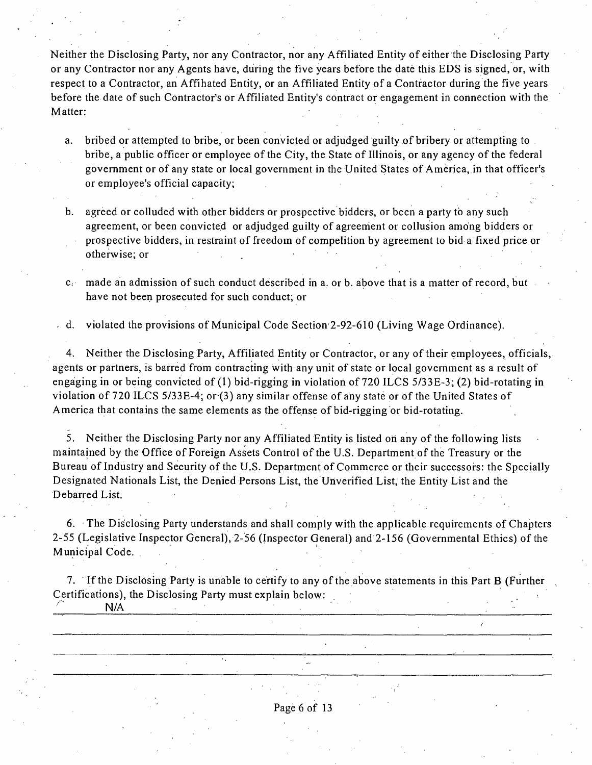Neither the Disclosing Party, nor any Contractor, nor any Affiliated Entity of either the Disclosing Party or any Contractor nor any Agents have, during the five years before the date this EDS is signed, or, with respect to a Contractor, an Affihated Entity, or an Affiliated Entity of a Contractor during the five years before the date of such Contractor's or Affiliated Entity's contract or engagement in connection with the Matter:

a. bribed or attempted to bribe, or been convicted or adjudged guilty of bribery or attempting to bribe, a public officer or employee of the City, the State of Illinois, or any agency of the federal government or of any state or local government in the United States of America, in that officer's or employee's official capacity;

b. agreed or colluded with other bidders or prospective bidders, or been a party to any such agreement, or been convicted or adjudged guilty of agreement or collusion among bidders or prospective bidders, in restraint of freedom of compelition by agreement to bid a fixed price or otherwise; or

c. made an admission of such conduct described in a. or b. above that is a matter of record, but have not been prosecuted for such conduct; or

d. violated the provisions of Municipal Code Section 2-92-610 (Living Wage Ordinance).

4. Neither the Disclosing Party, Affiliated Entity or Contractor, or any of their employees, officials, agents or partners, is barred from contracting with any unit of state or local government as a result of engaging in or being convicted of (1) bid-rigging in violation of 720 ILCS 5/33E-3; (2) bid-rotating in violation of 720 ILCS 5/33E-4; or (3) any similar offense of any state or of the United States of America that contains the same elements as the offense of bid-rigging or bid-rotating.

5. Neither the Disclosing Party nor any Affiliated Entity is listed on any of the following lists maintained by the Office of Foreign Assets Control of the U.S. Department of the Treasury or the Bureau of Industry and Security of the U.S. Department of Commerce or their successors: the Specially Designated Nationals List, the Denied Persons List, the Unverified List, the Entity List and the Debarred List.

6. The Disclosing Party understands and shall comply with the applicable requirements of Chapters 2-55 (Legislative Inspector General), 2-56 (Inspector General) and 2-156 (Governmental Ethics) of the Municipal Code.

7. If the Disclosing Party is unable to certify to any of the above statements in this Part B (Further Certifications), the Disclosing Party must explain below:

N/A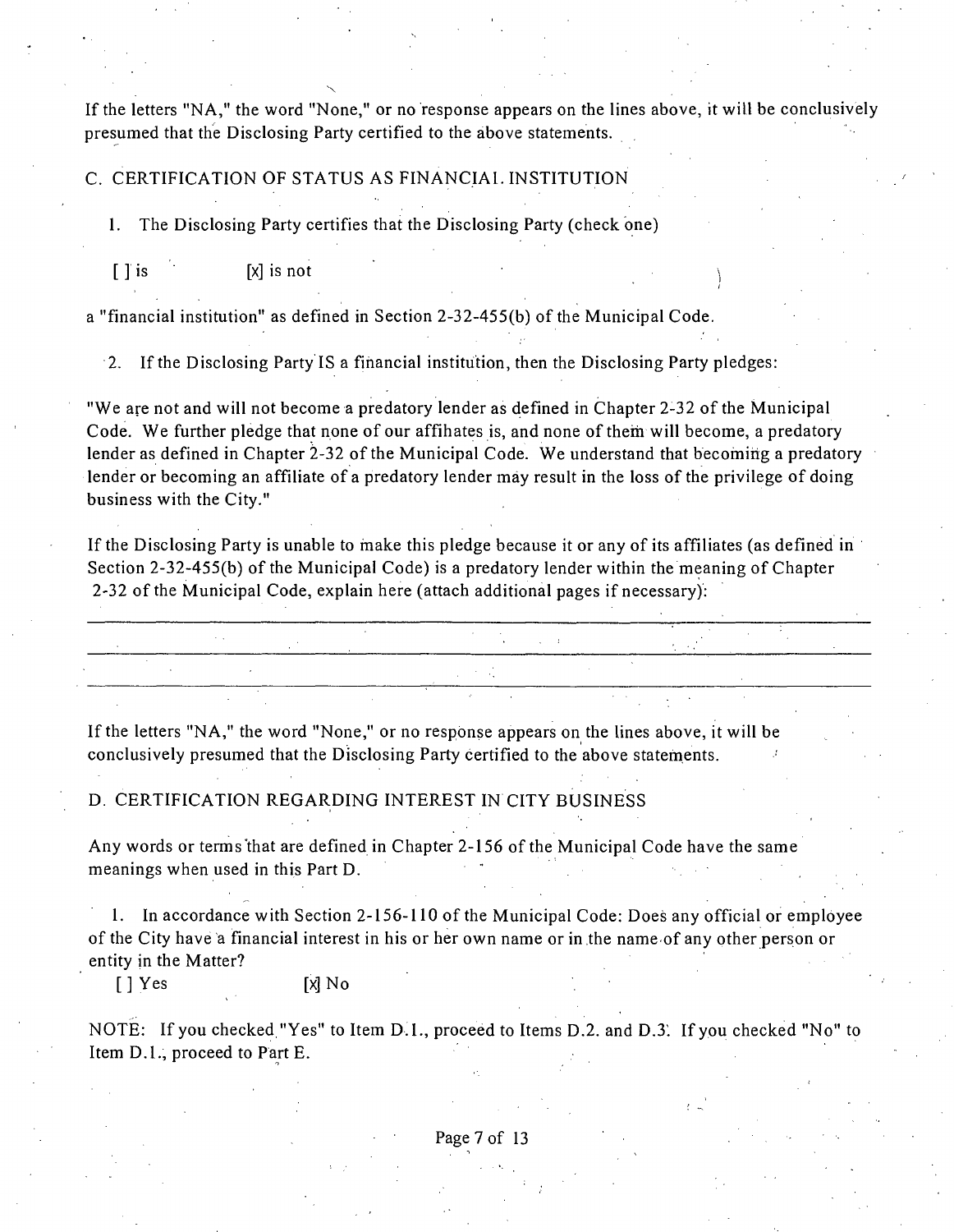If the letters "NA," the word "None," or no response appears on the lines above, it will be conclusively presumed that the Disclosing Party certified to the above statements.

C. CERTIFICATION OF STATUS AS FINANCIAL INSTITUTION

1. The Disclosing Party certifies that the Disclosing Party (check one)

[ ] is [x] is not

a "financial institution" as defined in Section 2-32-455(b) of the Municipal Code.

2. If the Disclosing Party IS a financial institution, then the Disclosing Party pledges:

"We are not and will not become a predatory lender as defined in Chapter 2-32 of the Municipal Code. We further pledge that none of our affiliates is, and none of them will become, a predatory lender as defined in Chapter 2-32 of the Municipal Code. We understand that becoming a predatory lender or becoming an affiliate of a predatory lender may result in the loss of the privilege of doing business with the City."

If the Disclosing Party is unable to make this pledge because it or any of its affiliates (as defined in Section 2-32-455(b) of the Municipal Code) is a predatory lender within the meaning of Chapter 2-32 of the Municipal Code, explain here (attach additional pages if necessary):

___

___

___

If the letters "NA," the word "None," or no response appears on the lines above, it will be conclusively presumed that the Disclosing Party certified to the above statements.

D. CERTIFICATION REGARDING INTEREST IN CITY BUSINESS

Any words or terms that are defined in Chapter 2-156 of the Municipal Code have the same meanings when used in this Part D.

1. In accordance with Section 2-156-110 of the Municipal Code: Does any official or employee of the City have a financial interest in his or her own name or in the name of any other person or entity in the Matter?

[ ] Yes [x] No

NOTE: If you checked "Yes" to Item D.1., proceed to Items D.2. and D.3. If you checked "No" to Item D.1., proceed to Part E.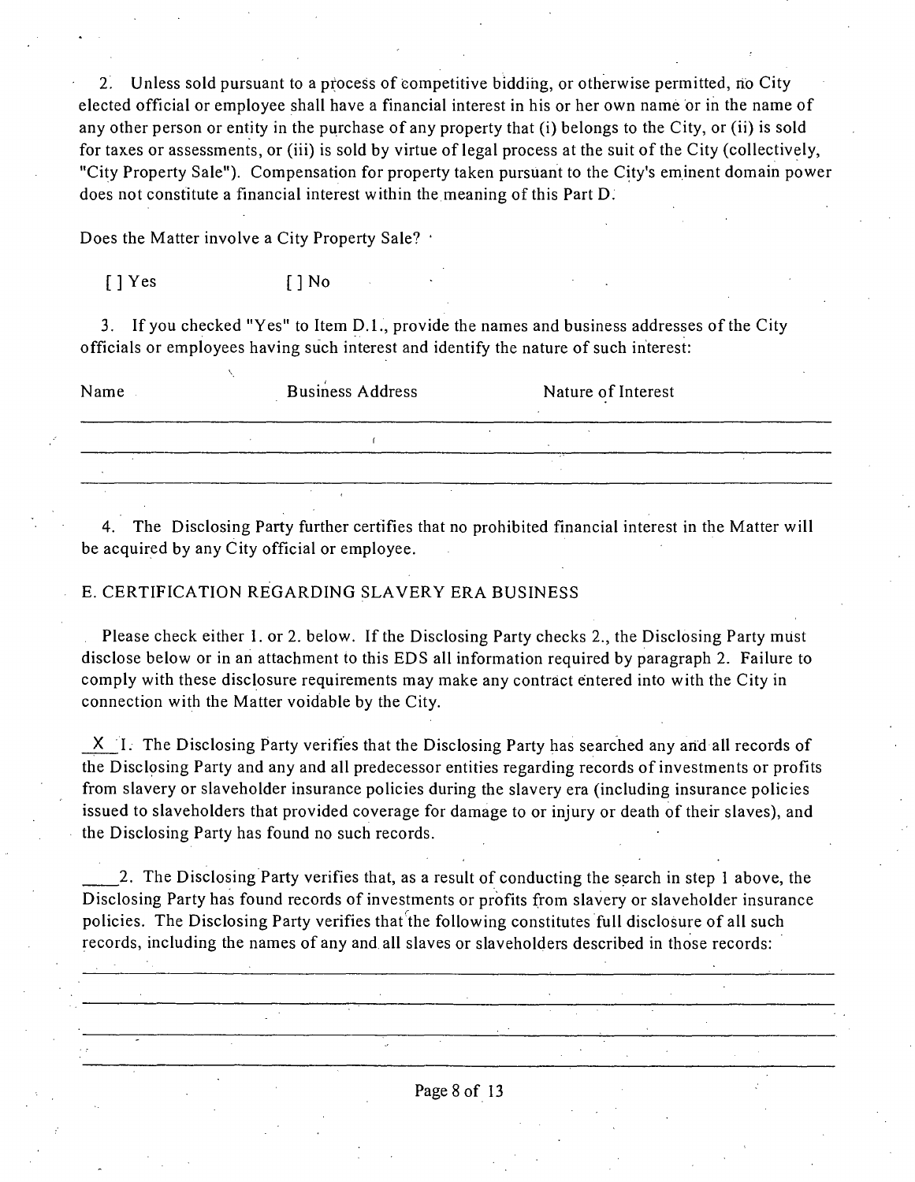2. Unless sold pursuant to a process of competitive bidding, or otherwise permitted, no City elected official or employee shall have a financial interest in his or her own name or in the name of any other person or entity in the purchase of any property that (i) belongs to the City, or (ii) is sold for taxes or assessments, or (iii) is sold by virtue of legal process at the suit of the City (collectively, "City Property Sale"). Compensation for property taken pursuant to the City's eminent domain power does not constitute a financial interest within the meaning of this Part D.

Does the Matter involve a City Property Sale?

[ ] Yes [ ] No

3. If you checked "Yes" to Item D.1., provide the names and business addresses of the City officials or employees having such interest and identify the nature of such interest:

| Name | Business Address | Nature of Interest |
|---|---|---|
| | | |
| | | |
| | | |

4. The Disclosing Party further certifies that no prohibited financial interest in the Matter will be acquired by any City official or employee.

E. CERTIFICATION REGARDING SLAVERY ERA BUSINESS

Please check either 1. or 2. below. If the Disclosing Party checks 2., the Disclosing Party must disclose below or in an attachment to this EDS all information required by paragraph 2. Failure to comply with these disclosure requirements may make any contract entered into with the City in connection with the Matter voidable by the City.

\_X\_ 1. The Disclosing Party verifies that the Disclosing Party has searched any and all records of the Disclosing Party and any and all predecessor entities regarding records of investments or profits from slavery or slaveholder insurance policies during the slavery era (including insurance policies issued to slaveholders that provided coverage for damage to or injury or death of their slaves), and the Disclosing Party has found no such records.

\_\_\_\_ 2. The Disclosing Party verifies that, as a result of conducting the search in step 1 above, the Disclosing Party has found records of investments or profits from slavery or slaveholder insurance policies. The Disclosing Party verifies that the following constitutes full disclosure of all such records, including the names of any and all slaves or slaveholders described in those records:

\_\_\_\_\_\_\_\_\_\_\_\_\_\_\_\_\_\_\_\_\_\_\_\_\_\_\_\_\_\_\_\_\_\_\_\_\_\_\_\_\_\_\_\_\_\_\_\_

\_\_\_\_\_\_\_\_\_\_\_\_\_\_\_\_\_\_\_\_\_\_\_\_\_\_\_\_\_\_\_\_\_\_\_\_\_\_\_\_\_\_\_\_\_\_\_\_

\_\_\_\_\_\_\_\_\_\_\_\_\_\_\_\_\_\_\_\_\_\_\_\_\_\_\_\_\_\_\_\_\_\_\_\_\_\_\_\_\_\_\_\_\_\_\_\_

\_\_\_\_\_\_\_\_\_\_\_\_\_\_\_\_\_\_\_\_\_\_\_\_\_\_\_\_\_\_\_\_\_\_\_\_\_\_\_\_\_\_\_\_\_\_\_\_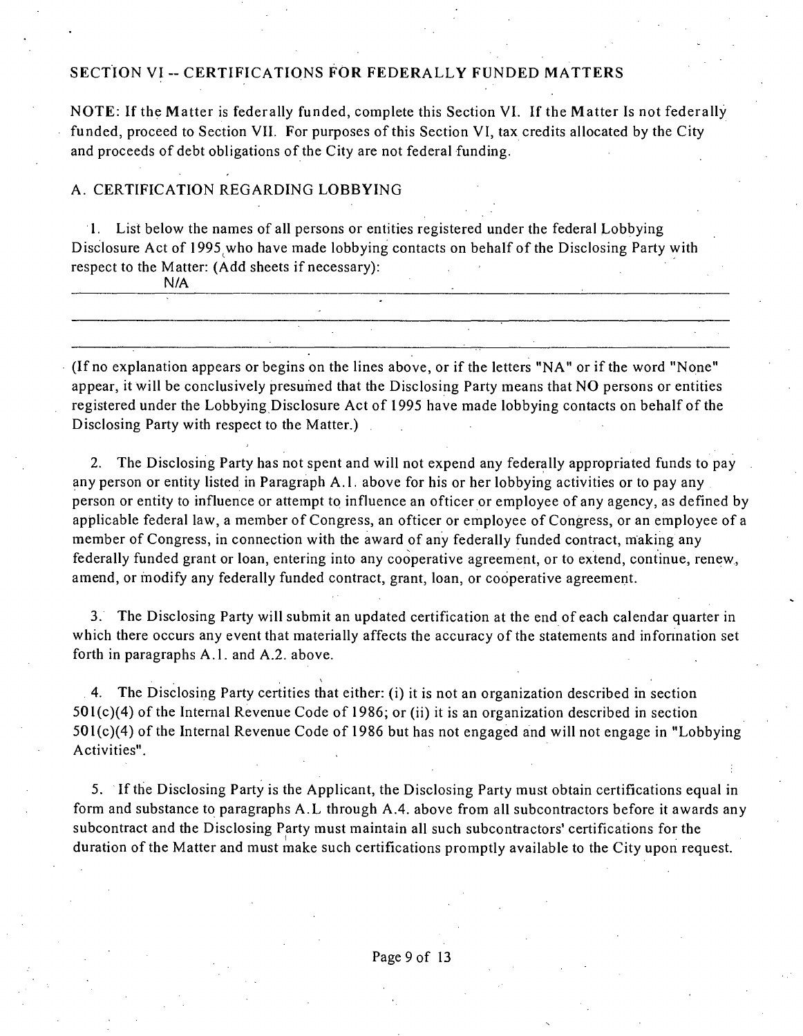## SECTION VI -- CERTIFICATIONS FOR FEDERALLY FUNDED MATTERS

NOTE: If the Matter is federally funded, complete this Section VI. If the Matter Is not federally funded, proceed to Section VII. For purposes of this Section VI, tax credits allocated by the City and proceeds of debt obligations of the City are not federal funding.

### A. CERTIFICATION REGARDING LOBBYING

1. List below the names of all persons or entities registered under the federal Lobbying Disclosure Act of 1995 who have made lobbying contacts on behalf of the Disclosing Party with respect to the Matter: (Add sheets if necessary):

N/A

(If no explanation appears or begins on the lines above, or if the letters "NA" or if the word "None" appear, it will be conclusively presumed that the Disclosing Party means that NO persons or entities registered under the Lobbying Disclosure Act of 1995 have made lobbying contacts on behalf of the Disclosing Party with respect to the Matter.)

2. The Disclosing Party has not spent and will not expend any federally appropriated funds to pay any person or entity listed in Paragraph A.1. above for his or her lobbying activities or to pay any person or entity to influence or attempt to influence an officer or employee of any agency, as defined by applicable federal law, a member of Congress, an officer or employee of Congress, or an employee of a member of Congress, in connection with the award of any federally funded contract, making any federally funded grant or loan, entering into any cooperative agreement, or to extend, continue, renew, amend, or modify any federally funded contract, grant, loan, or cooperative agreement.

3. The Disclosing Party will submit an updated certification at the end of each calendar quarter in which there occurs any event that materially affects the accuracy of the statements and information set forth in paragraphs A.1. and A.2. above.

4. The Disclosing Party certities that either: (i) it is not an organization described in section 501(c)(4) of the Internal Revenue Code of 1986; or (ii) it is an organization described in section 501(c)(4) of the Internal Revenue Code of 1986 but has not engaged and will not engage in "Lobbying Activities".

5. If the Disclosing Party is the Applicant, the Disclosing Party must obtain certifications equal in form and substance to paragraphs A.L through A.4. above from all subcontractors before it awards any subcontract and the Disclosing Party must maintain all such subcontractors' certifications for the duration of the Matter and must make such certifications promptly available to the City upon request.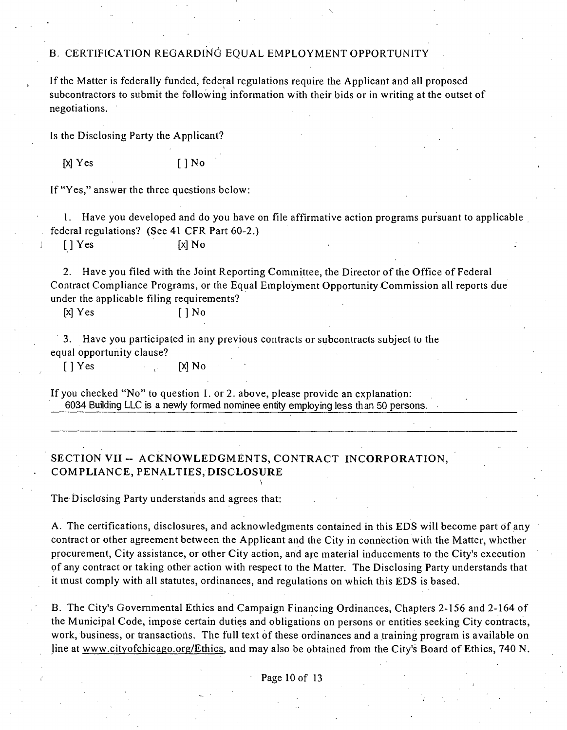## B. CERTIFICATION REGARDING EQUAL EMPLOYMENT OPPORTUNITY

If the Matter is federally funded, federal regulations require the Applicant and all proposed subcontractors to submit the following information with their bids or in writing at the outset of negotiations.

Is the Disclosing Party the Applicant?

[x] Yes [ ] No

If "Yes," answer the three questions below:

1. Have you developed and do you have on file affirmative action programs pursuant to applicable federal regulations? (See 41 CFR Part 60-2.)

   [ ] Yes [x] No

2. Have you filed with the Joint Reporting Committee, the Director of the Office of Federal Contract Compliance Programs, or the Equal Employment Opportunity Commission all reports due under the applicable filing requirements?

   [x] Yes [ ] No

3. Have you participated in any previous contracts or subcontracts subject to the equal opportunity clause?

   [ ] Yes [x] No

If you checked "No" to question 1. or 2. above, please provide an explanation:
6034 Building LLC is a newly formed nominee entity employing less than 50 persons.

## SECTION VII -- ACKNOWLEDGMENTS, CONTRACT INCORPORATION, COMPLIANCE, PENALTIES, DISCLOSURE

The Disclosing Party understands and agrees that:

A. The certifications, disclosures, and acknowledgments contained in this EDS will become part of any contract or other agreement between the Applicant and the City in connection with the Matter, whether procurement, City assistance, or other City action, and are material inducements to the City's execution of any contract or taking other action with respect to the Matter. The Disclosing Party understands that it must comply with all statutes, ordinances, and regulations on which this EDS is based.

B. The City's Governmental Ethics and Campaign Financing Ordinances, Chapters 2-156 and 2-164 of the Municipal Code, impose certain duties and obligations on persons or entities seeking City contracts, work, business, or transactions. The full text of these ordinances and a training program is available on line at www.cityofchicago.org/Ethics, and may also be obtained from the City's Board of Ethics, 740 N.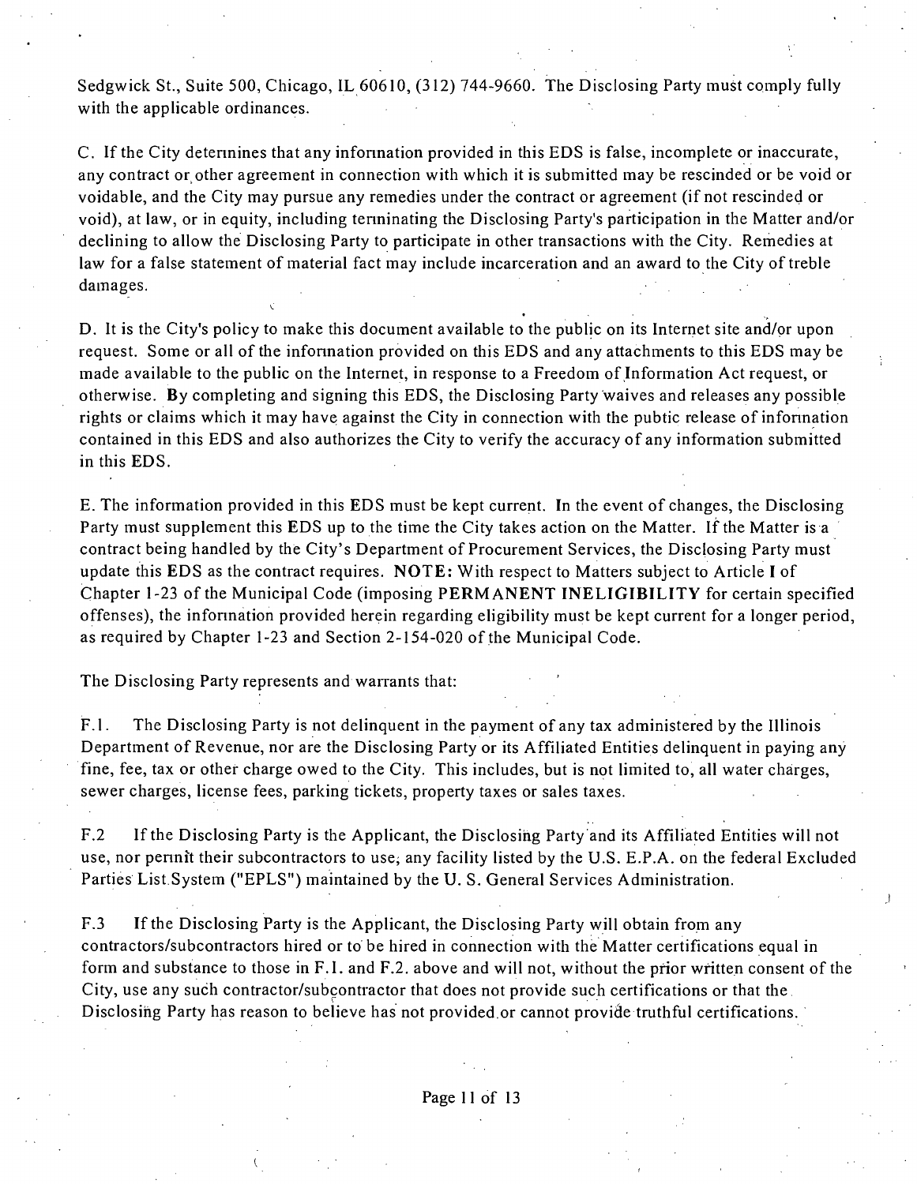Sedgwick St., Suite 500, Chicago, IL 60610, (312) 744-9660. The Disclosing Party must comply fully with the applicable ordinances.

C. If the City determines that any information provided in this EDS is false, incomplete or inaccurate, any contract or other agreement in connection with which it is submitted may be rescinded or be void or voidable, and the City may pursue any remedies under the contract or agreement (if not rescinded or void), at law, or in equity, including terminating the Disclosing Party's participation in the Matter and/or declining to allow the Disclosing Party to participate in other transactions with the City. Remedies at law for a false statement of material fact may include incarceration and an award to the City of treble damages.

D. It is the City's policy to make this document available to the public on its Internet site and/or upon request. Some or all of the information provided on this EDS and any attachments to this EDS may be made available to the public on the Internet, in response to a Freedom of Information Act request, or otherwise. By completing and signing this EDS, the Disclosing Party waives and releases any possible rights or claims which it may have against the City in connection with the public release of information contained in this EDS and also authorizes the City to verify the accuracy of any information submitted in this EDS.

E. The information provided in this EDS must be kept current. In the event of changes, the Disclosing Party must supplement this EDS up to the time the City takes action on the Matter. If the Matter is a contract being handled by the City's Department of Procurement Services, the Disclosing Party must update this EDS as the contract requires. **NOTE:** With respect to Matters subject to Article I of Chapter 1-23 of the Municipal Code (imposing **PERMANENT INELIGIBILITY** for certain specified offenses), the information provided herein regarding eligibility must be kept current for a longer period, as required by Chapter 1-23 and Section 2-154-020 of the Municipal Code.

The Disclosing Party represents and warrants that:

F.1. The Disclosing Party is not delinquent in the payment of any tax administered by the Illinois Department of Revenue, nor are the Disclosing Party or its Affiliated Entities delinquent in paying any fine, fee, tax or other charge owed to the City. This includes, but is not limited to, all water charges, sewer charges, license fees, parking tickets, property taxes or sales taxes.

F.2 If the Disclosing Party is the Applicant, the Disclosing Party and its Affiliated Entities will not use, nor permit their subcontractors to use, any facility listed by the U.S. E.P.A. on the federal Excluded Parties List System ("EPLS") maintained by the U. S. General Services Administration.

F.3 If the Disclosing Party is the Applicant, the Disclosing Party will obtain from any contractors/subcontractors hired or to be hired in connection with the Matter certifications equal in form and substance to those in F.1. and F.2. above and will not, without the prior written consent of the City, use any such contractor/subcontractor that does not provide such certifications or that the Disclosing Party has reason to believe has not provided or cannot provide truthful certifications.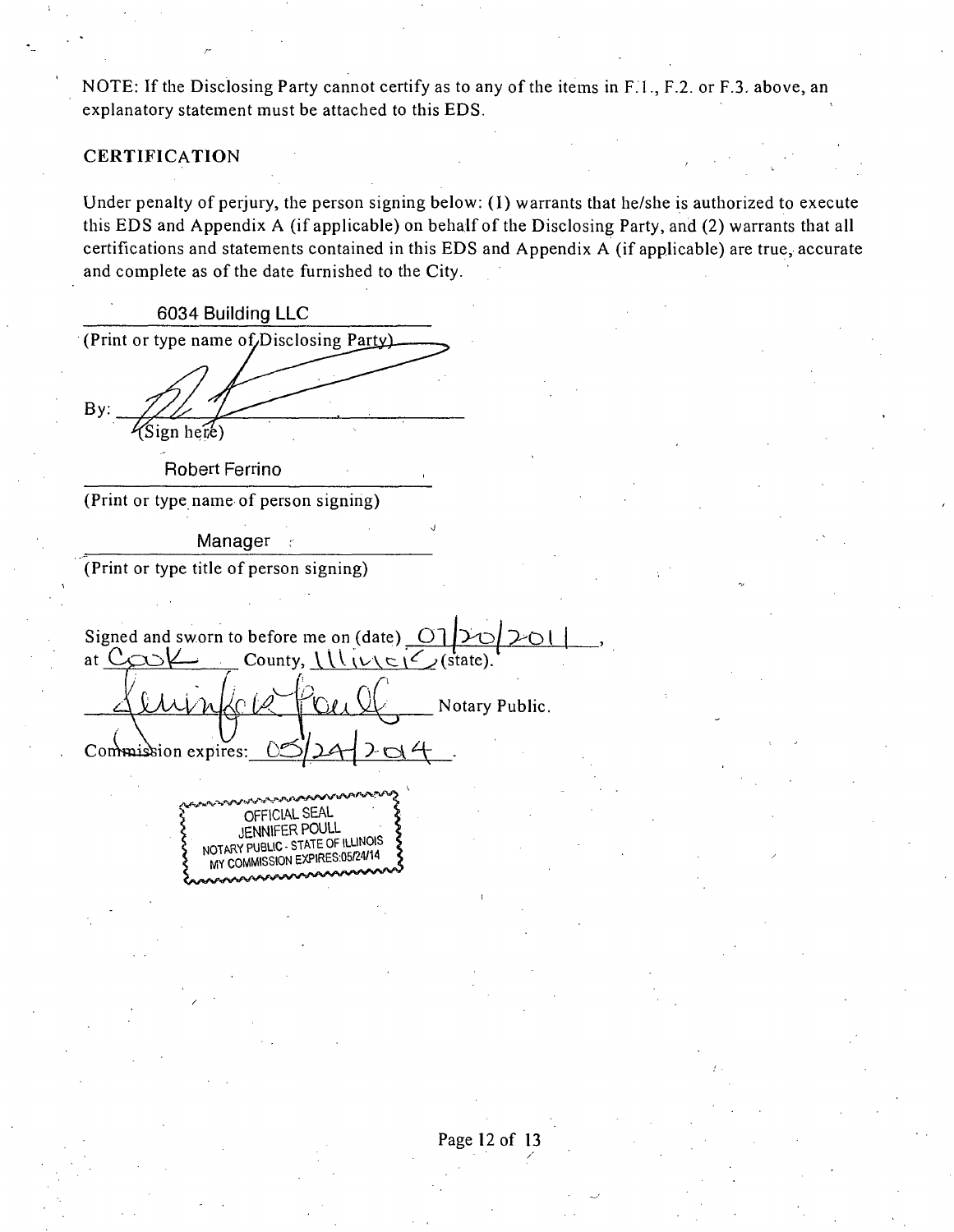NOTE: If the Disclosing Party cannot certify as to any of the items in F.1., F.2. or F.3. above, an explanatory statement must be attached to this EDS.

## CERTIFICATION

Under penalty of perjury, the person signing below: (1) warrants that he/she is authorized to execute this EDS and Appendix A (if applicable) on behalf of the Disclosing Party, and (2) warrants that all certifications and statements contained in this EDS and Appendix A (if applicable) are true, accurate and complete as of the date furnished to the City.

6034 Building LLC
(Print or type name of Disclosing Party)

By: ______________________
(Sign here)

Robert Ferrino
(Print or type name of person signing)

Manager
(Print or type title of person signing)

Signed and sworn to before me on (date) 07/20/2011,
at Cook County, Illinois (state).

______________________ Notary Public.

Commission expires: 05/24/2014.

OFFICIAL SEAL
JENNIFER POULL
NOTARY PUBLIC - STATE OF ILLINOIS
MY COMMISSION EXPIRES:05/24/14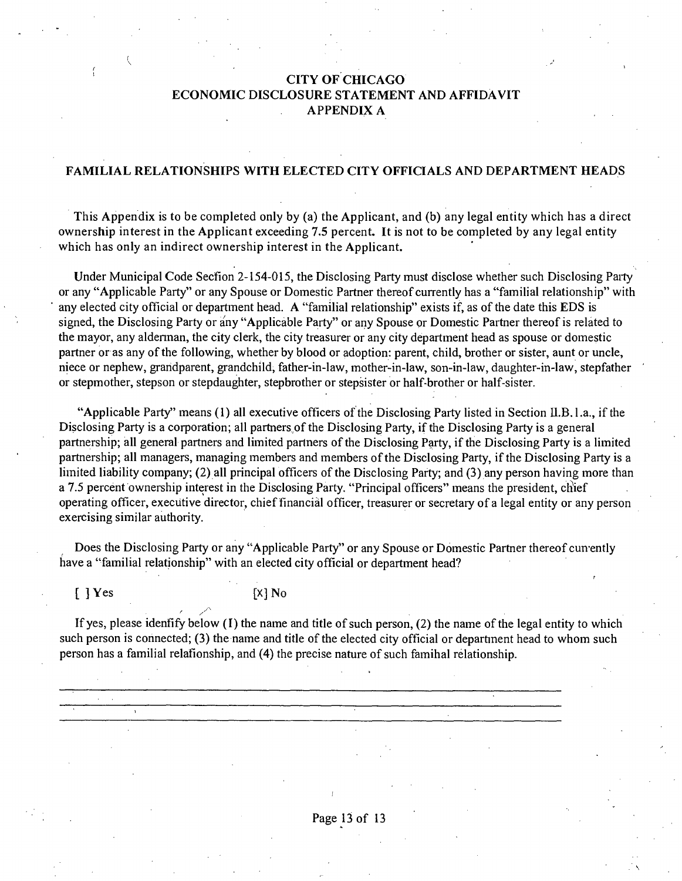# CITY OF CHICAGO
# ECONOMIC DISCLOSURE STATEMENT AND AFFIDAVIT
# APPENDIX A

## FAMILIAL RELATIONSHIPS WITH ELECTED CITY OFFICIALS AND DEPARTMENT HEADS

This Appendix is to be completed only by (a) the Applicant, and (b) any legal entity which has a direct ownership interest in the Applicant exceeding 7.5 percent. It is not to be completed by any legal entity which has only an indirect ownership interest in the Applicant.

Under Municipal Code Secfion 2-154-015, the Disclosing Party must disclose whether such Disclosing Party or any "Applicable Party" or any Spouse or Domestic Partner thereof currently has a "familial relationship" with any elected city official or department head. A "familial relationship" exists if, as of the date this EDS is signed, the Disclosing Party or any "Applicable Party" or any Spouse or Domestic Partner thereof is related to the mayor, any alderman, the city clerk, the city treasurer or any city department head as spouse or domestic partner or as any of the following, whether by blood or adoption: parent, child, brother or sister, aunt or uncle, niece or nephew, grandparent, grandchild, father-in-law, mother-in-law, son-in-law, daughter-in-law, stepfather or stepmother, stepson or stepdaughter, stepbrother or stepsister or half-brother or half-sister.

"Applicable Party" means (1) all executive officers of the Disclosing Party listed in Section II.B.1.a., if the Disclosing Party is a corporation; all partners of the Disclosing Party, if the Disclosing Party is a general partnership; all general partners and limited partners of the Disclosing Party, if the Disclosing Party is a limited partnership; all managers, managing members and members of the Disclosing Party, if the Disclosing Party is a limited liability company; (2) all principal officers of the Disclosing Party; and (3) any person having more than a 7.5 percent ownership interest in the Disclosing Party. "Principal officers" means the president, chief operating officer, executive director, chief financial officer, treasurer or secretary of a legal entity or any person exercising similar authority.

Does the Disclosing Party or any "Applicable Party" or any Spouse or Domestic Partner thereof currently have a "familial relationship" with an elected city official or department head?

[ ] Yes [X] No

If yes, please idenfify below (1) the name and title of such person, (2) the name of the legal entity to which such person is connected; (3) the name and title of the elected city official or department head to whom such person has a familial relafionship, and (4) the precise nature of such famihal relationship.

\_\_\_\_\_\_\_\_\_\_\_\_\_\_\_\_\_\_\_\_\_\_\_\_\_\_\_\_\_\_\_\_\_\_\_\_\_\_\_\_\_\_\_\_\_\_\_\_\_\_\_\_\_\_\_\_\_\_\_\_\_\_\_\_\_\_\_\_\_\_\_\_\_\_\_\_\_\_\_\_\_\_

\_\_\_\_\_\_\_\_\_\_\_\_\_\_\_\_\_\_\_\_\_\_\_\_\_\_\_\_\_\_\_\_\_\_\_\_\_\_\_\_\_\_\_\_\_\_\_\_\_\_\_\_\_\_\_\_\_\_\_\_\_\_\_\_\_\_\_\_\_\_\_\_\_\_\_\_\_\_\_\_\_\_

\_\_\_\_\_\_\_\_\_\_\_\_\_\_\_\_\_\_\_\_\_\_\_\_\_\_\_\_\_\_\_\_\_\_\_\_\_\_\_\_\_\_\_\_\_\_\_\_\_\_\_\_\_\_\_\_\_\_\_\_\_\_\_\_\_\_\_\_\_\_\_\_\_\_\_\_\_\_\_\_\_\_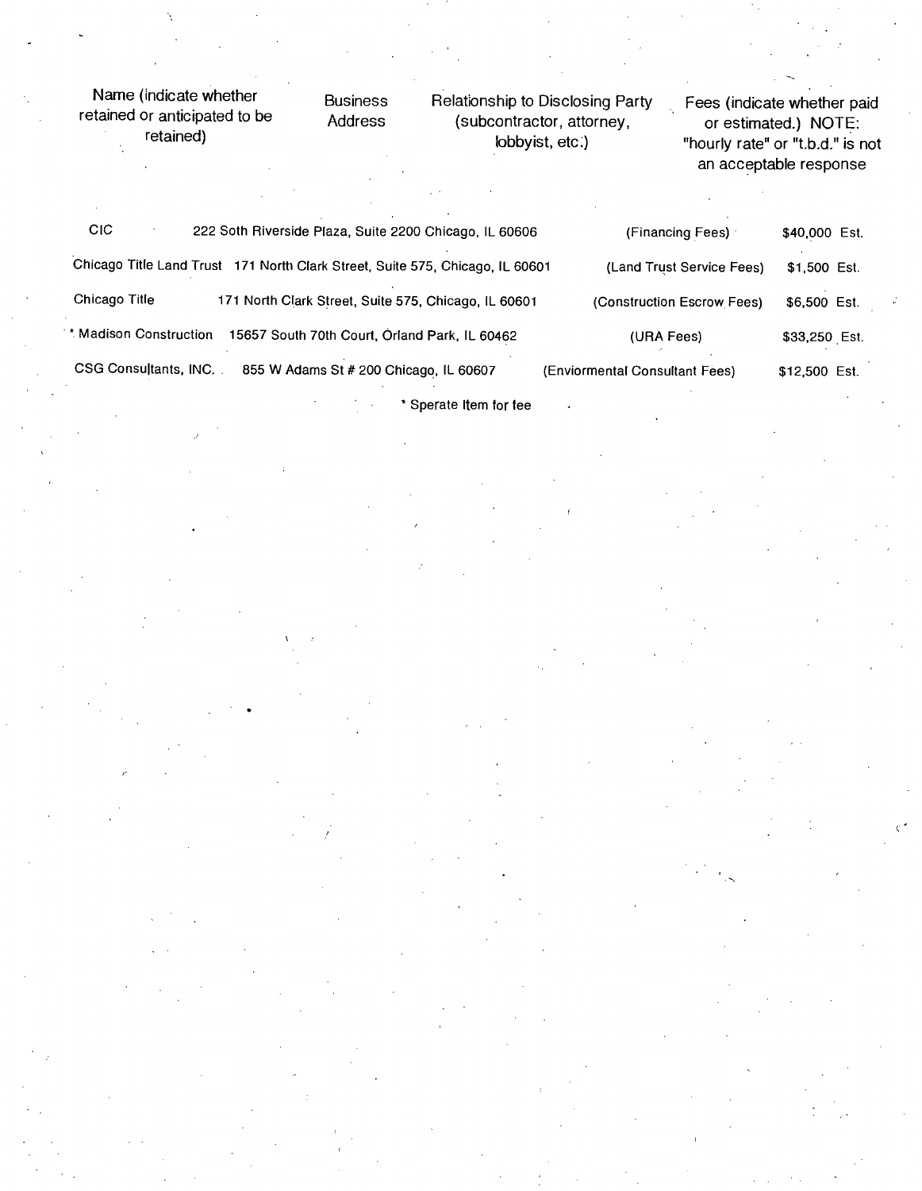| Name (indicate whether retained or anticipated to be retained) | Business Address | Relationship to Disclosing Party (subcontractor, attorney, lobbyist, etc.) | Fees (indicate whether paid or estimated.) NOTE: "hourly rate" or "t.b.d." is not an acceptable response |
|---|---|---|---|
| CIC | 222 Soth Riverside Plaza, Suite 2200 Chicago, IL 60606 | (Financing Fees) | $40,000 Est. |
| Chicago Title Land Trust | 171 North Clark Street, Suite 575, Chicago, IL 60601 | (Land Trust Service Fees) | $1,500 Est. |
| Chicago Title | 171 North Clark Street, Suite 575, Chicago, IL 60601 | (Construction Escrow Fees) | $6,500 Est. |
| * Madison Construction | 15657 South 70th Court, Orland Park, IL 60462 | (URA Fees) | $33,250 Est. |
| CSG Consultants, INC. | 855 W Adams St # 200 Chicago, IL 60607 | (Enviormental Consultant Fees) | $12,500 Est. |

* Sperate Item for fee